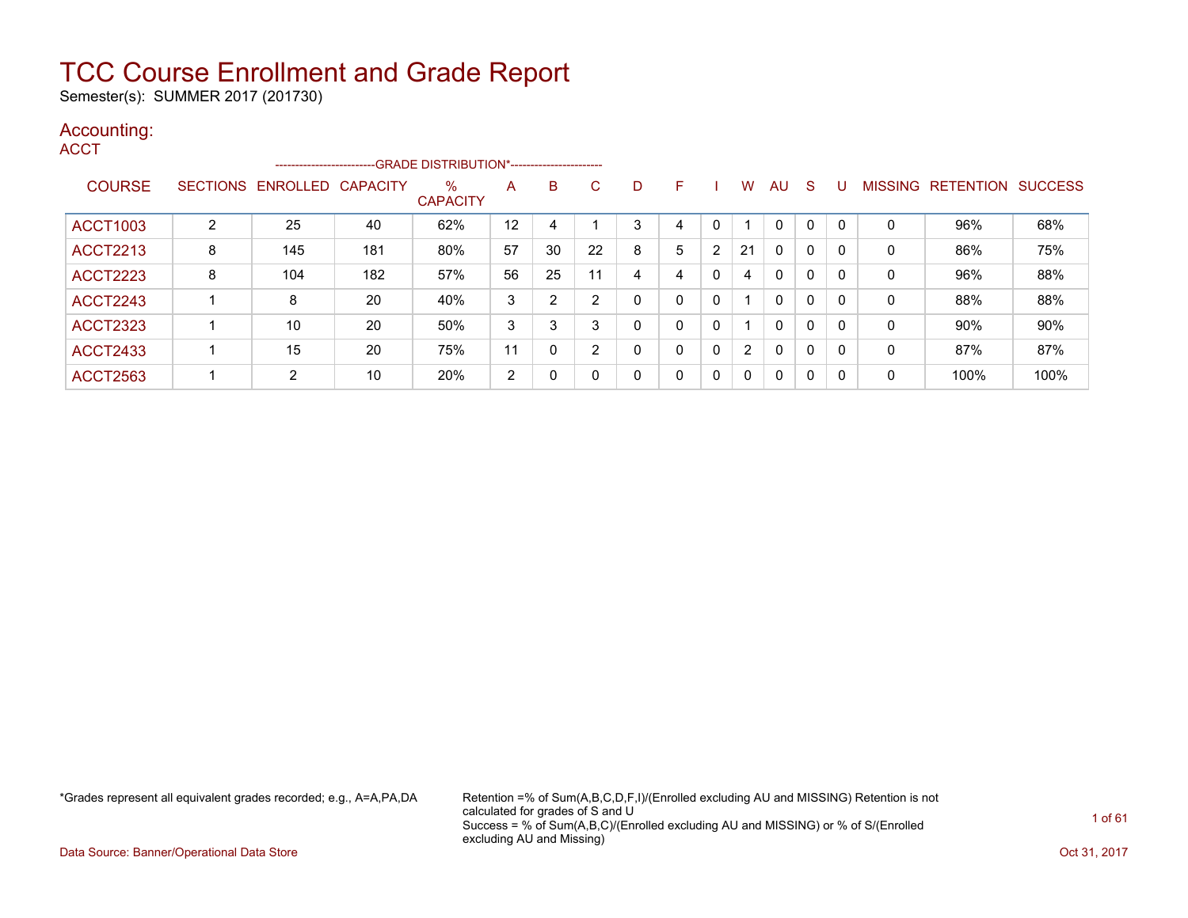# TCC Course Enrollment and Grade Report

Semester(s): SUMMER 2017 (201730)

## Accounting:

### ACCT

| COURSE | SECTIONS | ENROLLED | CAPACITY | % CAPACITY | A | B | C | D | F | I | W | AU | S | U | MISSING | RETENTION | SUCCESS |
|---|---|---|---|---|---|---|---|---|---|---|---|---|---|---|---|---|---|
| | | | | GRADE DISTRIBUTION* | | | | | | | | | | | | | |
| ACCT1003 | 2 | 25 | 40 | 62% | 12 | 4 | 1 | 3 | 4 | 0 | 1 | 0 | 0 | 0 | 0 | 96% | 68% |
| ACCT2213 | 8 | 145 | 181 | 80% | 57 | 30 | 22 | 8 | 5 | 2 | 21 | 0 | 0 | 0 | 0 | 86% | 75% |
| ACCT2223 | 8 | 104 | 182 | 57% | 56 | 25 | 11 | 4 | 4 | 0 | 4 | 0 | 0 | 0 | 0 | 96% | 88% |
| ACCT2243 | 1 | 8 | 20 | 40% | 3 | 2 | 2 | 0 | 0 | 0 | 1 | 0 | 0 | 0 | 0 | 88% | 88% |
| ACCT2323 | 1 | 10 | 20 | 50% | 3 | 3 | 3 | 0 | 0 | 0 | 1 | 0 | 0 | 0 | 0 | 90% | 90% |
| ACCT2433 | 1 | 15 | 20 | 75% | 11 | 0 | 2 | 0 | 0 | 0 | 2 | 0 | 0 | 0 | 0 | 87% | 87% |
| ACCT2563 | 1 | 2 | 10 | 20% | 2 | 0 | 0 | 0 | 0 | 0 | 0 | 0 | 0 | 0 | 0 | 100% | 100% |

*Grades represent all equivalent grades recorded; e.g., A=A,PA,DA

Retention =% of Sum(A,B,C,D,F,I)/(Enrolled excluding AU and MISSING) Retention is not calculated for grades of S and U
Success = % of Sum(A,B,C)/(Enrolled excluding AU and MISSING) or % of S/(Enrolled excluding AU and Missing)

Data Source: Banner/Operational Data Store

Oct 31, 2017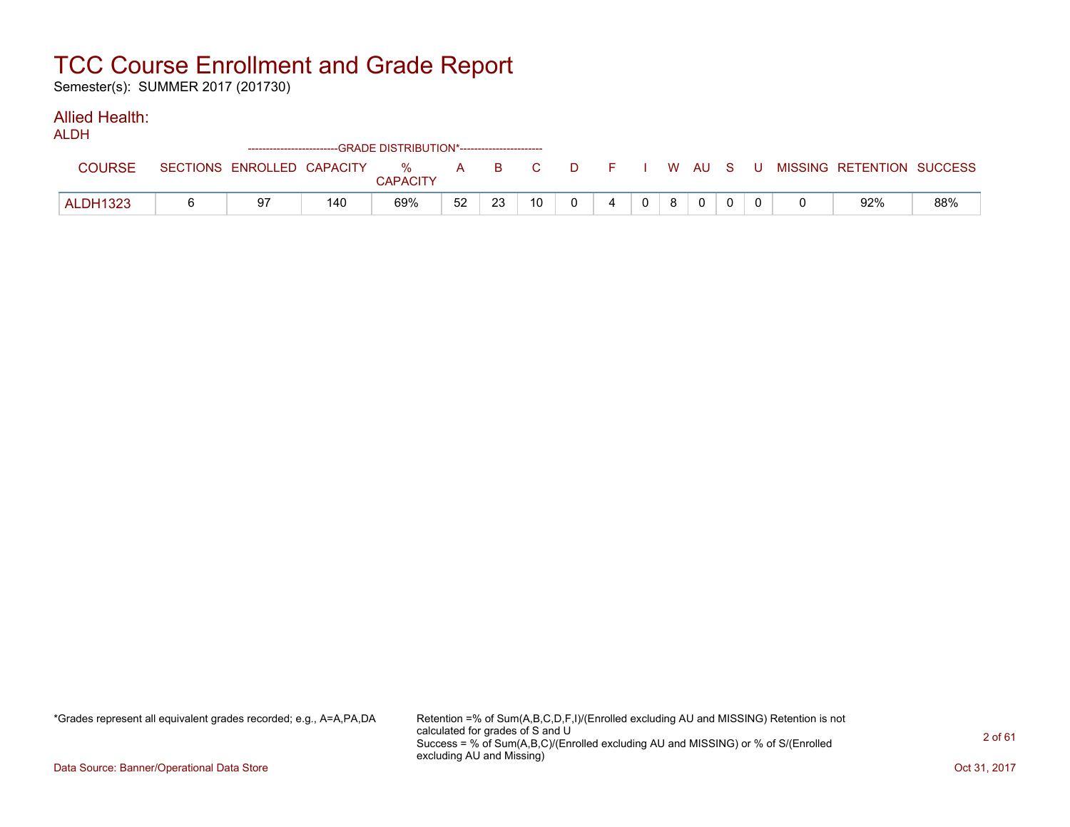# TCC Course Enrollment and Grade Report

Semester(s): SUMMER 2017 (201730)

## Allied Health:

ALDH

| COURSE | SECTIONS | ENROLLED | CAPACITY | % CAPACITY | A | B | C | D | F | I | W | AU | S | U | MISSING | RETENTION | SUCCESS |
|---|---|---|---|---|---|---|---|---|---|---|---|---|---|---|---|---|---|
| | | | | -------------------------GRADE DISTRIBUTION*----------------------- | | | | | | | | | | | | | |
| ALDH1323 | 6 | 97 | 140 | 69% | 52 | 23 | 10 | 0 | 4 | 0 | 8 | 0 | 0 | 0 | 0 | 92% | 88% |

*Grades represent all equivalent grades recorded; e.g., A=A,PA,DA

Retention =% of Sum(A,B,C,D,F,I)/(Enrolled excluding AU and MISSING) Retention is not calculated for grades of S and U
Success = % of Sum(A,B,C)/(Enrolled excluding AU and MISSING) or % of S/(Enrolled excluding AU and Missing)

Data Source: Banner/Operational Data Store

Oct 31, 2017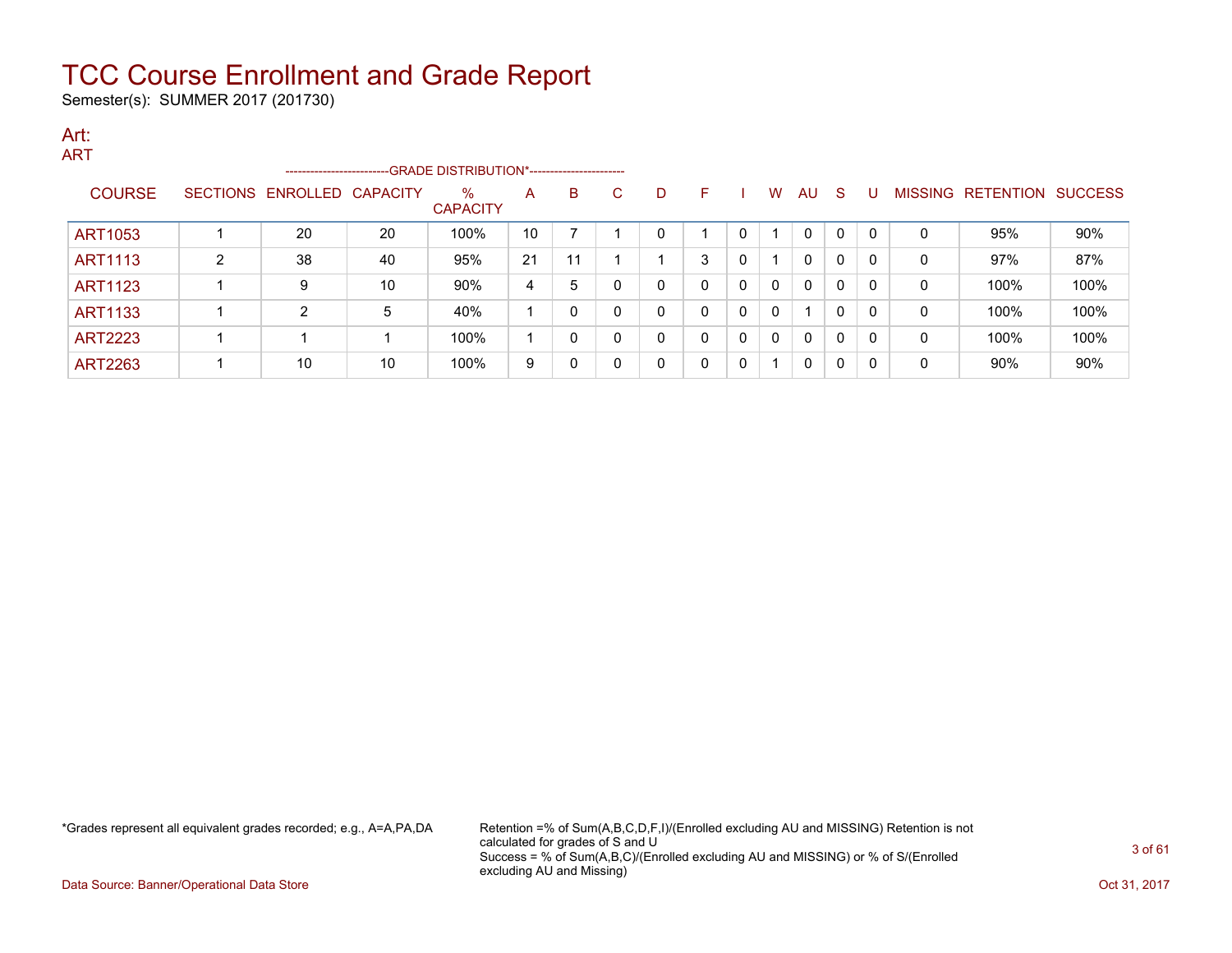# TCC Course Enrollment and Grade Report

Semester(s): SUMMER 2017 (201730)

## Art:

### ART

| COURSE | SECTIONS | ENROLLED | CAPACITY | % CAPACITY | A | B | C | D | F | I | W | AU | S | U | MISSING | RETENTION | SUCCESS |
|---|---|---|---|---|---|---|---|---|---|---|---|---|---|---|---|---|---|
| | | | | GRADE DISTRIBUTION* | | | | | | | | | | | | | |
| ART1053 | 1 | 20 | 20 | 100% | 10 | 7 | 1 | 0 | 1 | 0 | 1 | 0 | 0 | 0 | 0 | 95% | 90% |
| ART1113 | 2 | 38 | 40 | 95% | 21 | 11 | 1 | 1 | 3 | 0 | 1 | 0 | 0 | 0 | 0 | 97% | 87% |
| ART1123 | 1 | 9 | 10 | 90% | 4 | 5 | 0 | 0 | 0 | 0 | 0 | 0 | 0 | 0 | 0 | 100% | 100% |
| ART1133 | 1 | 2 | 5 | 40% | 1 | 0 | 0 | 0 | 0 | 0 | 0 | 1 | 0 | 0 | 0 | 100% | 100% |
| ART2223 | 1 | 1 | 1 | 100% | 1 | 0 | 0 | 0 | 0 | 0 | 0 | 0 | 0 | 0 | 0 | 100% | 100% |
| ART2263 | 1 | 10 | 10 | 100% | 9 | 0 | 0 | 0 | 0 | 0 | 1 | 0 | 0 | 0 | 0 | 90% | 90% |

*Grades represent all equivalent grades recorded; e.g., A=A,PA,DA

Retention =% of Sum(A,B,C,D,F,I)/(Enrolled excluding AU and MISSING) Retention is not calculated for grades of S and U
Success = % of Sum(A,B,C)/(Enrolled excluding AU and MISSING) or % of S/(Enrolled excluding AU and Missing)

Data Source: Banner/Operational Data Store

Oct 31, 2017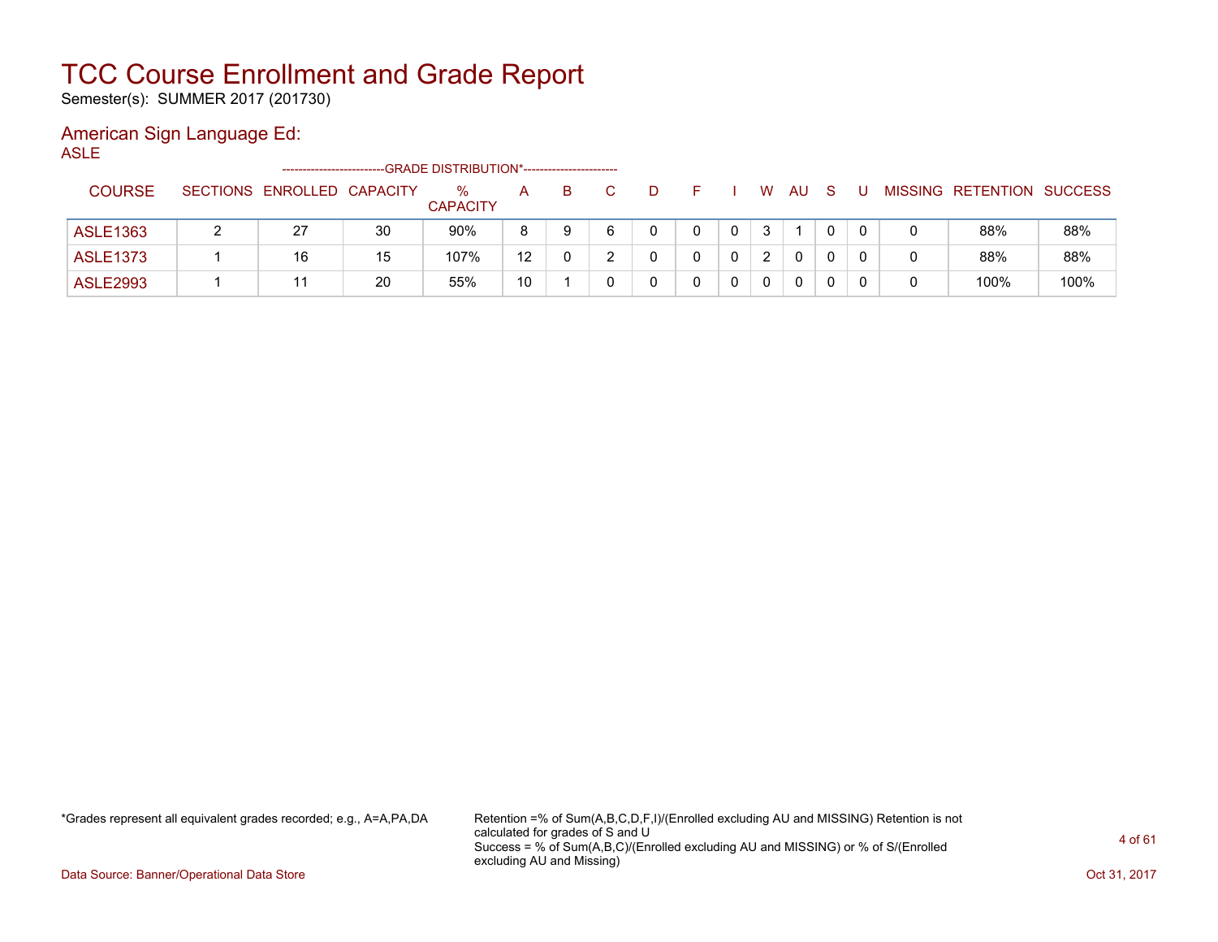# TCC Course Enrollment and Grade Report

Semester(s): SUMMER 2017 (201730)

## American Sign Language Ed:

ASLE

| COURSE | SECTIONS | ENROLLED | CAPACITY | % CAPACITY | A | B | C | D | F | I | W | AU | S | U | MISSING | RETENTION | SUCCESS |
|---|---|---|---|---|---|---|---|---|---|---|---|---|---|---|---|---|---|
| | | | | GRADE DISTRIBUTION* | | | | | | | | | | | | | |
| ASLE1363 | 2 | 27 | 30 | 90% | 8 | 9 | 6 | 0 | 0 | 0 | 3 | 1 | 0 | 0 | 0 | 88% | 88% |
| ASLE1373 | 1 | 16 | 15 | 107% | 12 | 0 | 2 | 0 | 0 | 0 | 2 | 0 | 0 | 0 | 0 | 88% | 88% |
| ASLE2993 | 1 | 11 | 20 | 55% | 10 | 1 | 0 | 0 | 0 | 0 | 0 | 0 | 0 | 0 | 0 | 100% | 100% |

*Grades represent all equivalent grades recorded; e.g., A=A,PA,DA

Retention =% of Sum(A,B,C,D,F,I)/(Enrolled excluding AU and MISSING) Retention is not calculated for grades of S and U
Success = % of Sum(A,B,C)/(Enrolled excluding AU and MISSING) or % of S/(Enrolled excluding AU and Missing)

Data Source: Banner/Operational Data Store

Oct 31, 2017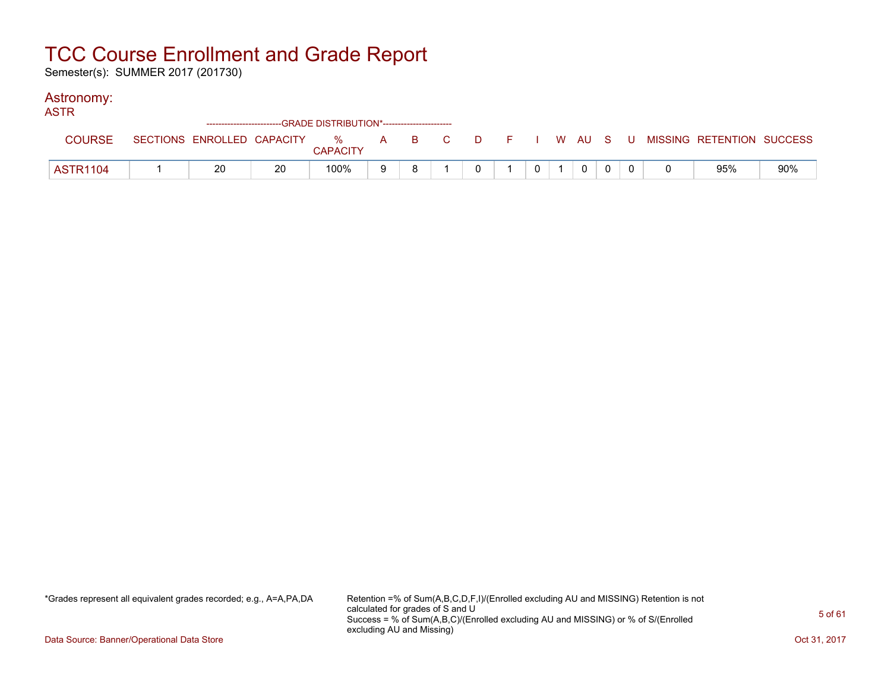# TCC Course Enrollment and Grade Report

Semester(s): SUMMER 2017 (201730)

## Astronomy:

### ASTR

| COURSE | SECTIONS | ENROLLED | CAPACITY | % CAPACITY | A | B | C | D | F | I | W | AU | S | U | MISSING | RETENTION | SUCCESS |
|---|---|---|---|---|---|---|---|---|---|---|---|---|---|---|---|---|---|
| | | | | -GRADE DISTRIBUTION*- | | | | | | | | | | | | | |
| ASTR1104 | 1 | 20 | 20 | 100% | 9 | 8 | 1 | 0 | 1 | 0 | 1 | 0 | 0 | 0 | 0 | 95% | 90% |

*Grades represent all equivalent grades recorded; e.g., A=A,PA,DA

Retention =% of Sum(A,B,C,D,F,I)/(Enrolled excluding AU and MISSING) Retention is not calculated for grades of S and U
Success = % of Sum(A,B,C)/(Enrolled excluding AU and MISSING) or % of S/(Enrolled excluding AU and Missing)

Data Source: Banner/Operational Data Store

Oct 31, 2017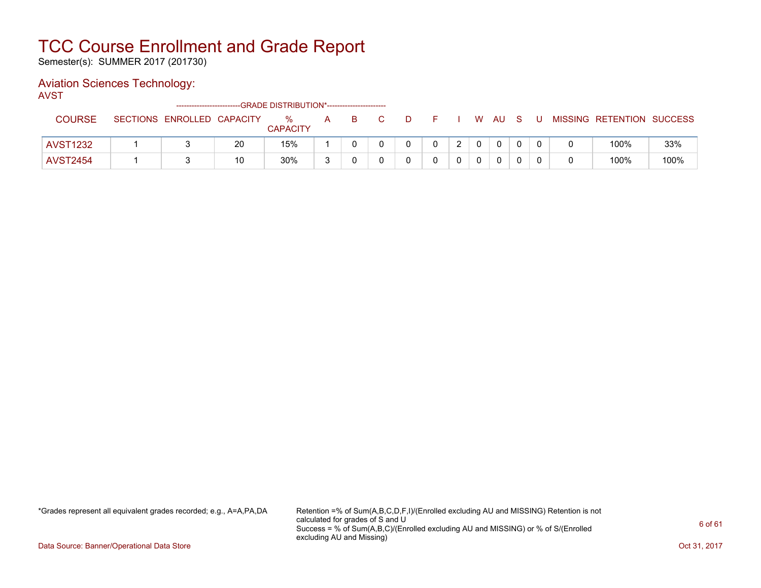# TCC Course Enrollment and Grade Report

Semester(s): SUMMER 2017 (201730)

## Aviation Sciences Technology:

AVST

| COURSE | SECTIONS | ENROLLED | CAPACITY | % CAPACITY | A | B | C | D | F | I | W | AU | S | U | MISSING | RETENTION | SUCCESS |
|---|---|---|---|---|---|---|---|---|---|---|---|---|---|---|---|---|---|
| | | | | GRADE DISTRIBUTION* | | | | | | | | | | | | | |
| AVST1232 | 1 | 3 | 20 | 15% | 1 | 0 | 0 | 0 | 0 | 2 | 0 | 0 | 0 | 0 | 0 | 100% | 33% |
| AVST2454 | 1 | 3 | 10 | 30% | 3 | 0 | 0 | 0 | 0 | 0 | 0 | 0 | 0 | 0 | 0 | 100% | 100% |

*Grades represent all equivalent grades recorded; e.g., A=A,PA,DA

Retention =% of Sum(A,B,C,D,F,I)/(Enrolled excluding AU and MISSING) Retention is not calculated for grades of S and U
Success = % of Sum(A,B,C)/(Enrolled excluding AU and MISSING) or % of S/(Enrolled excluding AU and Missing)

Data Source: Banner/Operational Data Store

Oct 31, 2017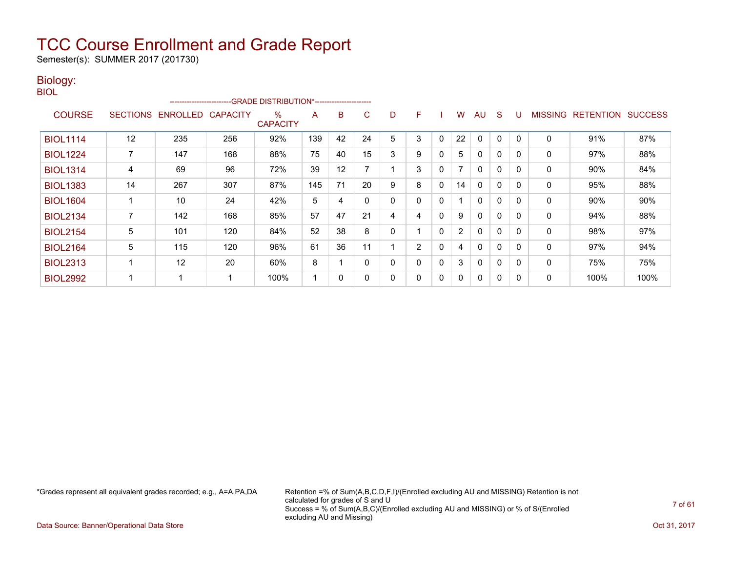# TCC Course Enrollment and Grade Report

Semester(s): SUMMER 2017 (201730)

## Biology:

BIOL

| COURSE | SECTIONS | ENROLLED | CAPACITY | % CAPACITY | A | B | C | D | F | I | W | AU | S | U | MISSING | RETENTION | SUCCESS |
|---|---|---|---|---|---|---|---|---|---|---|---|---|---|---|---|---|---|
| | | | | -------------------------GRADE DISTRIBUTION*----------------------- | | | | | | | | | | | | | |
| BIOL1114 | 12 | 235 | 256 | 92% | 139 | 42 | 24 | 5 | 3 | 0 | 22 | 0 | 0 | 0 | 0 | 91% | 87% |
| BIOL1224 | 7 | 147 | 168 | 88% | 75 | 40 | 15 | 3 | 9 | 0 | 5 | 0 | 0 | 0 | 0 | 97% | 88% |
| BIOL1314 | 4 | 69 | 96 | 72% | 39 | 12 | 7 | 1 | 3 | 0 | 7 | 0 | 0 | 0 | 0 | 90% | 84% |
| BIOL1383 | 14 | 267 | 307 | 87% | 145 | 71 | 20 | 9 | 8 | 0 | 14 | 0 | 0 | 0 | 0 | 95% | 88% |
| BIOL1604 | 1 | 10 | 24 | 42% | 5 | 4 | 0 | 0 | 0 | 0 | 1 | 0 | 0 | 0 | 0 | 90% | 90% |
| BIOL2134 | 7 | 142 | 168 | 85% | 57 | 47 | 21 | 4 | 4 | 0 | 9 | 0 | 0 | 0 | 0 | 94% | 88% |
| BIOL2154 | 5 | 101 | 120 | 84% | 52 | 38 | 8 | 0 | 1 | 0 | 2 | 0 | 0 | 0 | 0 | 98% | 97% |
| BIOL2164 | 5 | 115 | 120 | 96% | 61 | 36 | 11 | 1 | 2 | 0 | 4 | 0 | 0 | 0 | 0 | 97% | 94% |
| BIOL2313 | 1 | 12 | 20 | 60% | 8 | 1 | 0 | 0 | 0 | 0 | 3 | 0 | 0 | 0 | 0 | 75% | 75% |
| BIOL2992 | 1 | 1 | 1 | 100% | 1 | 0 | 0 | 0 | 0 | 0 | 0 | 0 | 0 | 0 | 0 | 100% | 100% |

*Grades represent all equivalent grades recorded; e.g., A=A,PA,DA

Retention =% of Sum(A,B,C,D,F,I)/(Enrolled excluding AU and MISSING) Retention is not calculated for grades of S and U
Success = % of Sum(A,B,C)/(Enrolled excluding AU and MISSING) or % of S/(Enrolled excluding AU and Missing)

Data Source: Banner/Operational Data Store

Oct 31, 2017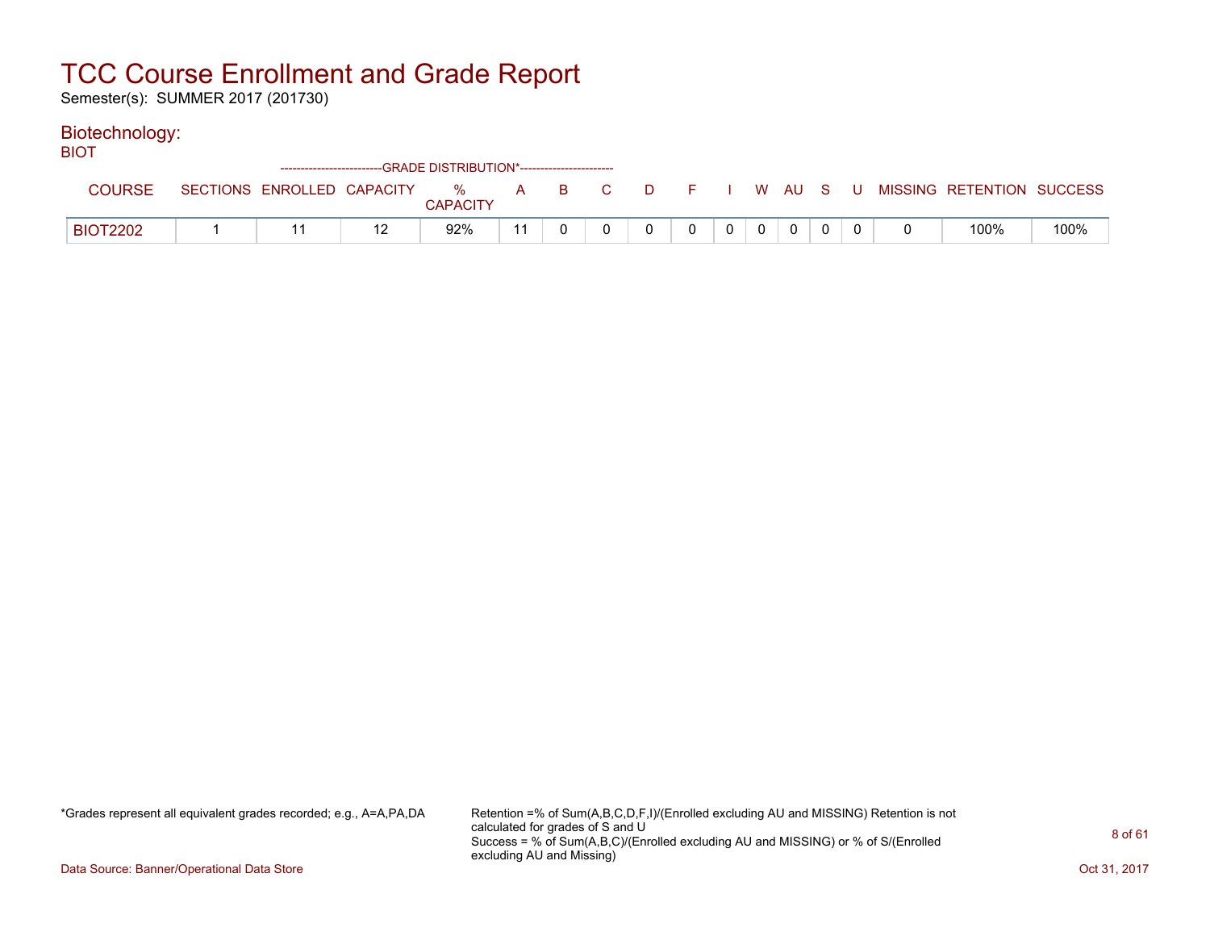# TCC Course Enrollment and Grade Report

Semester(s): SUMMER 2017 (201730)

## Biotechnology:

BIOT

| COURSE | SECTIONS | ENROLLED | CAPACITY | % CAPACITY | A | B | C | D | F | I | W | AU | S | U | MISSING | RETENTION | SUCCESS |
|---|---|---|---|---|---|---|---|---|---|---|---|---|---|---|---|---|---|
| | | | | -GRADE DISTRIBUTION*- | | | | | | | | | | | | | |
| BIOT2202 | 1 | 11 | 12 | 92% | 11 | 0 | 0 | 0 | 0 | 0 | 0 | 0 | 0 | 0 | 0 | 100% | 100% |

*Grades represent all equivalent grades recorded; e.g., A=A,PA,DA

Retention =% of Sum(A,B,C,D,F,I)/(Enrolled excluding AU and MISSING) Retention is not calculated for grades of S and U
Success = % of Sum(A,B,C)/(Enrolled excluding AU and MISSING) or % of S/(Enrolled excluding AU and Missing)

Data Source: Banner/Operational Data Store

Oct 31, 2017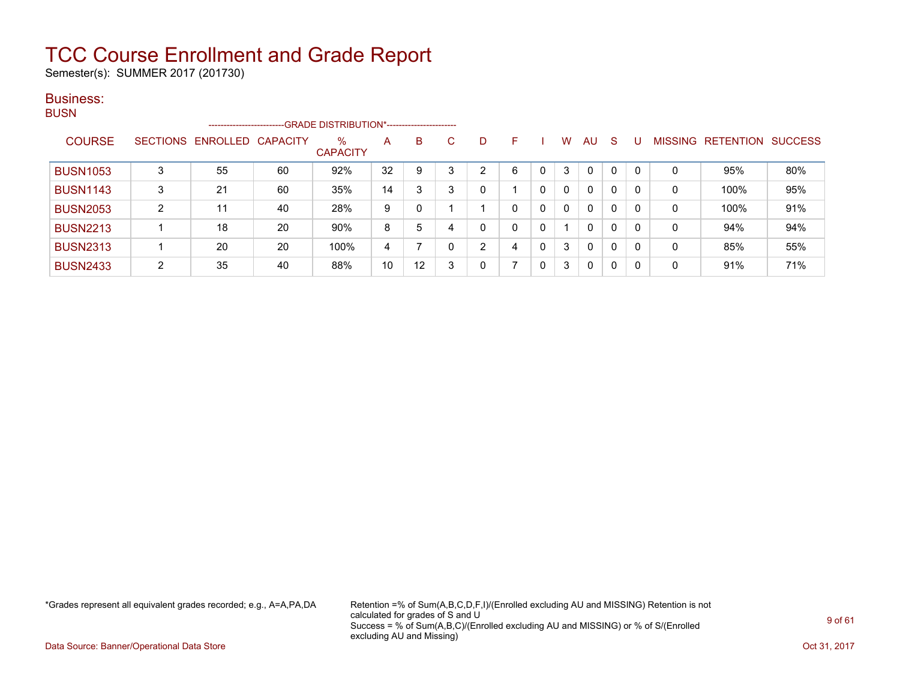# TCC Course Enrollment and Grade Report

Semester(s): SUMMER 2017 (201730)

## Business:

### BUSN

| COURSE | SECTIONS | ENROLLED | CAPACITY | % CAPACITY | A | B | C | D | F | I | W | AU | S | U | MISSING | RETENTION | SUCCESS |
|---|---|---|---|---|---|---|---|---|---|---|---|---|---|---|---|---|---|
| | | | | --------GRADE DISTRIBUTION*-------- | | | | | | | | | | | | | |
| BUSN1053 | 3 | 55 | 60 | 92% | 32 | 9 | 3 | 2 | 6 | 0 | 3 | 0 | 0 | 0 | 0 | 95% | 80% |
| BUSN1143 | 3 | 21 | 60 | 35% | 14 | 3 | 3 | 0 | 1 | 0 | 0 | 0 | 0 | 0 | 0 | 100% | 95% |
| BUSN2053 | 2 | 11 | 40 | 28% | 9 | 0 | 1 | 1 | 0 | 0 | 0 | 0 | 0 | 0 | 0 | 100% | 91% |
| BUSN2213 | 1 | 18 | 20 | 90% | 8 | 5 | 4 | 0 | 0 | 0 | 1 | 0 | 0 | 0 | 0 | 94% | 94% |
| BUSN2313 | 1 | 20 | 20 | 100% | 4 | 7 | 0 | 2 | 4 | 0 | 3 | 0 | 0 | 0 | 0 | 85% | 55% |
| BUSN2433 | 2 | 35 | 40 | 88% | 10 | 12 | 3 | 0 | 7 | 0 | 3 | 0 | 0 | 0 | 0 | 91% | 71% |

*Grades represent all equivalent grades recorded; e.g., A=A,PA,DA

Retention =% of Sum(A,B,C,D,F,I)/(Enrolled excluding AU and MISSING) Retention is not calculated for grades of S and U
Success = % of Sum(A,B,C)/(Enrolled excluding AU and MISSING) or % of S/(Enrolled excluding AU and Missing)

Data Source: Banner/Operational Data Store

Oct 31, 2017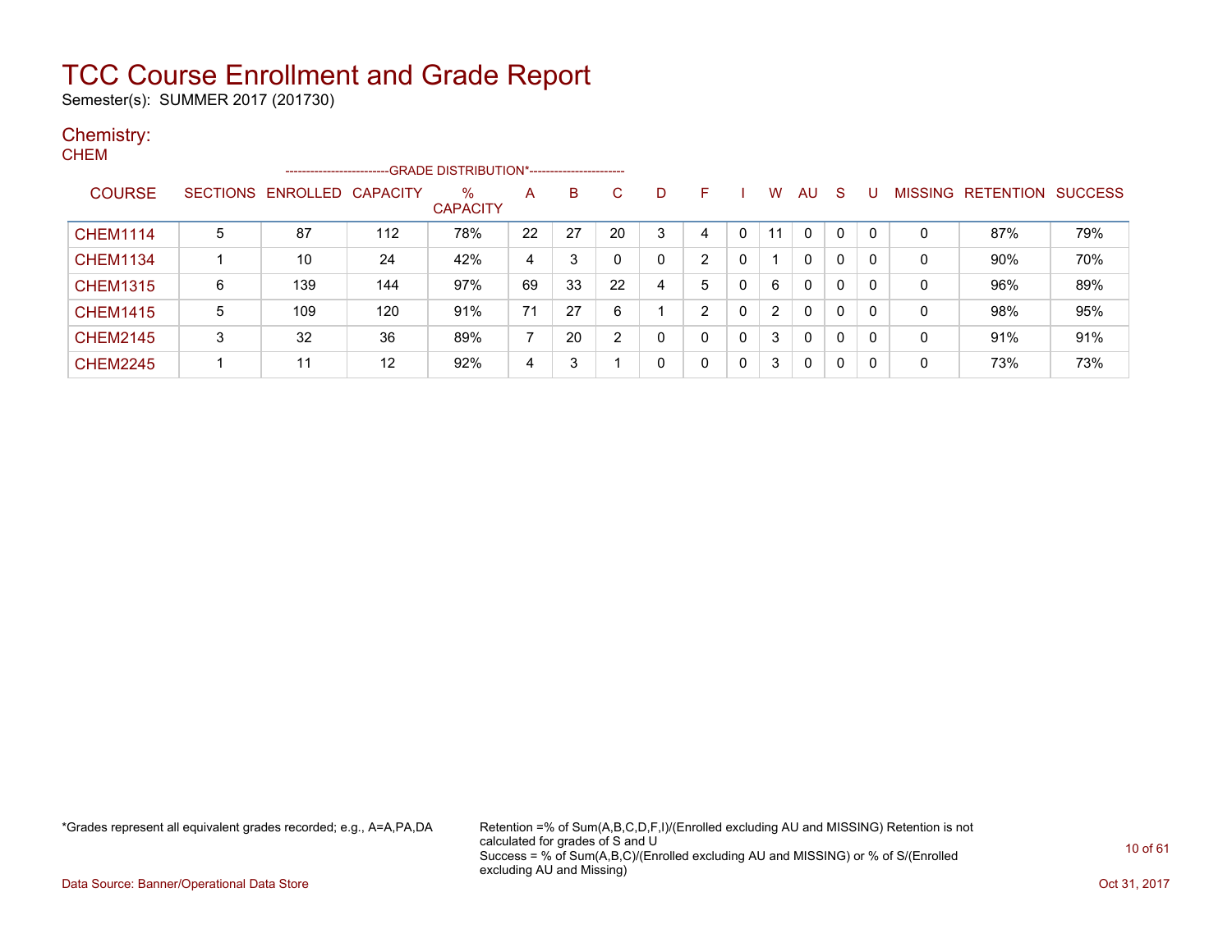# TCC Course Enrollment and Grade Report

Semester(s): SUMMER 2017 (201730)

## Chemistry:

### CHEM

| COURSE | SECTIONS | ENROLLED | CAPACITY | % CAPACITY | A | B | C | D | F | I | W | AU | S | U | MISSING | RETENTION | SUCCESS |
|---|---|---|---|---|---|---|---|---|---|---|---|---|---|---|---|---|---|
| | | | | --------------------------GRADE DISTRIBUTION*------------------------ | | | | | | | | | | | | | |
| CHEM1114 | 5 | 87 | 112 | 78% | 22 | 27 | 20 | 3 | 4 | 0 | 11 | 0 | 0 | 0 | 0 | 87% | 79% |
| CHEM1134 | 1 | 10 | 24 | 42% | 4 | 3 | 0 | 0 | 2 | 0 | 1 | 0 | 0 | 0 | 0 | 90% | 70% |
| CHEM1315 | 6 | 139 | 144 | 97% | 69 | 33 | 22 | 4 | 5 | 0 | 6 | 0 | 0 | 0 | 0 | 96% | 89% |
| CHEM1415 | 5 | 109 | 120 | 91% | 71 | 27 | 6 | 1 | 2 | 0 | 2 | 0 | 0 | 0 | 0 | 98% | 95% |
| CHEM2145 | 3 | 32 | 36 | 89% | 7 | 20 | 2 | 0 | 0 | 0 | 3 | 0 | 0 | 0 | 0 | 91% | 91% |
| CHEM2245 | 1 | 11 | 12 | 92% | 4 | 3 | 1 | 0 | 0 | 0 | 3 | 0 | 0 | 0 | 0 | 73% | 73% |

*Grades represent all equivalent grades recorded; e.g., A=A,PA,DA

Retention =% of Sum(A,B,C,D,F,I)/(Enrolled excluding AU and MISSING) Retention is not calculated for grades of S and U
Success = % of Sum(A,B,C)/(Enrolled excluding AU and MISSING) or % of S/(Enrolled excluding AU and Missing)

Data Source: Banner/Operational Data Store

Oct 31, 2017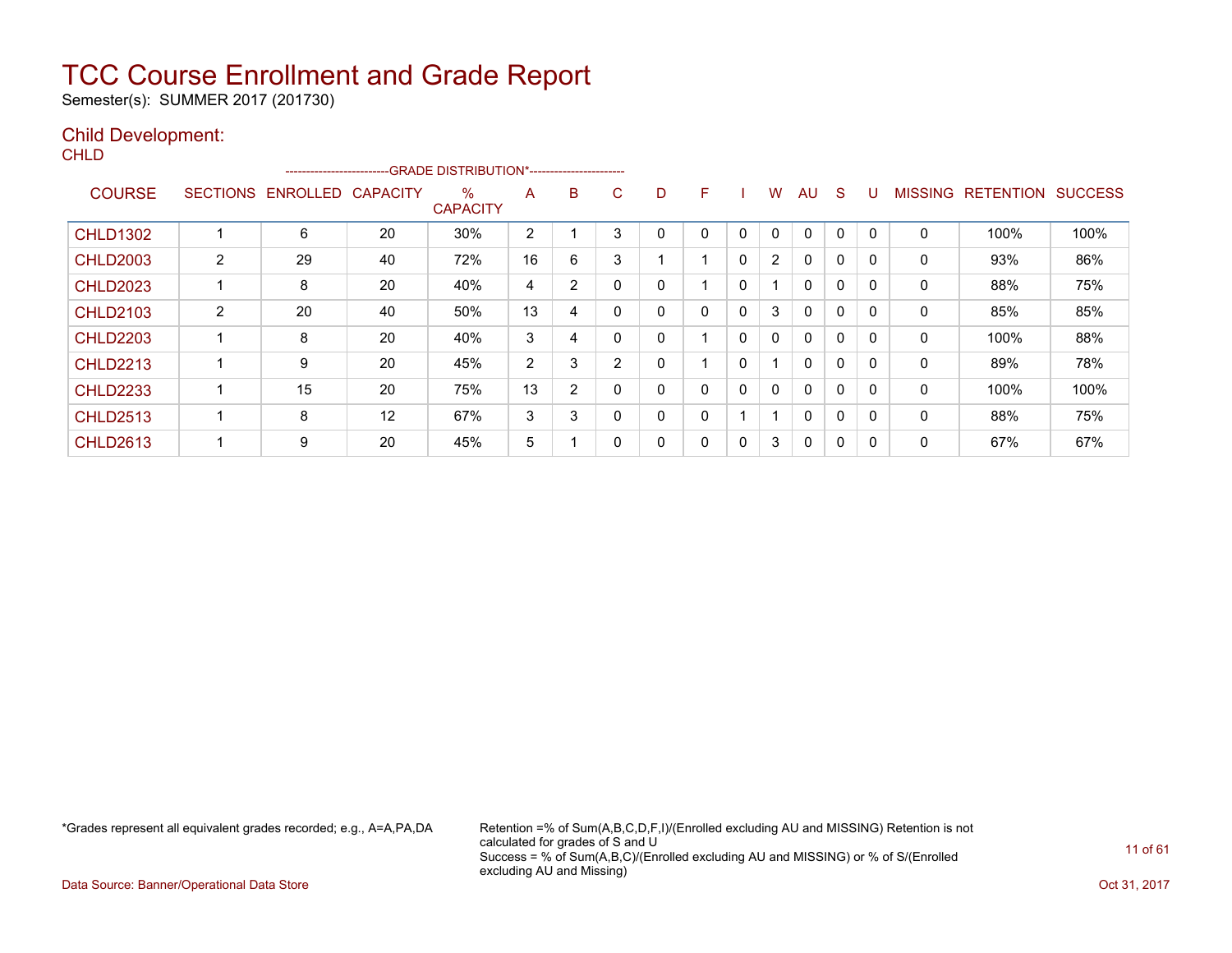# TCC Course Enrollment and Grade Report

Semester(s): SUMMER 2017 (201730)

## Child Development:

CHLD

| COURSE | SECTIONS | ENROLLED | CAPACITY | % CAPACITY | A | B | C | D | F | I | W | AU | S | U | MISSING | RETENTION | SUCCESS |
|---|---|---|---|---|---|---|---|---|---|---|---|---|---|---|---|---|---|
| | | | | -GRADE DISTRIBUTION*- | | | | | | | | | | | | | |
| CHLD1302 | 1 | 6 | 20 | 30% | 2 | 1 | 3 | 0 | 0 | 0 | 0 | 0 | 0 | 0 | 0 | 100% | 100% |
| CHLD2003 | 2 | 29 | 40 | 72% | 16 | 6 | 3 | 1 | 1 | 0 | 2 | 0 | 0 | 0 | 0 | 93% | 86% |
| CHLD2023 | 1 | 8 | 20 | 40% | 4 | 2 | 0 | 0 | 1 | 0 | 1 | 0 | 0 | 0 | 0 | 88% | 75% |
| CHLD2103 | 2 | 20 | 40 | 50% | 13 | 4 | 0 | 0 | 0 | 0 | 3 | 0 | 0 | 0 | 0 | 85% | 85% |
| CHLD2203 | 1 | 8 | 20 | 40% | 3 | 4 | 0 | 0 | 1 | 0 | 0 | 0 | 0 | 0 | 0 | 100% | 88% |
| CHLD2213 | 1 | 9 | 20 | 45% | 2 | 3 | 2 | 0 | 1 | 0 | 1 | 0 | 0 | 0 | 0 | 89% | 78% |
| CHLD2233 | 1 | 15 | 20 | 75% | 13 | 2 | 0 | 0 | 0 | 0 | 0 | 0 | 0 | 0 | 0 | 100% | 100% |
| CHLD2513 | 1 | 8 | 12 | 67% | 3 | 3 | 0 | 0 | 0 | 1 | 1 | 0 | 0 | 0 | 0 | 88% | 75% |
| CHLD2613 | 1 | 9 | 20 | 45% | 5 | 1 | 0 | 0 | 0 | 0 | 3 | 0 | 0 | 0 | 0 | 67% | 67% |

*Grades represent all equivalent grades recorded; e.g., A=A,PA,DA

Retention =% of Sum(A,B,C,D,F,I)/(Enrolled excluding AU and MISSING) Retention is not calculated for grades of S and U
Success = % of Sum(A,B,C)/(Enrolled excluding AU and MISSING) or % of S/(Enrolled excluding AU and Missing)

Data Source: Banner/Operational Data Store

Oct 31, 2017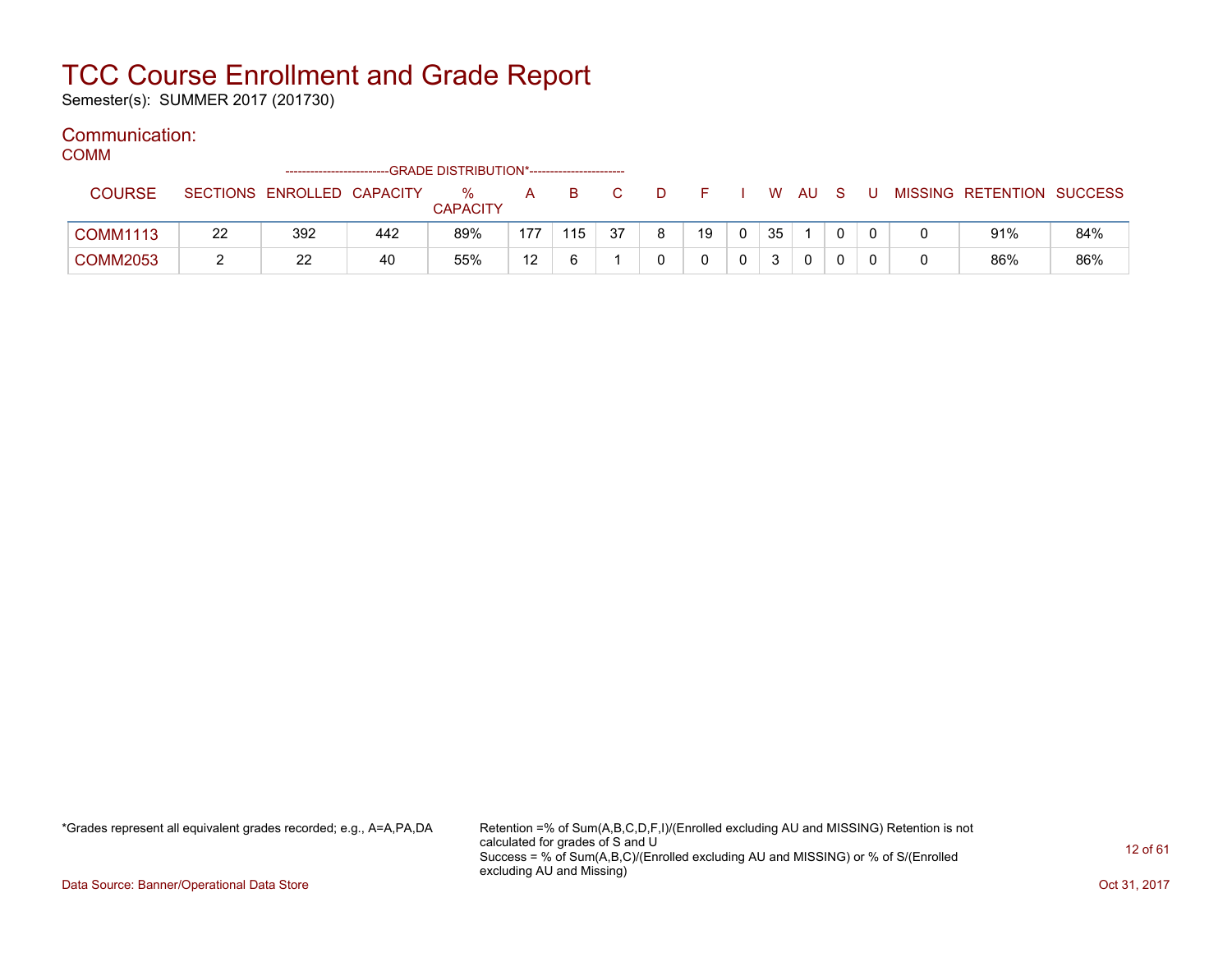# TCC Course Enrollment and Grade Report

Semester(s): SUMMER 2017 (201730)

## Communication:

### COMM

| COURSE | SECTIONS | ENROLLED | CAPACITY | % CAPACITY | A | B | C | D | F | I | W | AU | S | U | MISSING | RETENTION | SUCCESS |
|---|---|---|---|---|---|---|---|---|---|---|---|---|---|---|---|---|---|
| | | | | --GRADE DISTRIBUTION*-- | | | | | | | | | | | | | |
| COMM1113 | 22 | 392 | 442 | 89% | 177 | 115 | 37 | 8 | 19 | 0 | 35 | 1 | 0 | 0 | 0 | 91% | 84% |
| COMM2053 | 2 | 22 | 40 | 55% | 12 | 6 | 1 | 0 | 0 | 0 | 3 | 0 | 0 | 0 | 0 | 86% | 86% |

*Grades represent all equivalent grades recorded; e.g., A=A,PA,DA

Retention =% of Sum(A,B,C,D,F,I)/(Enrolled excluding AU and MISSING) Retention is not calculated for grades of S and U
Success = % of Sum(A,B,C)/(Enrolled excluding AU and MISSING) or % of S/(Enrolled excluding AU and Missing)

Data Source: Banner/Operational Data Store

Oct 31, 2017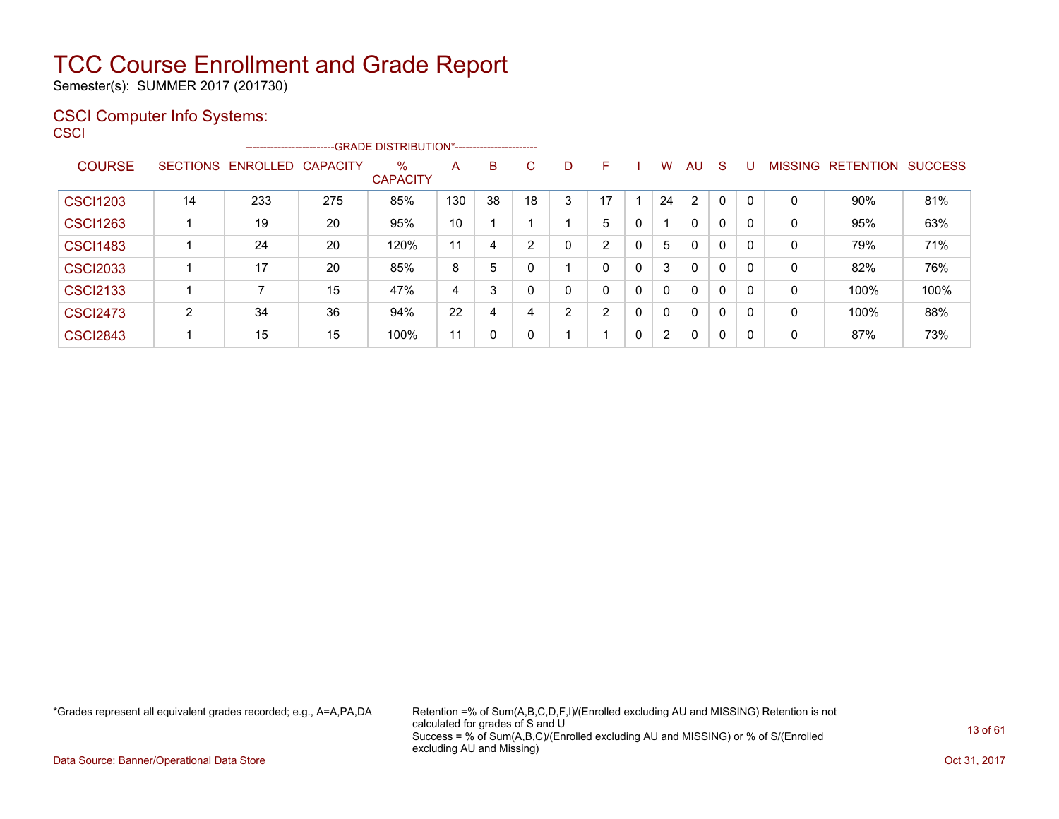# TCC Course Enrollment and Grade Report

Semester(s): SUMMER 2017 (201730)

## CSCI Computer Info Systems:

CSCI

| COURSE | SECTIONS | ENROLLED | CAPACITY | % CAPACITY | A | B | C | D | F | I | W | AU | S | U | MISSING | RETENTION | SUCCESS |
|---|---|---|---|---|---|---|---|---|---|---|---|---|---|---|---|---|---|
| | | | | --GRADE DISTRIBUTION*-- | | | | | | | | | | | | | |
| CSCI1203 | 14 | 233 | 275 | 85% | 130 | 38 | 18 | 3 | 17 | 1 | 24 | 2 | 0 | 0 | 0 | 90% | 81% |
| CSCI1263 | 1 | 19 | 20 | 95% | 10 | 1 | 1 | 1 | 5 | 0 | 1 | 0 | 0 | 0 | 0 | 95% | 63% |
| CSCI1483 | 1 | 24 | 20 | 120% | 11 | 4 | 2 | 0 | 2 | 0 | 5 | 0 | 0 | 0 | 0 | 79% | 71% |
| CSCI2033 | 1 | 17 | 20 | 85% | 8 | 5 | 0 | 1 | 0 | 0 | 3 | 0 | 0 | 0 | 0 | 82% | 76% |
| CSCI2133 | 1 | 7 | 15 | 47% | 4 | 3 | 0 | 0 | 0 | 0 | 0 | 0 | 0 | 0 | 0 | 100% | 100% |
| CSCI2473 | 2 | 34 | 36 | 94% | 22 | 4 | 4 | 2 | 2 | 0 | 0 | 0 | 0 | 0 | 0 | 100% | 88% |
| CSCI2843 | 1 | 15 | 15 | 100% | 11 | 0 | 0 | 1 | 1 | 0 | 2 | 0 | 0 | 0 | 0 | 87% | 73% |

*Grades represent all equivalent grades recorded; e.g., A=A,PA,DA

Retention =% of Sum(A,B,C,D,F,I)/(Enrolled excluding AU and MISSING) Retention is not calculated for grades of S and U
Success = % of Sum(A,B,C)/(Enrolled excluding AU and MISSING) or % of S/(Enrolled excluding AU and Missing)

Data Source: Banner/Operational Data Store

Oct 31, 2017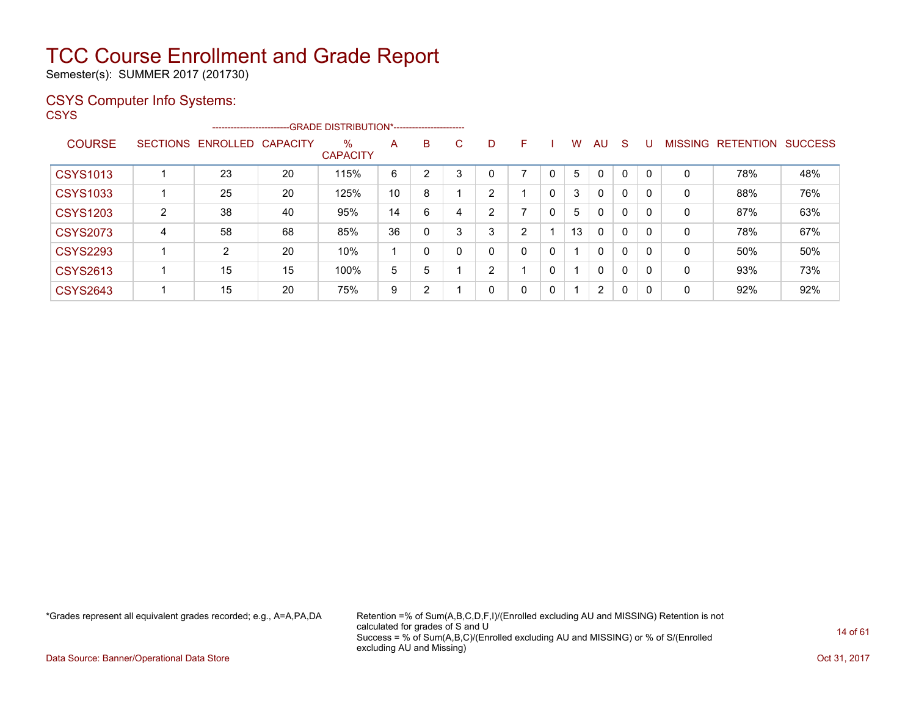# TCC Course Enrollment and Grade Report

Semester(s): SUMMER 2017 (201730)

## CSYS Computer Info Systems:

CSYS

| COURSE | SECTIONS | ENROLLED | CAPACITY | % CAPACITY | A | B | C | D | F | I | W | AU | S | U | MISSING | RETENTION | SUCCESS |
|---|---|---|---|---|---|---|---|---|---|---|---|---|---|---|---|---|---|
| | | | | GRADE DISTRIBUTION* | | | | | | | | | | | | | |
| CSYS1013 | 1 | 23 | 20 | 115% | 6 | 2 | 3 | 0 | 7 | 0 | 5 | 0 | 0 | 0 | 0 | 78% | 48% |
| CSYS1033 | 1 | 25 | 20 | 125% | 10 | 8 | 1 | 2 | 1 | 0 | 3 | 0 | 0 | 0 | 0 | 88% | 76% |
| CSYS1203 | 2 | 38 | 40 | 95% | 14 | 6 | 4 | 2 | 7 | 0 | 5 | 0 | 0 | 0 | 0 | 87% | 63% |
| CSYS2073 | 4 | 58 | 68 | 85% | 36 | 0 | 3 | 3 | 2 | 1 | 13 | 0 | 0 | 0 | 0 | 78% | 67% |
| CSYS2293 | 1 | 2 | 20 | 10% | 1 | 0 | 0 | 0 | 0 | 0 | 1 | 0 | 0 | 0 | 0 | 50% | 50% |
| CSYS2613 | 1 | 15 | 15 | 100% | 5 | 5 | 1 | 2 | 1 | 0 | 1 | 0 | 0 | 0 | 0 | 93% | 73% |
| CSYS2643 | 1 | 15 | 20 | 75% | 9 | 2 | 1 | 0 | 0 | 0 | 1 | 2 | 0 | 0 | 0 | 92% | 92% |

*Grades represent all equivalent grades recorded; e.g., A=A,PA,DA

Retention =% of Sum(A,B,C,D,F,I)/(Enrolled excluding AU and MISSING) Retention is not calculated for grades of S and U
Success = % of Sum(A,B,C)/(Enrolled excluding AU and MISSING) or % of S/(Enrolled excluding AU and Missing)

Data Source: Banner/Operational Data Store

Oct 31, 2017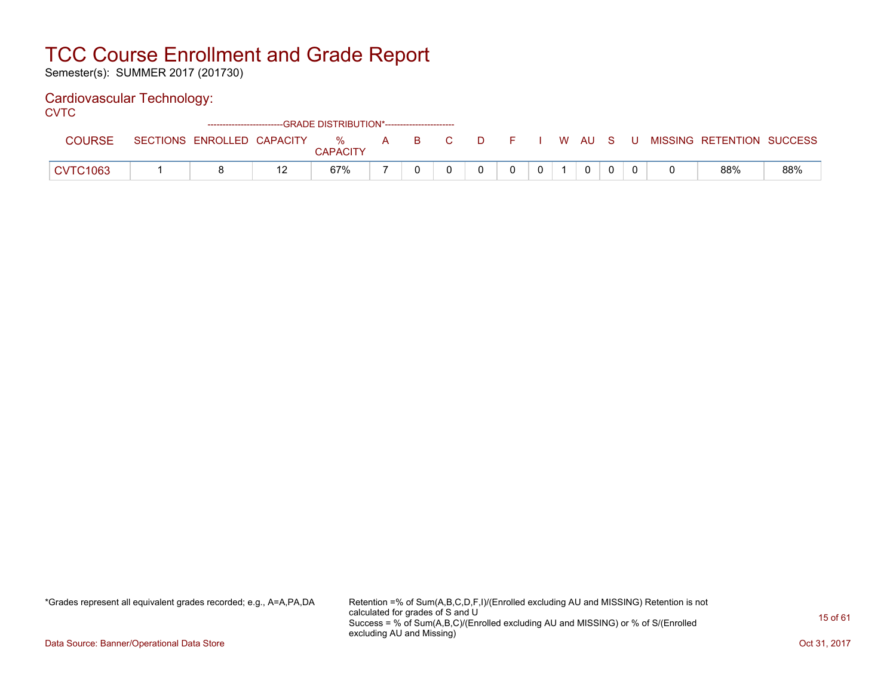# TCC Course Enrollment and Grade Report

Semester(s): SUMMER 2017 (201730)

## Cardiovascular Technology:

CVTC

| COURSE | SECTIONS | ENROLLED | CAPACITY | % CAPACITY | A | B | C | D | F | I | W | AU | S | U | MISSING | RETENTION | SUCCESS |
|---|---|---|---|---|---|---|---|---|---|---|---|---|---|---|---|---|---|
| | | | | -------------------------GRADE DISTRIBUTION*----------------------- | | | | | | | | | | | | | |
| CVTC1063 | 1 | 8 | 12 | 67% | 7 | 0 | 0 | 0 | 0 | 0 | 1 | 0 | 0 | 0 | 0 | 88% | 88% |

*Grades represent all equivalent grades recorded; e.g., A=A,PA,DA

Retention =% of Sum(A,B,C,D,F,I)/(Enrolled excluding AU and MISSING) Retention is not calculated for grades of S and U
Success = % of Sum(A,B,C)/(Enrolled excluding AU and MISSING) or % of S/(Enrolled excluding AU and Missing)

Data Source: Banner/Operational Data Store

Oct 31, 2017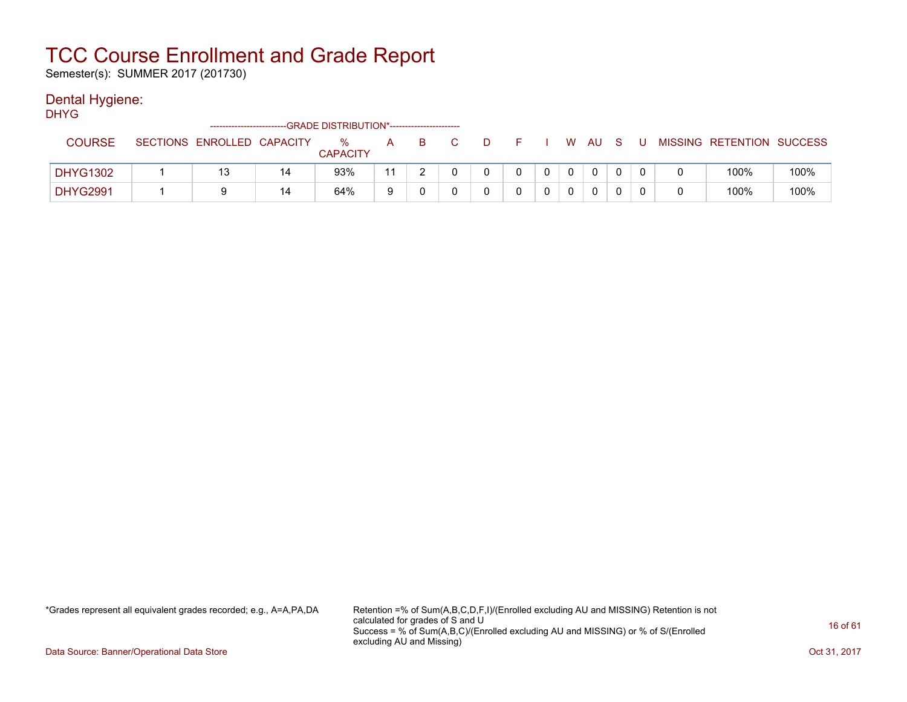# TCC Course Enrollment and Grade Report

Semester(s): SUMMER 2017 (201730)

## Dental Hygiene:

### DHYG

| COURSE | SECTIONS | ENROLLED | CAPACITY | % CAPACITY | A | B | C | D | F | I | W | AU | S | U | MISSING | RETENTION | SUCCESS |
|---|---|---|---|---|---|---|---|---|---|---|---|---|---|---|---|---|---|
| | | | | --------------------------GRADE DISTRIBUTION*----------------------- | | | | | | | | | | | | | |
| DHYG1302 | 1 | 13 | 14 | 93% | 11 | 2 | 0 | 0 | 0 | 0 | 0 | 0 | 0 | 0 | 0 | 100% | 100% |
| DHYG2991 | 1 | 9 | 14 | 64% | 9 | 0 | 0 | 0 | 0 | 0 | 0 | 0 | 0 | 0 | 0 | 100% | 100% |

*Grades represent all equivalent grades recorded; e.g., A=A,PA,DA

Retention =% of Sum(A,B,C,D,F,I)/(Enrolled excluding AU and MISSING) Retention is not calculated for grades of S and U

Success = % of Sum(A,B,C)/(Enrolled excluding AU and MISSING) or % of S/(Enrolled excluding AU and Missing)

Data Source: Banner/Operational Data Store

Oct 31, 2017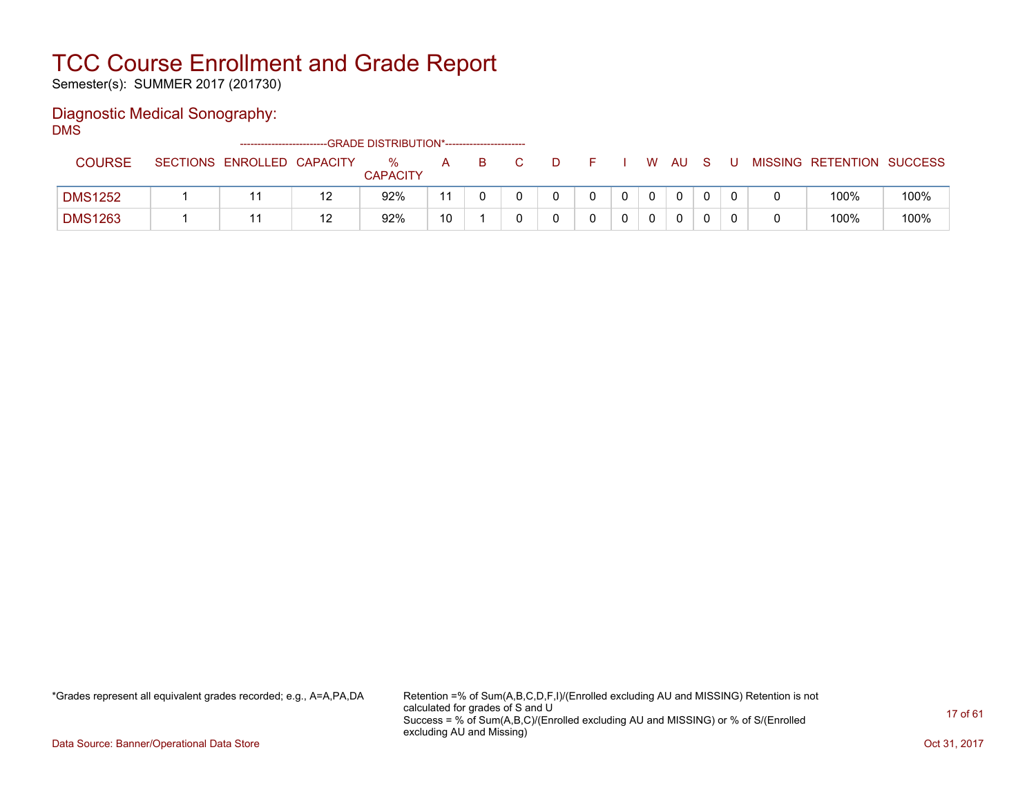# TCC Course Enrollment and Grade Report

Semester(s): SUMMER 2017 (201730)

## Diagnostic Medical Sonography:

DMS

| COURSE | SECTIONS | ENROLLED | CAPACITY | % CAPACITY | A | B | C | D | F | I | W | AU | S | U | MISSING | RETENTION | SUCCESS |
|---|---|---|---|---|---|---|---|---|---|---|---|---|---|---|---|---|---|
| | | | | -------------------------GRADE DISTRIBUTION*----------------------- | | | | | | | | | | | | | |
| DMS1252 | 1 | 11 | 12 | 92% | 11 | 0 | 0 | 0 | 0 | 0 | 0 | 0 | 0 | 0 | 0 | 100% | 100% |
| DMS1263 | 1 | 11 | 12 | 92% | 10 | 1 | 0 | 0 | 0 | 0 | 0 | 0 | 0 | 0 | 0 | 100% | 100% |

*Grades represent all equivalent grades recorded; e.g., A=A,PA,DA

Retention =% of Sum(A,B,C,D,F,I)/(Enrolled excluding AU and MISSING) Retention is not calculated for grades of S and U
Success = % of Sum(A,B,C)/(Enrolled excluding AU and MISSING) or % of S/(Enrolled excluding AU and Missing)

Data Source: Banner/Operational Data Store

Oct 31, 2017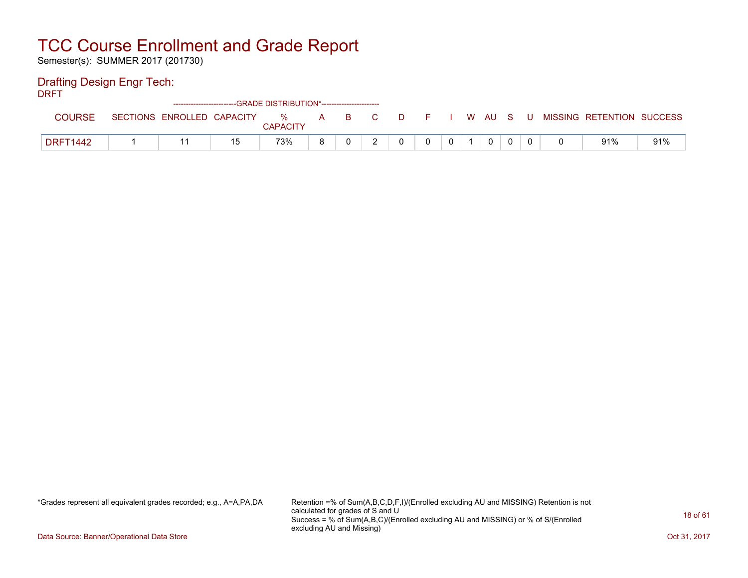# TCC Course Enrollment and Grade Report

Semester(s): SUMMER 2017 (201730)

## Drafting Design Engr Tech:

DRFT

| COURSE | SECTIONS | ENROLLED | CAPACITY | % CAPACITY | A | B | C | D | F | I | W | AU | S | U | MISSING | RETENTION | SUCCESS |
|---|---|---|---|---|---|---|---|---|---|---|---|---|---|---|---|---|---|
| | | | | ------------GRADE DISTRIBUTION*------------ | | | | | | | | | | | | | |
| DRFT1442 | 1 | 11 | 15 | 73% | 8 | 0 | 2 | 0 | 0 | 0 | 1 | 0 | 0 | 0 | 0 | 91% | 91% |

*Grades represent all equivalent grades recorded; e.g., A=A,PA,DA

Retention =% of Sum(A,B,C,D,F,I)/(Enrolled excluding AU and MISSING) Retention is not calculated for grades of S and U
Success = % of Sum(A,B,C)/(Enrolled excluding AU and MISSING) or % of S/(Enrolled excluding AU and Missing)

Data Source: Banner/Operational Data Store

Oct 31, 2017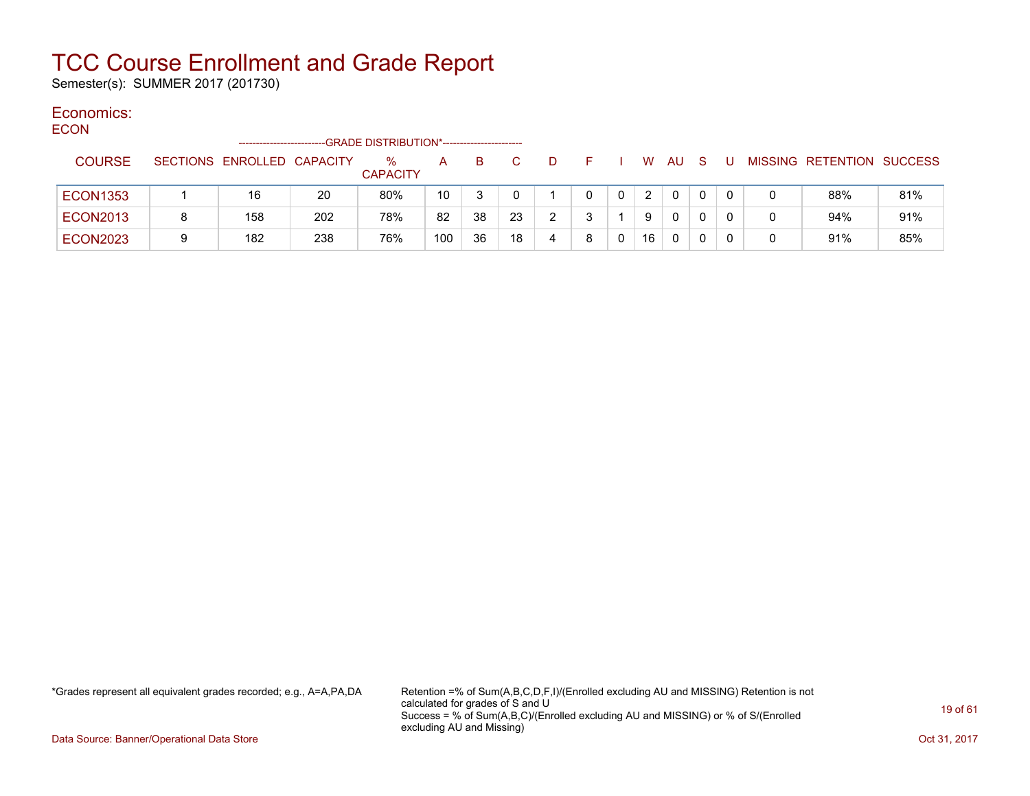# TCC Course Enrollment and Grade Report

Semester(s): SUMMER 2017 (201730)

## Economics:

### ECON

| COURSE | SECTIONS | ENROLLED | CAPACITY | % CAPACITY | A | B | C | D | F | I | W | AU | S | U | MISSING | RETENTION | SUCCESS |
|---|---|---|---|---|---|---|---|---|---|---|---|---|---|---|---|---|---|
| | | | | -------------------------GRADE DISTRIBUTION*----------------------- | | | | | | | | | | | | | |
| ECON1353 | 1 | 16 | 20 | 80% | 10 | 3 | 0 | 1 | 0 | 0 | 2 | 0 | 0 | 0 | 0 | 88% | 81% |
| ECON2013 | 8 | 158 | 202 | 78% | 82 | 38 | 23 | 2 | 3 | 1 | 9 | 0 | 0 | 0 | 0 | 94% | 91% |
| ECON2023 | 9 | 182 | 238 | 76% | 100 | 36 | 18 | 4 | 8 | 0 | 16 | 0 | 0 | 0 | 0 | 91% | 85% |

*Grades represent all equivalent grades recorded; e.g., A=A,PA,DA

Retention =% of Sum(A,B,C,D,F,I)/(Enrolled excluding AU and MISSING) Retention is not calculated for grades of S and U
Success = % of Sum(A,B,C)/(Enrolled excluding AU and MISSING) or % of S/(Enrolled excluding AU and Missing)

Data Source: Banner/Operational Data Store

Oct 31, 2017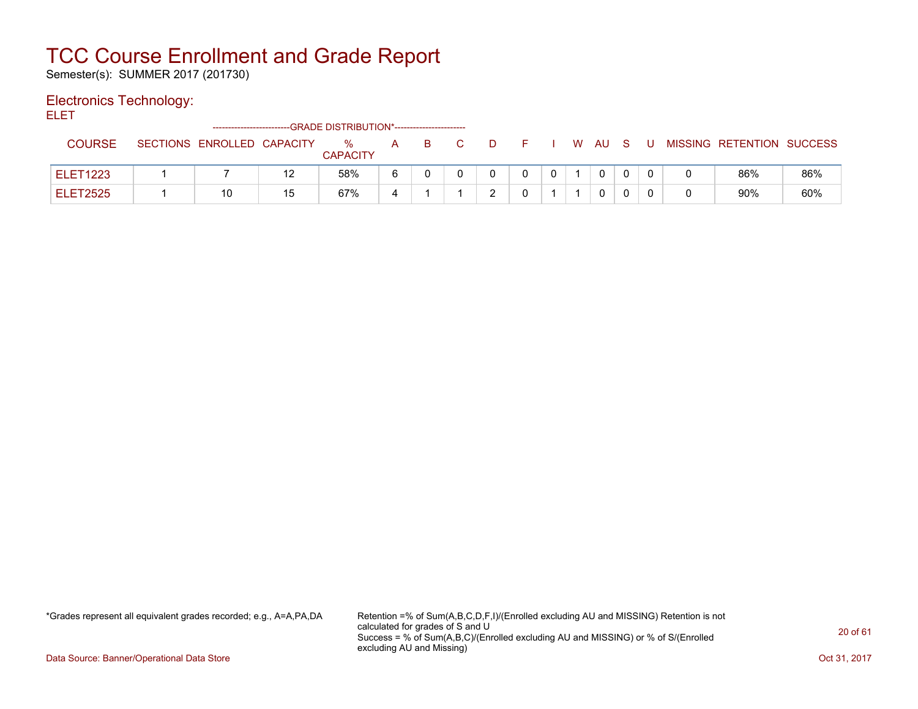# TCC Course Enrollment and Grade Report

Semester(s): SUMMER 2017 (201730)

## Electronics Technology:

ELET

| COURSE | SECTIONS | ENROLLED | CAPACITY | % CAPACITY | A | B | C | D | F | I | W | AU | S | U | MISSING | RETENTION | SUCCESS |
|---|---|---|---|---|---|---|---|---|---|---|---|---|---|---|---|---|---|
| | | | | --------------------------GRADE DISTRIBUTION*----------------------- | | | | | | | | | | | | | |
| ELET1223 | 1 | 7 | 12 | 58% | 6 | 0 | 0 | 0 | 0 | 0 | 1 | 0 | 0 | 0 | 0 | 86% | 86% |
| ELET2525 | 1 | 10 | 15 | 67% | 4 | 1 | 1 | 2 | 0 | 1 | 1 | 0 | 0 | 0 | 0 | 90% | 60% |

*Grades represent all equivalent grades recorded; e.g., A=A,PA,DA

Retention =% of Sum(A,B,C,D,F,I)/(Enrolled excluding AU and MISSING) Retention is not calculated for grades of S and U
Success = % of Sum(A,B,C)/(Enrolled excluding AU and MISSING) or % of S/(Enrolled excluding AU and Missing)

Data Source: Banner/Operational Data Store

Oct 31, 2017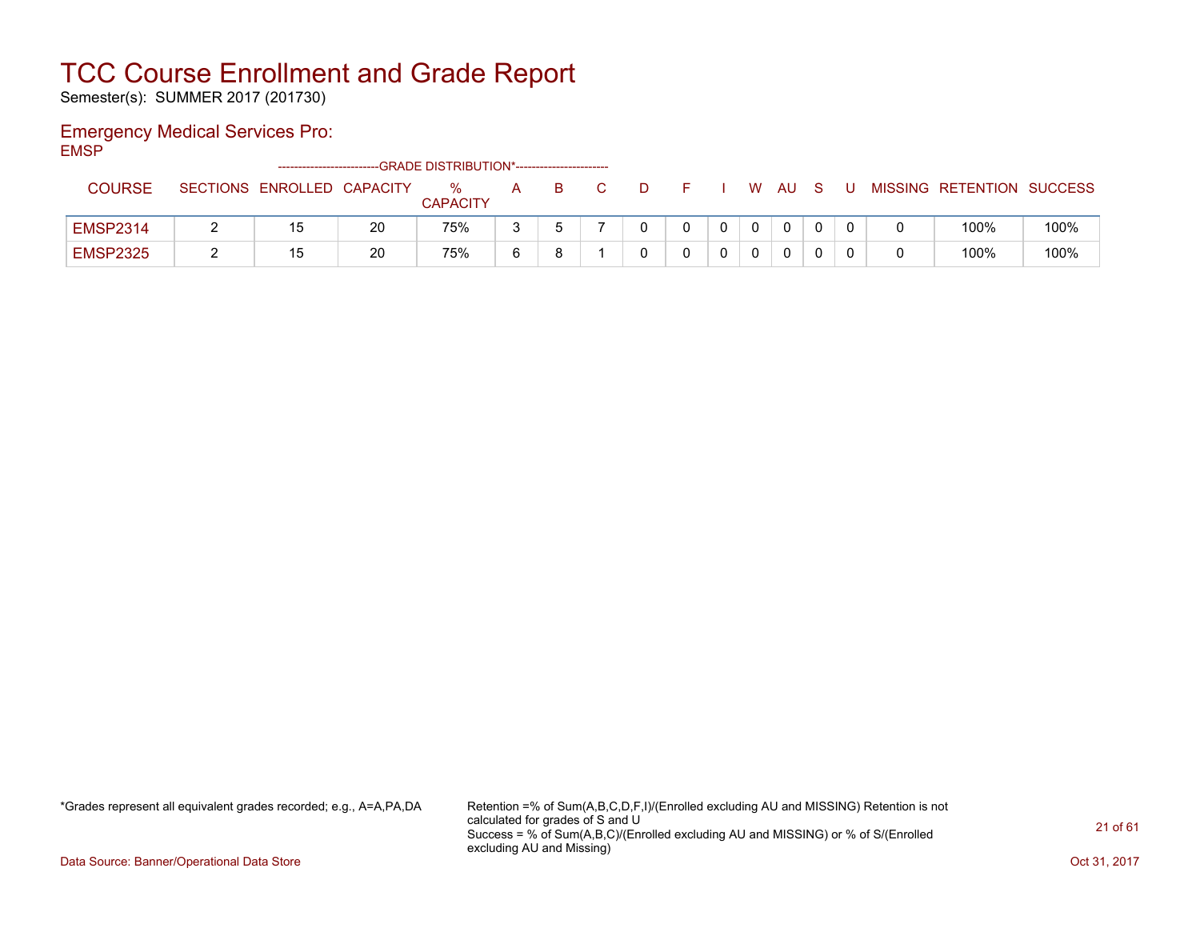# TCC Course Enrollment and Grade Report

Semester(s): SUMMER 2017 (201730)

## Emergency Medical Services Pro:

EMSP

| COURSE | SECTIONS | ENROLLED | CAPACITY | % CAPACITY | A | B | C | D | F | I | W | AU | S | U | MISSING | RETENTION | SUCCESS |
|---|---|---|---|---|---|---|---|---|---|---|---|---|---|---|---|---|---|
| | | | | --------------------------GRADE DISTRIBUTION*----------------------- | | | | | | | | | | | | | |
| EMSP2314 | 2 | 15 | 20 | 75% | 3 | 5 | 7 | 0 | 0 | 0 | 0 | 0 | 0 | 0 | 0 | 100% | 100% |
| EMSP2325 | 2 | 15 | 20 | 75% | 6 | 8 | 1 | 0 | 0 | 0 | 0 | 0 | 0 | 0 | 0 | 100% | 100% |

*Grades represent all equivalent grades recorded; e.g., A=A,PA,DA

Retention =% of Sum(A,B,C,D,F,I)/(Enrolled excluding AU and MISSING) Retention is not calculated for grades of S and U
Success = % of Sum(A,B,C)/(Enrolled excluding AU and MISSING) or % of S/(Enrolled excluding AU and Missing)

Data Source: Banner/Operational Data Store

Oct 31, 2017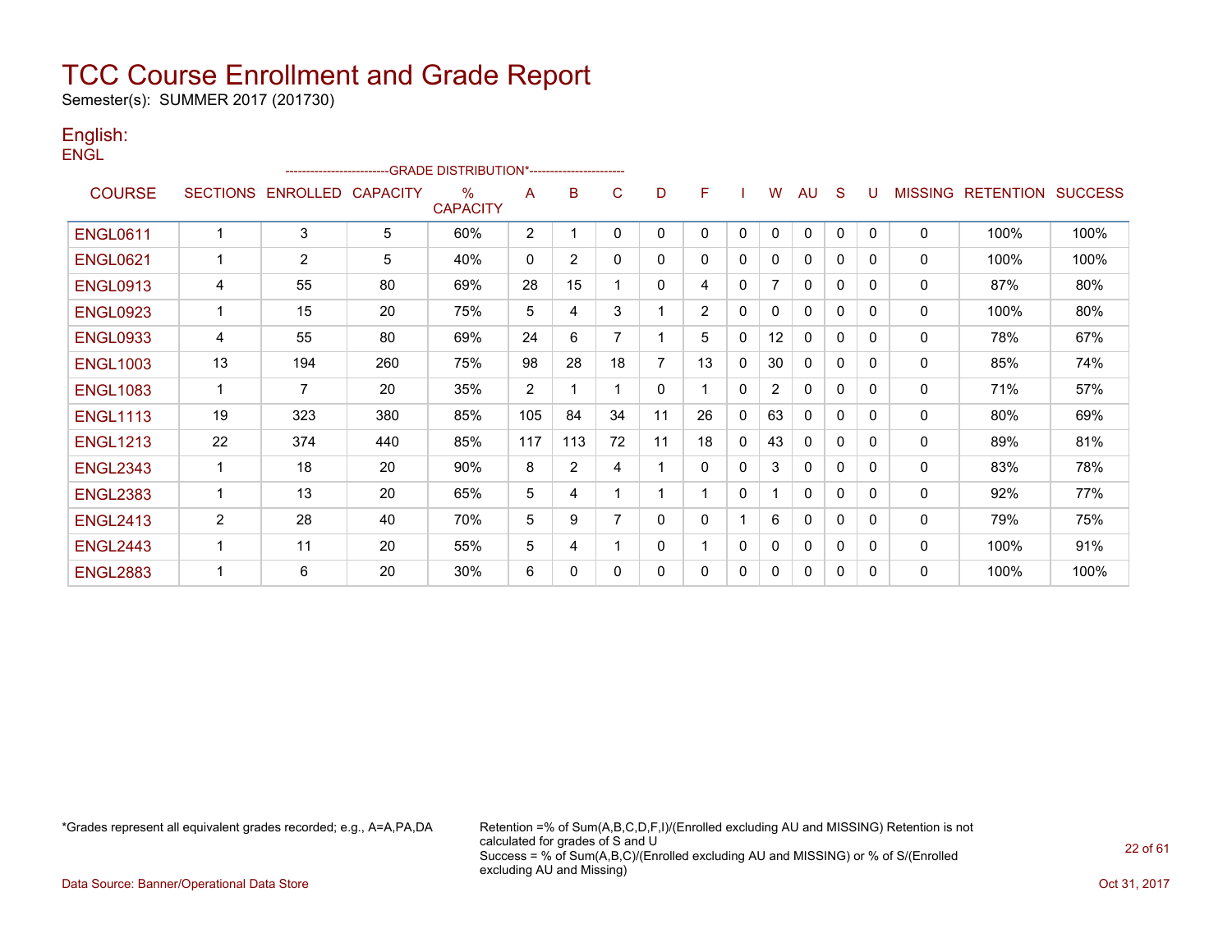# TCC Course Enrollment and Grade Report

Semester(s): SUMMER 2017 (201730)

## English:

ENGL

| COURSE | SECTIONS | ENROLLED | CAPACITY | % CAPACITY | A | B | C | D | F | I | W | AU | S | U | MISSING | RETENTION | SUCCESS |
|---|---|---|---|---|---|---|---|---|---|---|---|---|---|---|---|---|---|
| | | | | -GRADE DISTRIBUTION*- | | | | | | | | | | | | | |
| ENGL0611 | 1 | 3 | 5 | 60% | 2 | 1 | 0 | 0 | 0 | 0 | 0 | 0 | 0 | 0 | 0 | 100% | 100% |
| ENGL0621 | 1 | 2 | 5 | 40% | 0 | 2 | 0 | 0 | 0 | 0 | 0 | 0 | 0 | 0 | 0 | 100% | 100% |
| ENGL0913 | 4 | 55 | 80 | 69% | 28 | 15 | 1 | 0 | 4 | 0 | 7 | 0 | 0 | 0 | 0 | 87% | 80% |
| ENGL0923 | 1 | 15 | 20 | 75% | 5 | 4 | 3 | 1 | 2 | 0 | 0 | 0 | 0 | 0 | 0 | 100% | 80% |
| ENGL0933 | 4 | 55 | 80 | 69% | 24 | 6 | 7 | 1 | 5 | 0 | 12 | 0 | 0 | 0 | 0 | 78% | 67% |
| ENGL1003 | 13 | 194 | 260 | 75% | 98 | 28 | 18 | 7 | 13 | 0 | 30 | 0 | 0 | 0 | 0 | 85% | 74% |
| ENGL1083 | 1 | 7 | 20 | 35% | 2 | 1 | 1 | 0 | 1 | 0 | 2 | 0 | 0 | 0 | 0 | 71% | 57% |
| ENGL1113 | 19 | 323 | 380 | 85% | 105 | 84 | 34 | 11 | 26 | 0 | 63 | 0 | 0 | 0 | 0 | 80% | 69% |
| ENGL1213 | 22 | 374 | 440 | 85% | 117 | 113 | 72 | 11 | 18 | 0 | 43 | 0 | 0 | 0 | 0 | 89% | 81% |
| ENGL2343 | 1 | 18 | 20 | 90% | 8 | 2 | 4 | 1 | 0 | 0 | 3 | 0 | 0 | 0 | 0 | 83% | 78% |
| ENGL2383 | 1 | 13 | 20 | 65% | 5 | 4 | 1 | 1 | 1 | 0 | 1 | 0 | 0 | 0 | 0 | 92% | 77% |
| ENGL2413 | 2 | 28 | 40 | 70% | 5 | 9 | 7 | 0 | 0 | 1 | 6 | 0 | 0 | 0 | 0 | 79% | 75% |
| ENGL2443 | 1 | 11 | 20 | 55% | 5 | 4 | 1 | 0 | 1 | 0 | 0 | 0 | 0 | 0 | 0 | 100% | 91% |
| ENGL2883 | 1 | 6 | 20 | 30% | 6 | 0 | 0 | 0 | 0 | 0 | 0 | 0 | 0 | 0 | 0 | 100% | 100% |

*Grades represent all equivalent grades recorded; e.g., A=A,PA,DA

Retention =% of Sum(A,B,C,D,F,I)/(Enrolled excluding AU and MISSING) Retention is not calculated for grades of S and U
Success = % of Sum(A,B,C)/(Enrolled excluding AU and MISSING) or % of S/(Enrolled excluding AU and Missing)

Data Source: Banner/Operational Data Store

Oct 31, 2017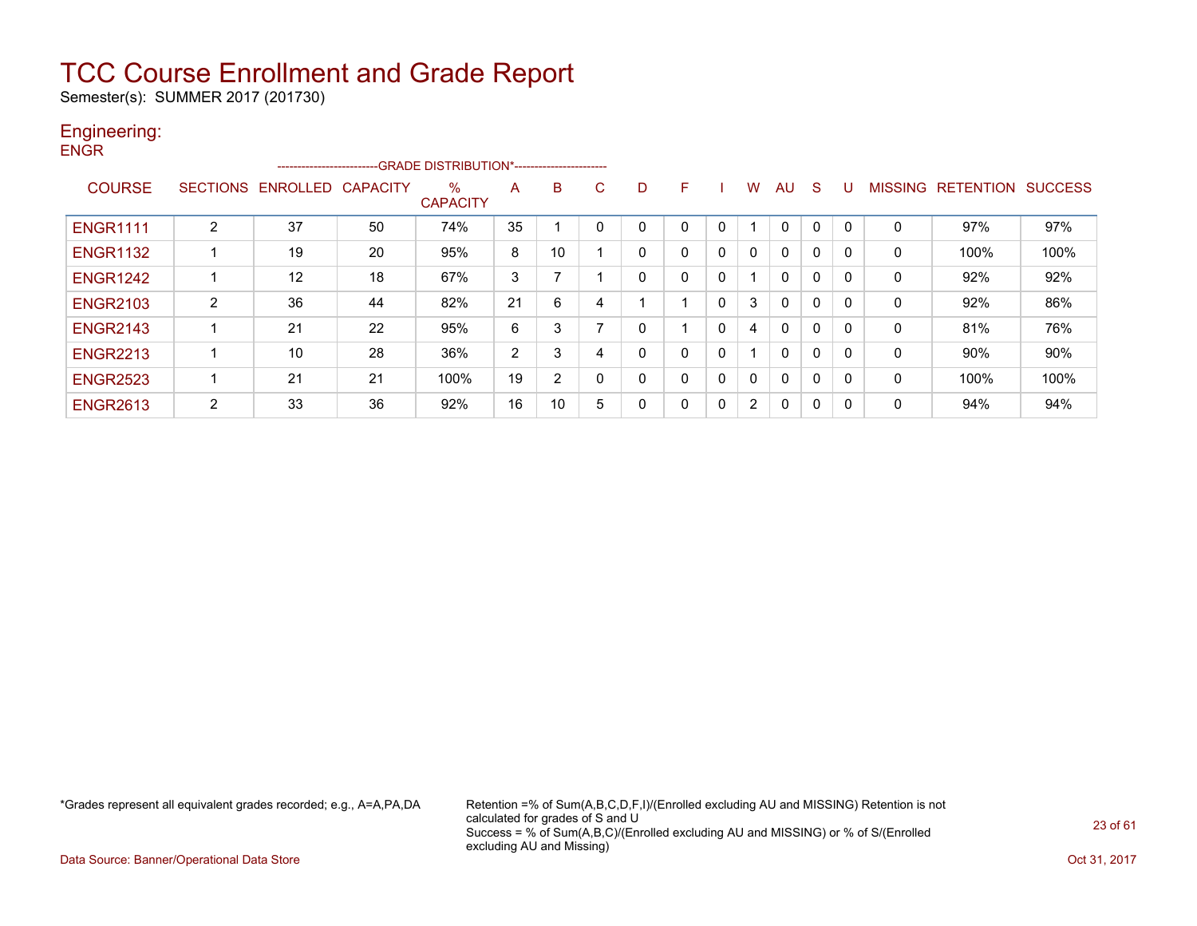# TCC Course Enrollment and Grade Report

Semester(s): SUMMER 2017 (201730)

## Engineering:

ENGR

| COURSE | SECTIONS | ENROLLED | CAPACITY | % CAPACITY | A | B | C | D | F | I | W | AU | S | U | MISSING | RETENTION | SUCCESS |
|---|---|---|---|---|---|---|---|---|---|---|---|---|---|---|---|---|---|
| | | | | --GRADE DISTRIBUTION*-- | | | | | | | | | | | | | |
| ENGR1111 | 2 | 37 | 50 | 74% | 35 | 1 | 0 | 0 | 0 | 0 | 1 | 0 | 0 | 0 | 0 | 97% | 97% |
| ENGR1132 | 1 | 19 | 20 | 95% | 8 | 10 | 1 | 0 | 0 | 0 | 0 | 0 | 0 | 0 | 0 | 100% | 100% |
| ENGR1242 | 1 | 12 | 18 | 67% | 3 | 7 | 1 | 0 | 0 | 0 | 1 | 0 | 0 | 0 | 0 | 92% | 92% |
| ENGR2103 | 2 | 36 | 44 | 82% | 21 | 6 | 4 | 1 | 1 | 0 | 3 | 0 | 0 | 0 | 0 | 92% | 86% |
| ENGR2143 | 1 | 21 | 22 | 95% | 6 | 3 | 7 | 0 | 1 | 0 | 4 | 0 | 0 | 0 | 0 | 81% | 76% |
| ENGR2213 | 1 | 10 | 28 | 36% | 2 | 3 | 4 | 0 | 0 | 0 | 1 | 0 | 0 | 0 | 0 | 90% | 90% |
| ENGR2523 | 1 | 21 | 21 | 100% | 19 | 2 | 0 | 0 | 0 | 0 | 0 | 0 | 0 | 0 | 0 | 100% | 100% |
| ENGR2613 | 2 | 33 | 36 | 92% | 16 | 10 | 5 | 0 | 0 | 0 | 2 | 0 | 0 | 0 | 0 | 94% | 94% |

*Grades represent all equivalent grades recorded; e.g., A=A,PA,DA

Retention =% of Sum(A,B,C,D,F,I)/(Enrolled excluding AU and MISSING) Retention is not calculated for grades of S and U
Success = % of Sum(A,B,C)/(Enrolled excluding AU and MISSING) or % of S/(Enrolled excluding AU and Missing)

Data Source: Banner/Operational Data Store

Oct 31, 2017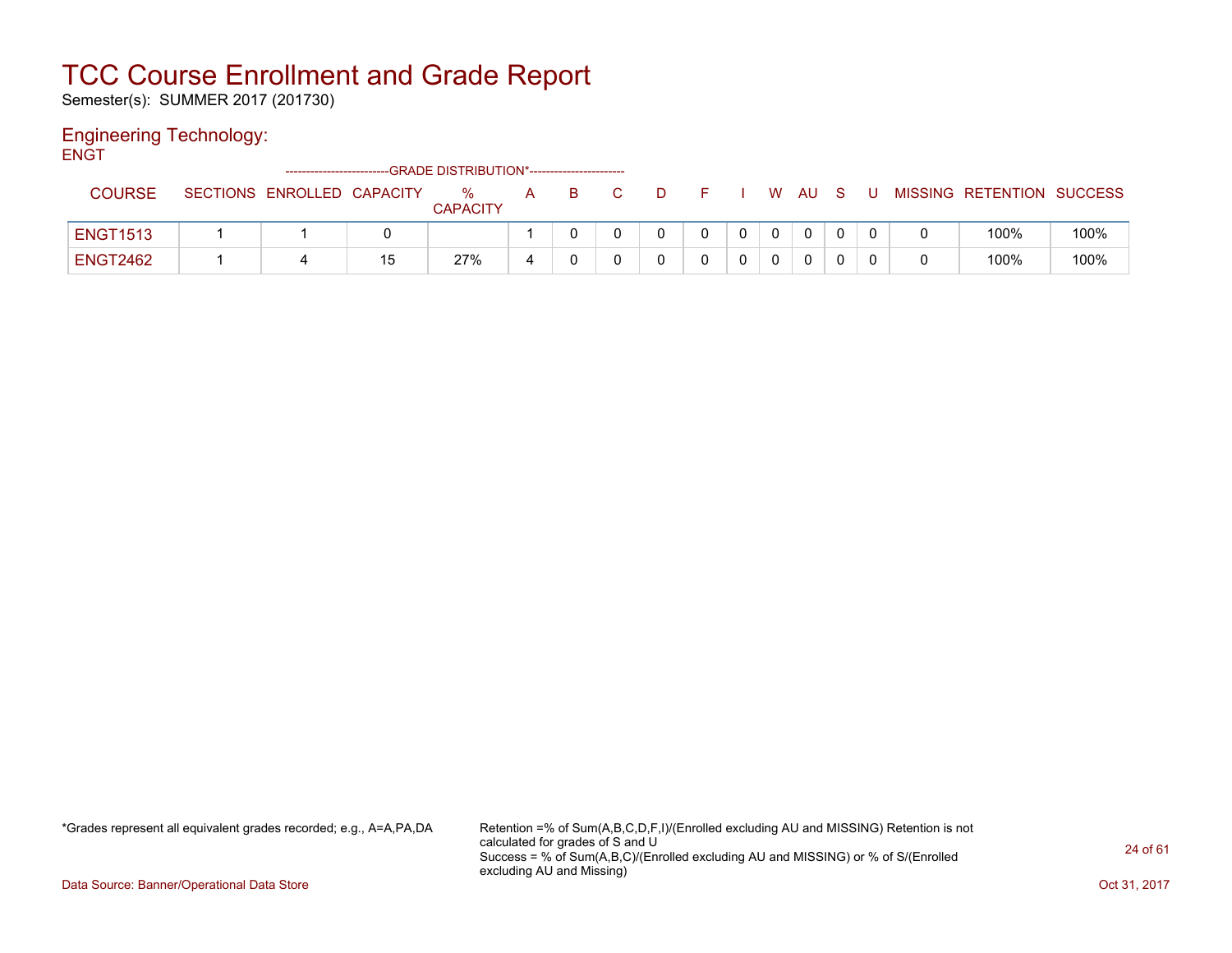# TCC Course Enrollment and Grade Report

Semester(s): SUMMER 2017 (201730)

## Engineering Technology:

ENGT

| COURSE | SECTIONS | ENROLLED | CAPACITY | % CAPACITY | A | B | C | D | F | I | W | AU | S | U | MISSING | RETENTION | SUCCESS |
|---|---|---|---|---|---|---|---|---|---|---|---|---|---|---|---|---|---|
| | | | | --------------------------GRADE DISTRIBUTION*------------------------ | | | | | | | | | | | | | |
| ENGT1513 | 1 | 1 | 0 | | 1 | 0 | 0 | 0 | 0 | 0 | 0 | 0 | 0 | 0 | 0 | 100% | 100% |
| ENGT2462 | 1 | 4 | 15 | 27% | 4 | 0 | 0 | 0 | 0 | 0 | 0 | 0 | 0 | 0 | 0 | 100% | 100% |

*Grades represent all equivalent grades recorded; e.g., A=A,PA,DA

Retention =% of Sum(A,B,C,D,F,I)/(Enrolled excluding AU and MISSING) Retention is not calculated for grades of S and U
Success = % of Sum(A,B,C)/(Enrolled excluding AU and MISSING) or % of S/(Enrolled excluding AU and Missing)

Data Source: Banner/Operational Data Store

Oct 31, 2017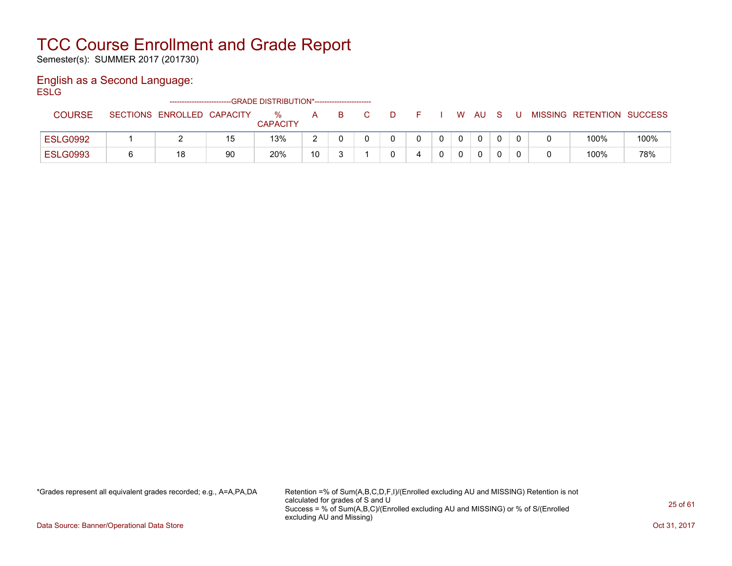# TCC Course Enrollment and Grade Report

Semester(s): SUMMER 2017 (201730)

## English as a Second Language:

ESLG

| COURSE | SECTIONS | ENROLLED | CAPACITY | % CAPACITY | A | B | C | D | F | I | W | AU | S | U | MISSING | RETENTION | SUCCESS |
|---|---|---|---|---|---|---|---|---|---|---|---|---|---|---|---|---|---|
| | | | | -------------------------GRADE DISTRIBUTION*----------------------- | | | | | | | | | | | | | |
| ESLG0992 | 1 | 2 | 15 | 13% | 2 | 0 | 0 | 0 | 0 | 0 | 0 | 0 | 0 | 0 | 0 | 100% | 100% |
| ESLG0993 | 6 | 18 | 90 | 20% | 10 | 3 | 1 | 0 | 4 | 0 | 0 | 0 | 0 | 0 | 0 | 100% | 78% |

*Grades represent all equivalent grades recorded; e.g., A=A,PA,DA

Retention =% of Sum(A,B,C,D,F,I)/(Enrolled excluding AU and MISSING) Retention is not calculated for grades of S and U
Success = % of Sum(A,B,C)/(Enrolled excluding AU and MISSING) or % of S/(Enrolled excluding AU and Missing)

Data Source: Banner/Operational Data Store

Oct 31, 2017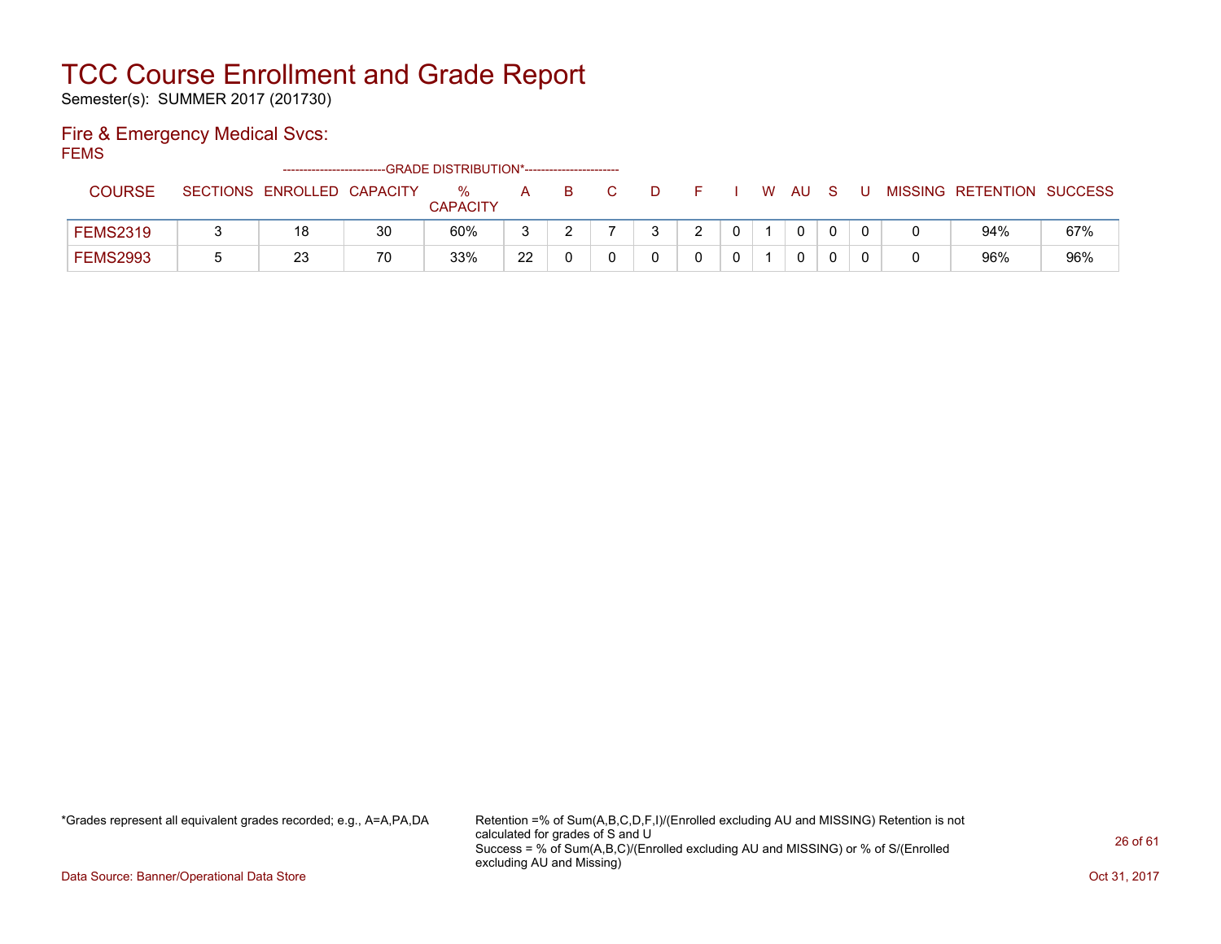# TCC Course Enrollment and Grade Report

Semester(s): SUMMER 2017 (201730)

## Fire & Emergency Medical Svcs:

FEMS

| COURSE | SECTIONS | ENROLLED | CAPACITY | % CAPACITY | A | B | C | D | F | I | W | AU | S | U | MISSING | RETENTION | SUCCESS |
|---|---|---|---|---|---|---|---|---|---|---|---|---|---|---|---|---|---|
| | | | -------------------------GRADE DISTRIBUTION*----------------------- | | | | | | | | | | | | | | |
| FEMS2319 | 3 | 18 | 30 | 60% | 3 | 2 | 7 | 3 | 2 | 0 | 1 | 0 | 0 | 0 | 0 | 94% | 67% |
| FEMS2993 | 5 | 23 | 70 | 33% | 22 | 0 | 0 | 0 | 0 | 0 | 1 | 0 | 0 | 0 | 0 | 96% | 96% |

*Grades represent all equivalent grades recorded; e.g., A=A,PA,DA

Retention =% of Sum(A,B,C,D,F,I)/(Enrolled excluding AU and MISSING) Retention is not calculated for grades of S and U
Success = % of Sum(A,B,C)/(Enrolled excluding AU and MISSING) or % of S/(Enrolled excluding AU and Missing)

Data Source: Banner/Operational Data Store

Oct 31, 2017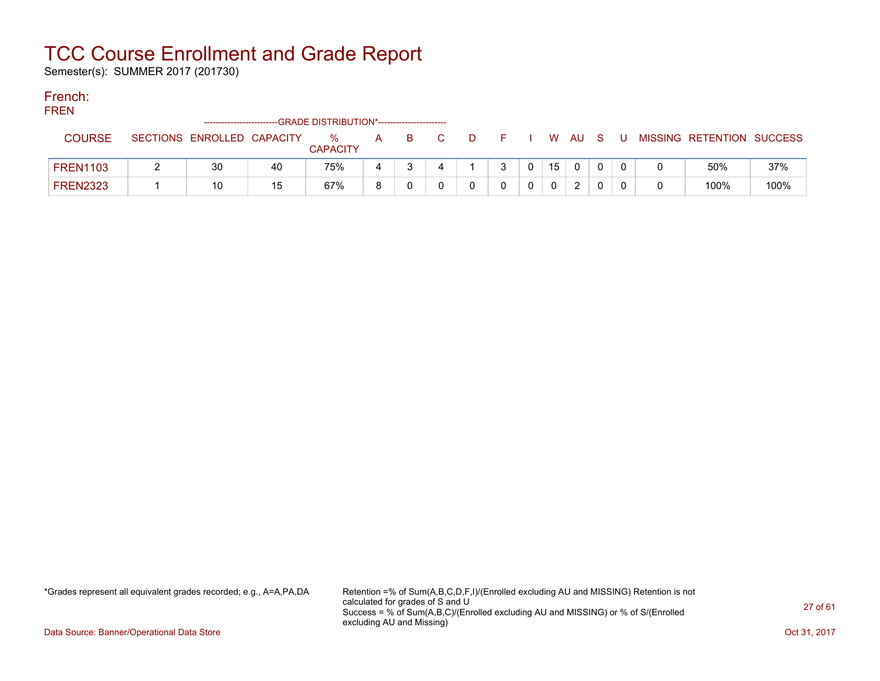# TCC Course Enrollment and Grade Report

Semester(s): SUMMER 2017 (201730)

## French:

FREN

| COURSE | SECTIONS | ENROLLED | CAPACITY | % CAPACITY | A | B | C | D | F | I | W | AU | S | U | MISSING | RETENTION | SUCCESS |
|---|---|---|---|---|---|---|---|---|---|---|---|---|---|---|---|---|---|
| | | | | GRADE DISTRIBUTION* | | | | | | | | | | | | | |
| FREN1103 | 2 | 30 | 40 | 75% | 4 | 3 | 4 | 1 | 3 | 0 | 15 | 0 | 0 | 0 | 0 | 50% | 37% |
| FREN2323 | 1 | 10 | 15 | 67% | 8 | 0 | 0 | 0 | 0 | 0 | 0 | 2 | 0 | 0 | 0 | 100% | 100% |

*Grades represent all equivalent grades recorded; e.g., A=A,PA,DA

Retention =% of Sum(A,B,C,D,F,I)/(Enrolled excluding AU and MISSING) Retention is not calculated for grades of S and U

Success = % of Sum(A,B,C)/(Enrolled excluding AU and MISSING) or % of S/(Enrolled excluding AU and Missing)

Data Source: Banner/Operational Data Store

Oct 31, 2017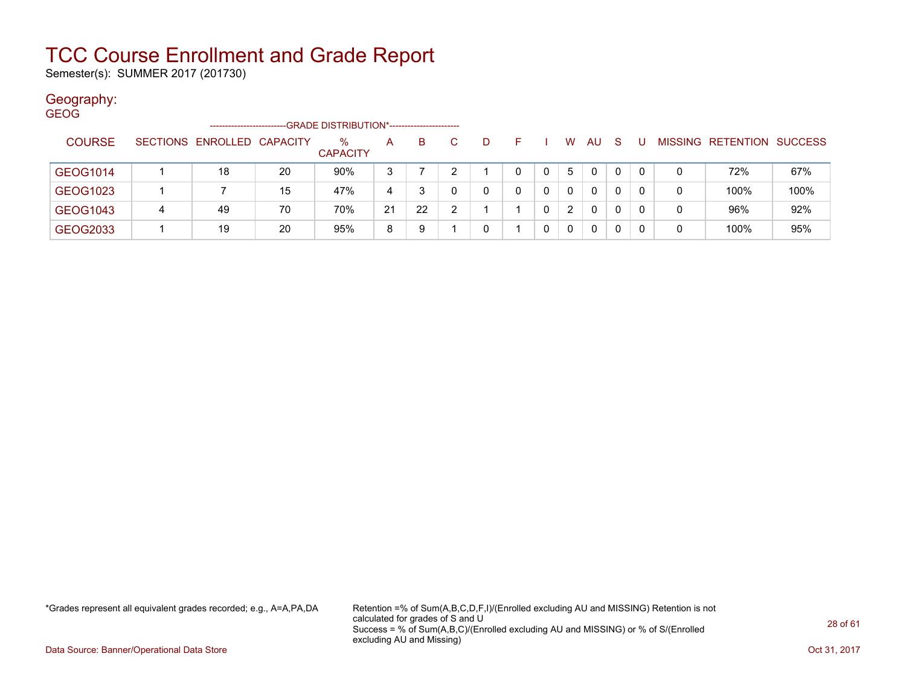# TCC Course Enrollment and Grade Report

Semester(s): SUMMER 2017 (201730)

## Geography:

GEOG

| COURSE | SECTIONS | ENROLLED | CAPACITY | % CAPACITY | A | B | C | D | F | I | W | AU | S | U | MISSING | RETENTION | SUCCESS |
|---|---|---|---|---|---|---|---|---|---|---|---|---|---|---|---|---|---|
| | | | | ---GRADE DISTRIBUTION*--- | | | | | | | | | | | | | |
| GEOG1014 | 1 | 18 | 20 | 90% | 3 | 7 | 2 | 1 | 0 | 0 | 5 | 0 | 0 | 0 | 0 | 72% | 67% |
| GEOG1023 | 1 | 7 | 15 | 47% | 4 | 3 | 0 | 0 | 0 | 0 | 0 | 0 | 0 | 0 | 0 | 100% | 100% |
| GEOG1043 | 4 | 49 | 70 | 70% | 21 | 22 | 2 | 1 | 1 | 0 | 2 | 0 | 0 | 0 | 0 | 96% | 92% |
| GEOG2033 | 1 | 19 | 20 | 95% | 8 | 9 | 1 | 0 | 1 | 0 | 0 | 0 | 0 | 0 | 0 | 100% | 95% |

*Grades represent all equivalent grades recorded; e.g., A=A,PA,DA

Retention =% of Sum(A,B,C,D,F,I)/(Enrolled excluding AU and MISSING) Retention is not calculated for grades of S and U

Success = % of Sum(A,B,C)/(Enrolled excluding AU and MISSING) or % of S/(Enrolled excluding AU and Missing)

Data Source: Banner/Operational Data Store

Oct 31, 2017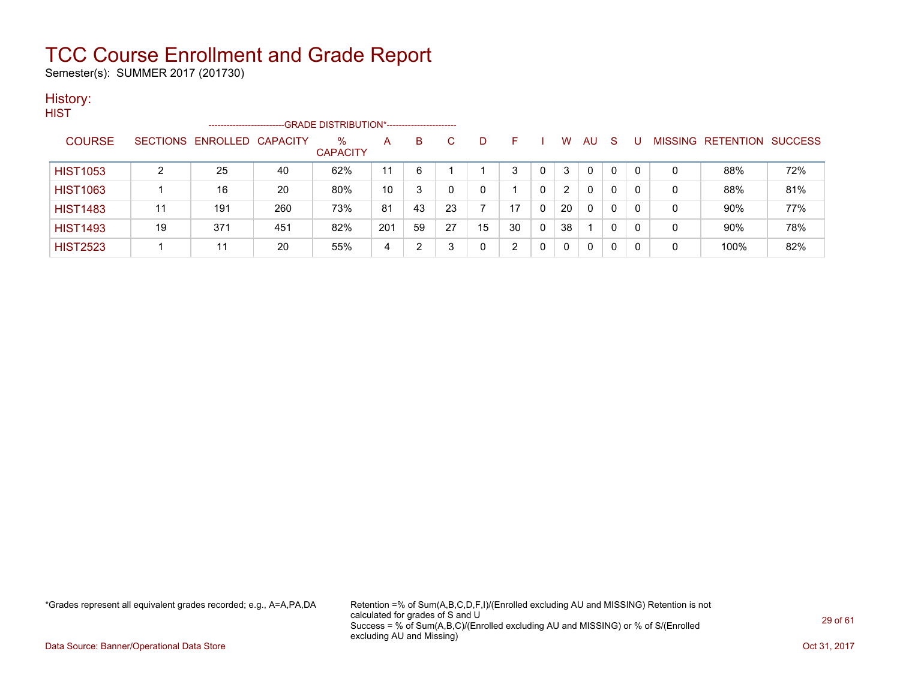# TCC Course Enrollment and Grade Report

Semester(s): SUMMER 2017 (201730)

## History:

### HIST

| COURSE | SECTIONS | ENROLLED | CAPACITY | % CAPACITY | A | B | C | D | F | I | W | AU | S | U | MISSING | RETENTION | SUCCESS |
|---|---|---|---|---|---|---|---|---|---|---|---|---|---|---|---|---|---|
| | | | | --GRADE DISTRIBUTION*-- | | | | | | | | | | | | | |
| HIST1053 | 2 | 25 | 40 | 62% | 11 | 6 | 1 | 1 | 3 | 0 | 3 | 0 | 0 | 0 | 0 | 88% | 72% |
| HIST1063 | 1 | 16 | 20 | 80% | 10 | 3 | 0 | 0 | 1 | 0 | 2 | 0 | 0 | 0 | 0 | 88% | 81% |
| HIST1483 | 11 | 191 | 260 | 73% | 81 | 43 | 23 | 7 | 17 | 0 | 20 | 0 | 0 | 0 | 0 | 90% | 77% |
| HIST1493 | 19 | 371 | 451 | 82% | 201 | 59 | 27 | 15 | 30 | 0 | 38 | 1 | 0 | 0 | 0 | 90% | 78% |
| HIST2523 | 1 | 11 | 20 | 55% | 4 | 2 | 3 | 0 | 2 | 0 | 0 | 0 | 0 | 0 | 0 | 100% | 82% |

*Grades represent all equivalent grades recorded; e.g., A=A,PA,DA

Retention =% of Sum(A,B,C,D,F,I)/(Enrolled excluding AU and MISSING) Retention is not calculated for grades of S and U
Success = % of Sum(A,B,C)/(Enrolled excluding AU and MISSING) or % of S/(Enrolled excluding AU and Missing)

Data Source: Banner/Operational Data Store

Oct 31, 2017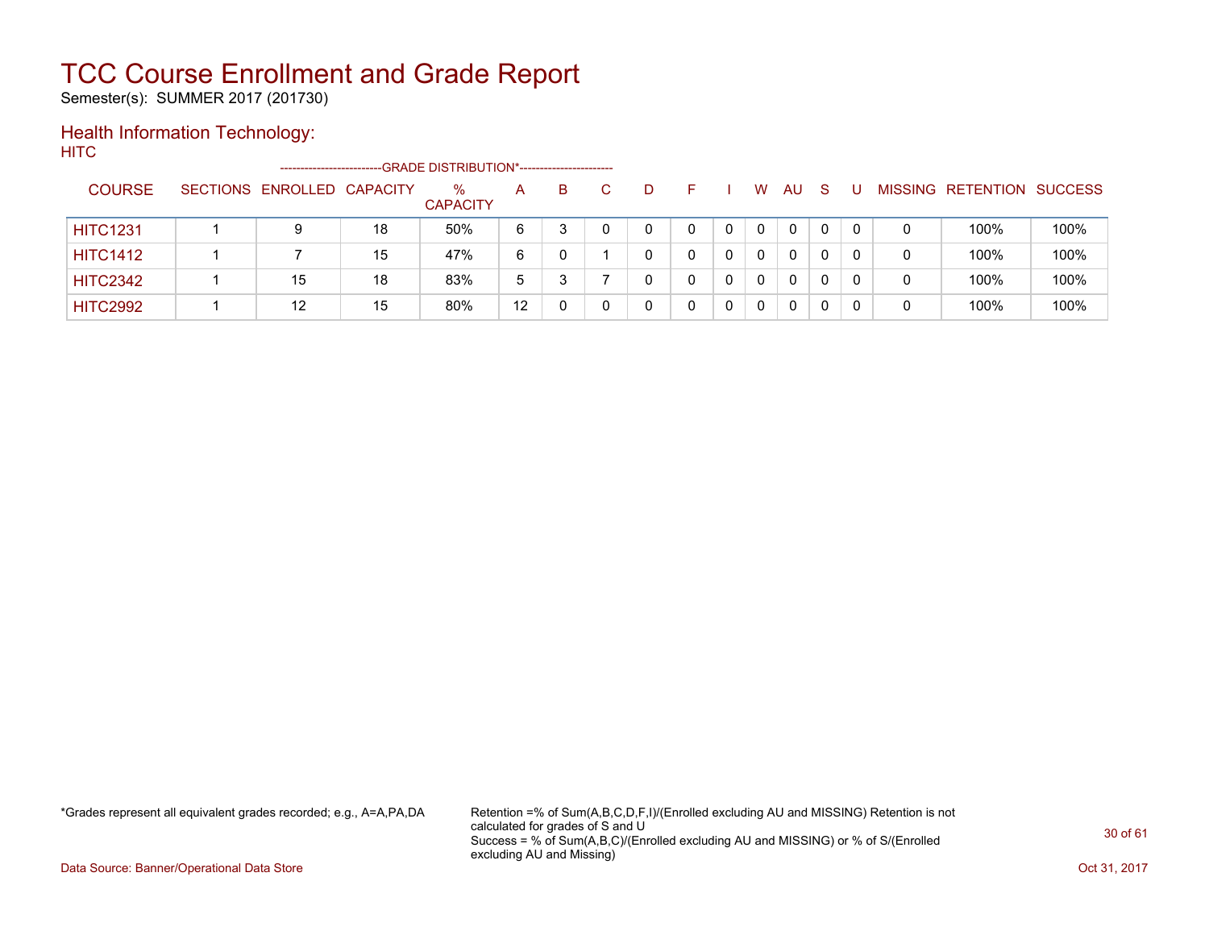# TCC Course Enrollment and Grade Report

Semester(s): SUMMER 2017 (201730)

## Health Information Technology:

HITC

| COURSE | SECTIONS | ENROLLED | CAPACITY | % CAPACITY | A | B | C | D | F | I | W | AU | S | U | MISSING | RETENTION | SUCCESS |
|---|---|---|---|---|---|---|---|---|---|---|---|---|---|---|---|---|---|
| | | | | -------------------------GRADE DISTRIBUTION*----------------------- | | | | | | | | | | | | | |
| HITC1231 | 1 | 9 | 18 | 50% | 6 | 3 | 0 | 0 | 0 | 0 | 0 | 0 | 0 | 0 | 0 | 100% | 100% |
| HITC1412 | 1 | 7 | 15 | 47% | 6 | 0 | 1 | 0 | 0 | 0 | 0 | 0 | 0 | 0 | 0 | 100% | 100% |
| HITC2342 | 1 | 15 | 18 | 83% | 5 | 3 | 7 | 0 | 0 | 0 | 0 | 0 | 0 | 0 | 0 | 100% | 100% |
| HITC2992 | 1 | 12 | 15 | 80% | 12 | 0 | 0 | 0 | 0 | 0 | 0 | 0 | 0 | 0 | 0 | 100% | 100% |

*Grades represent all equivalent grades recorded; e.g., A=A,PA,DA

Retention =% of Sum(A,B,C,D,F,I)/(Enrolled excluding AU and MISSING) Retention is not calculated for grades of S and U
Success = % of Sum(A,B,C)/(Enrolled excluding AU and MISSING) or % of S/(Enrolled excluding AU and Missing)

Data Source: Banner/Operational Data Store

Oct 31, 2017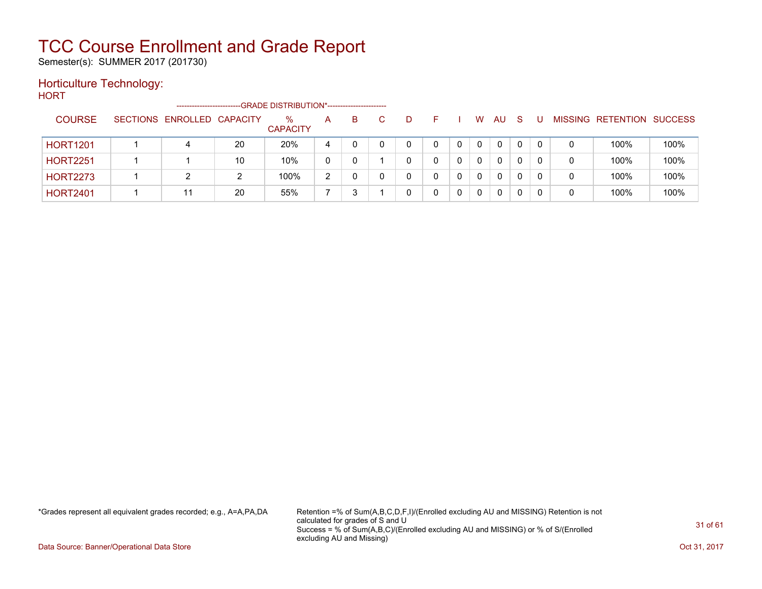# TCC Course Enrollment and Grade Report

Semester(s): SUMMER 2017 (201730)

## Horticulture Technology:

HORT

| COURSE | SECTIONS | ENROLLED | CAPACITY | % CAPACITY | A | B | C | D | F | I | W | AU | S | U | MISSING | RETENTION | SUCCESS |
|---|---|---|---|---|---|---|---|---|---|---|---|---|---|---|---|---|---|
| | | | | ---GRADE DISTRIBUTION*--- | | | | | | | | | | | | | |
| HORT1201 | 1 | 4 | 20 | 20% | 4 | 0 | 0 | 0 | 0 | 0 | 0 | 0 | 0 | 0 | 0 | 100% | 100% |
| HORT2251 | 1 | 1 | 10 | 10% | 0 | 0 | 1 | 0 | 0 | 0 | 0 | 0 | 0 | 0 | 0 | 100% | 100% |
| HORT2273 | 1 | 2 | 2 | 100% | 2 | 0 | 0 | 0 | 0 | 0 | 0 | 0 | 0 | 0 | 0 | 100% | 100% |
| HORT2401 | 1 | 11 | 20 | 55% | 7 | 3 | 1 | 0 | 0 | 0 | 0 | 0 | 0 | 0 | 0 | 100% | 100% |

*Grades represent all equivalent grades recorded; e.g., A=A,PA,DA

Retention =% of Sum(A,B,C,D,F,I)/(Enrolled excluding AU and MISSING) Retention is not calculated for grades of S and U
Success = % of Sum(A,B,C)/(Enrolled excluding AU and MISSING) or % of S/(Enrolled excluding AU and Missing)

Data Source: Banner/Operational Data Store

Oct 31, 2017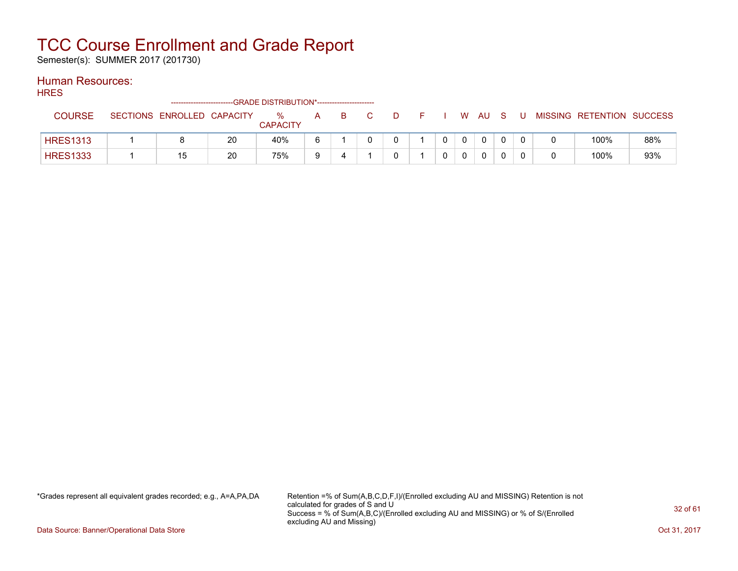# TCC Course Enrollment and Grade Report

Semester(s): SUMMER 2017 (201730)

## Human Resources:

### HRES

| COURSE | SECTIONS | ENROLLED | CAPACITY | % CAPACITY | A | B | C | D | F | I | W | AU | S | U | MISSING | RETENTION | SUCCESS |
|---|---|---|---|---|---|---|---|---|---|---|---|---|---|---|---|---|---|
| | | | | ---GRADE DISTRIBUTION*--- | | | | | | | | | | | | | |
| HRES1313 | 1 | 8 | 20 | 40% | 6 | 1 | 0 | 0 | 1 | 0 | 0 | 0 | 0 | 0 | 0 | 100% | 88% |
| HRES1333 | 1 | 15 | 20 | 75% | 9 | 4 | 1 | 0 | 1 | 0 | 0 | 0 | 0 | 0 | 0 | 100% | 93% |

*Grades represent all equivalent grades recorded; e.g., A=A,PA,DA

Retention =% of Sum(A,B,C,D,F,I)/(Enrolled excluding AU and MISSING) Retention is not calculated for grades of S and U
Success = % of Sum(A,B,C)/(Enrolled excluding AU and MISSING) or % of S/(Enrolled excluding AU and Missing)

Data Source: Banner/Operational Data Store

Oct 31, 2017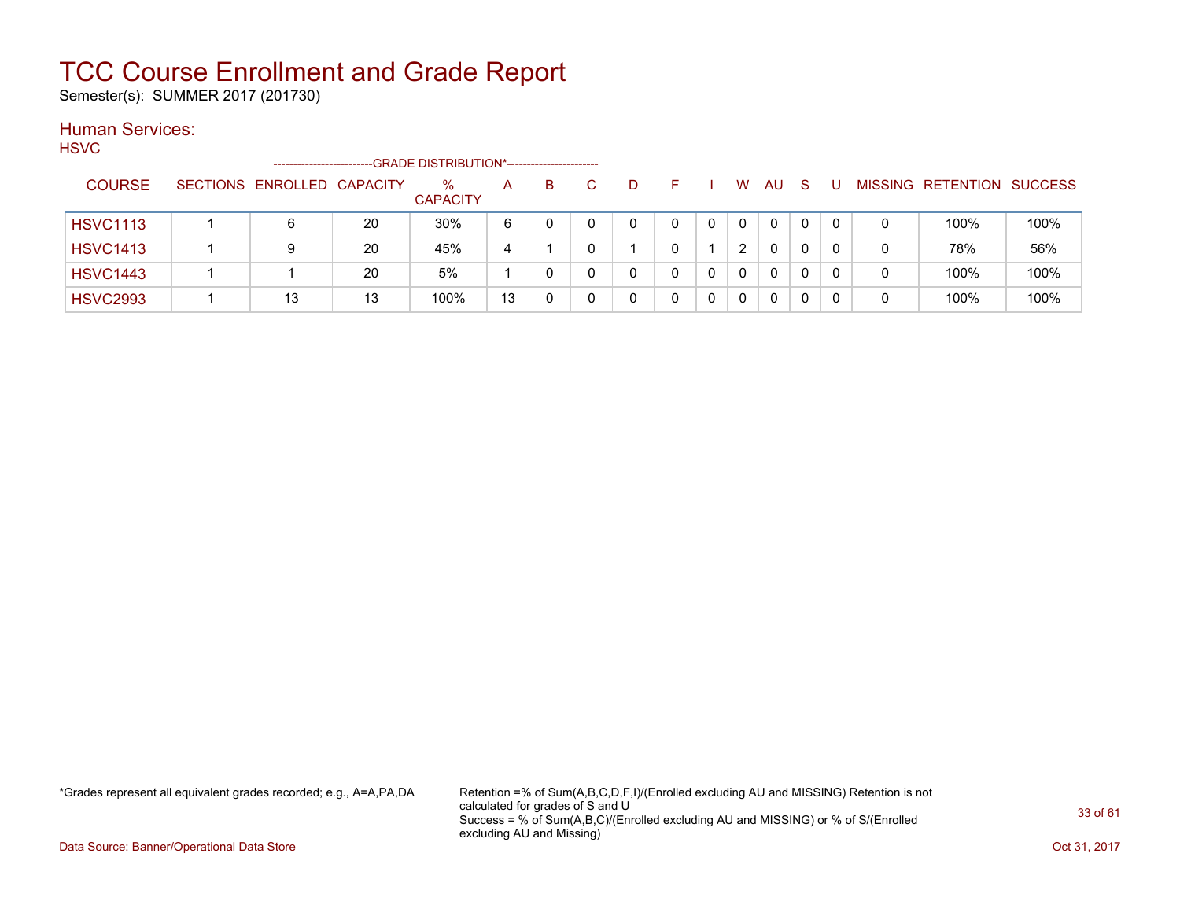# TCC Course Enrollment and Grade Report

Semester(s): SUMMER 2017 (201730)

## Human Services:

HSVC

| COURSE | SECTIONS | ENROLLED | CAPACITY | % CAPACITY | A | B | C | D | F | I | W | AU | S | U | MISSING | RETENTION | SUCCESS |
|---|---|---|---|---|---|---|---|---|---|---|---|---|---|---|---|---|---|
| | | | | --------------------------GRADE DISTRIBUTION*------------------------ | | | | | | | | | | | | | |
| HSVC1113 | 1 | 6 | 20 | 30% | 6 | 0 | 0 | 0 | 0 | 0 | 0 | 0 | 0 | 0 | 0 | 100% | 100% |
| HSVC1413 | 1 | 9 | 20 | 45% | 4 | 1 | 0 | 1 | 0 | 1 | 2 | 0 | 0 | 0 | 0 | 78% | 56% |
| HSVC1443 | 1 | 1 | 20 | 5% | 1 | 0 | 0 | 0 | 0 | 0 | 0 | 0 | 0 | 0 | 0 | 100% | 100% |
| HSVC2993 | 1 | 13 | 13 | 100% | 13 | 0 | 0 | 0 | 0 | 0 | 0 | 0 | 0 | 0 | 0 | 100% | 100% |

*Grades represent all equivalent grades recorded; e.g., A=A,PA,DA

Retention =% of Sum(A,B,C,D,F,I)/(Enrolled excluding AU and MISSING) Retention is not calculated for grades of S and U
Success = % of Sum(A,B,C)/(Enrolled excluding AU and MISSING) or % of S/(Enrolled excluding AU and Missing)

Data Source: Banner/Operational Data Store

Oct 31, 2017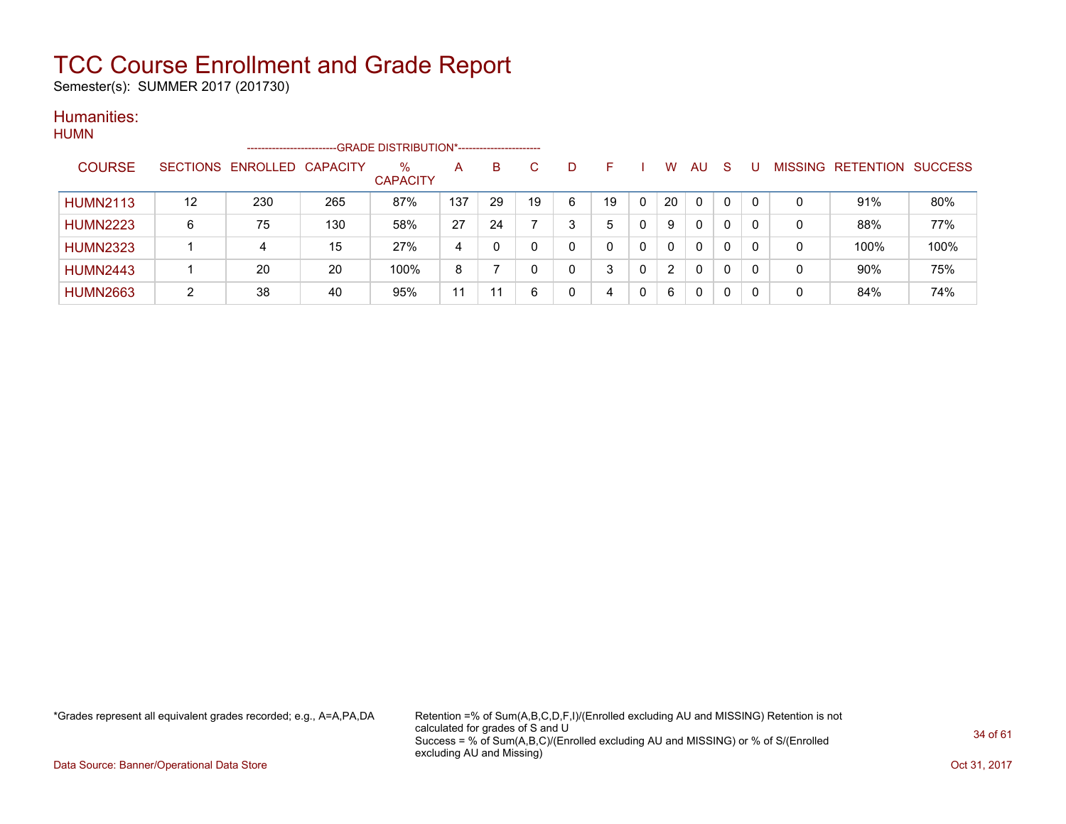# TCC Course Enrollment and Grade Report

Semester(s): SUMMER 2017 (201730)

## Humanities:

### HUMN

| COURSE | SECTIONS | ENROLLED | CAPACITY | % CAPACITY | A | B | C | D | F | I | W | AU | S | U | MISSING | RETENTION | SUCCESS |
|---|---|---|---|---|---|---|---|---|---|---|---|---|---|---|---|---|---|
| | | | | GRADE DISTRIBUTION* | | | | | | | | | | | | | |
| HUMN2113 | 12 | 230 | 265 | 87% | 137 | 29 | 19 | 6 | 19 | 0 | 20 | 0 | 0 | 0 | 0 | 91% | 80% |
| HUMN2223 | 6 | 75 | 130 | 58% | 27 | 24 | 7 | 3 | 5 | 0 | 9 | 0 | 0 | 0 | 0 | 88% | 77% |
| HUMN2323 | 1 | 4 | 15 | 27% | 4 | 0 | 0 | 0 | 0 | 0 | 0 | 0 | 0 | 0 | 0 | 100% | 100% |
| HUMN2443 | 1 | 20 | 20 | 100% | 8 | 7 | 0 | 0 | 3 | 0 | 2 | 0 | 0 | 0 | 0 | 90% | 75% |
| HUMN2663 | 2 | 38 | 40 | 95% | 11 | 11 | 6 | 0 | 4 | 0 | 6 | 0 | 0 | 0 | 0 | 84% | 74% |

*Grades represent all equivalent grades recorded; e.g., A=A,PA,DA

Retention =% of Sum(A,B,C,D,F,I)/(Enrolled excluding AU and MISSING) Retention is not calculated for grades of S and U
Success = % of Sum(A,B,C)/(Enrolled excluding AU and MISSING) or % of S/(Enrolled excluding AU and Missing)

Data Source: Banner/Operational Data Store

Oct 31, 2017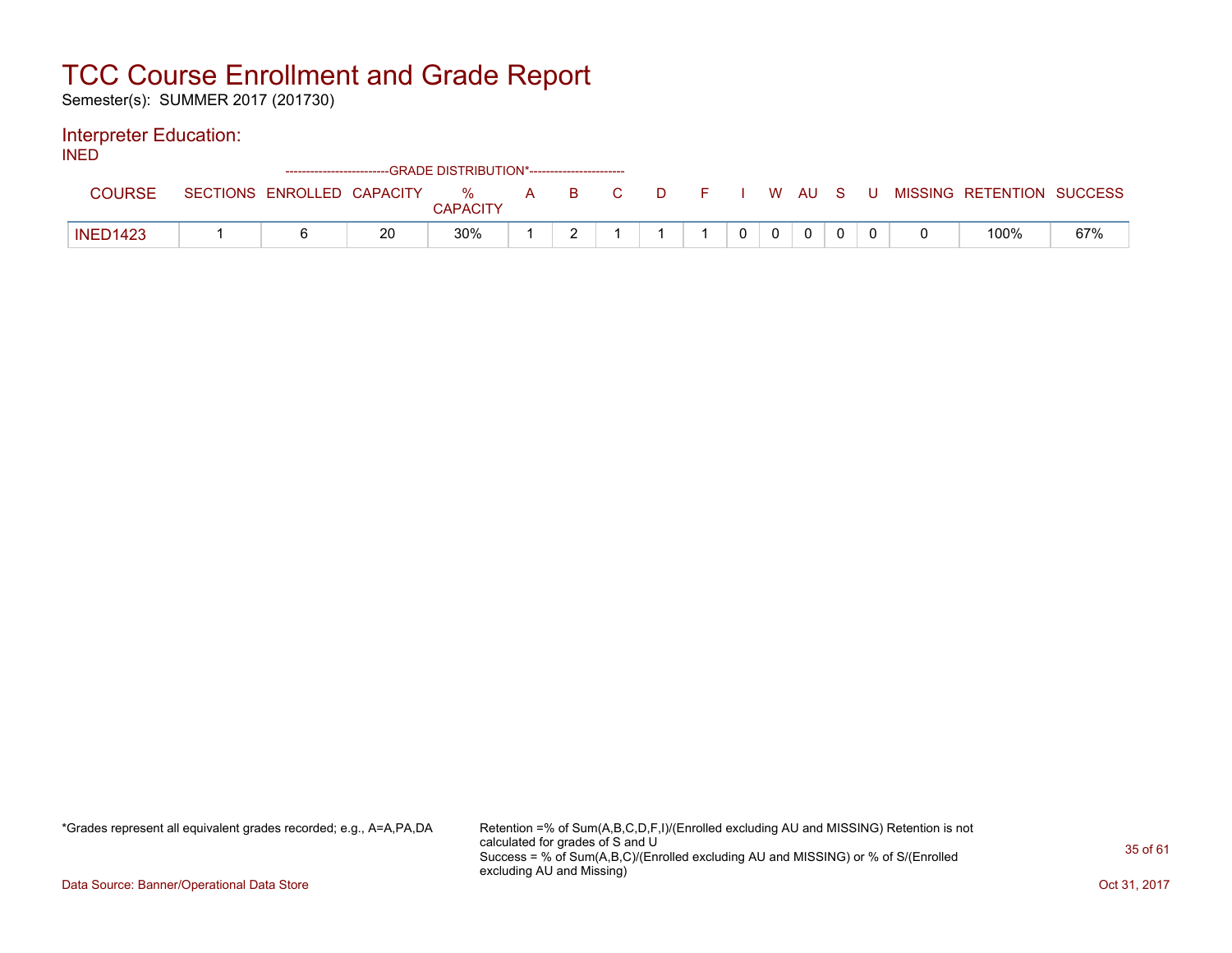# TCC Course Enrollment and Grade Report

Semester(s): SUMMER 2017 (201730)

## Interpreter Education:

INED

| COURSE | SECTIONS | ENROLLED | CAPACITY | % CAPACITY | A | B | C | D | F | I | W | AU | S | U | MISSING | RETENTION | SUCCESS |
|---|---|---|---|---|---|---|---|---|---|---|---|---|---|---|---|---|---|
| INED1423 | 1 | 6 | 20 | 30% | 1 | 2 | 1 | 1 | 1 | 0 | 0 | 0 | 0 | 0 | 0 | 100% | 67% |

Note: the column group header "GRADE DISTRIBUTION*" spans the grade columns.

*Grades represent all equivalent grades recorded; e.g., A=A,PA,DA

Retention =% of Sum(A,B,C,D,F,I)/(Enrolled excluding AU and MISSING) Retention is not calculated for grades of S and U
Success = % of Sum(A,B,C)/(Enrolled excluding AU and MISSING) or % of S/(Enrolled excluding AU and Missing)

Data Source: Banner/Operational Data Store

Oct 31, 2017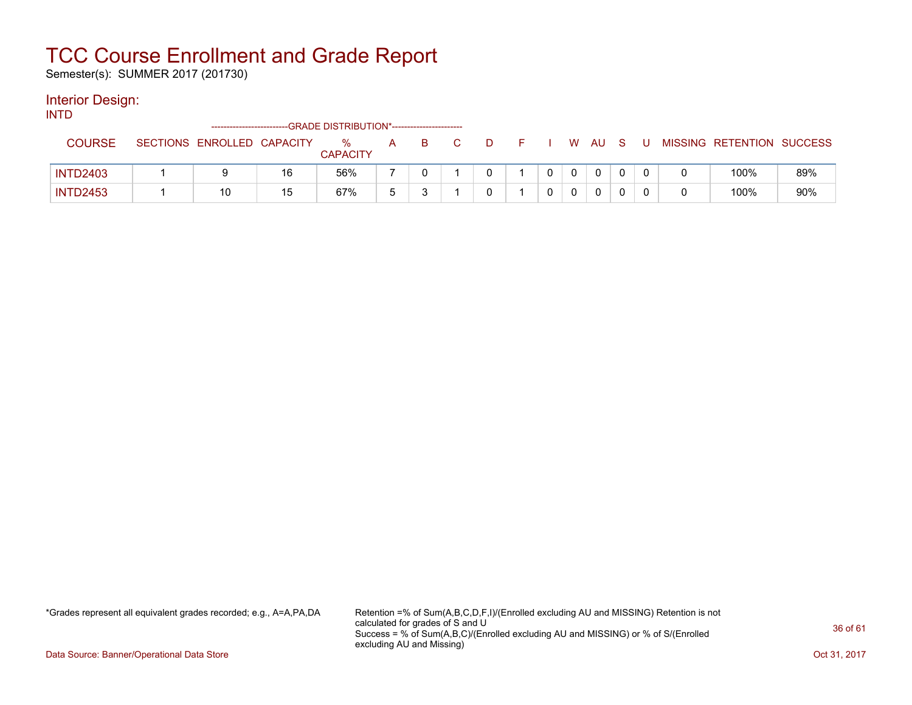# TCC Course Enrollment and Grade Report

Semester(s): SUMMER 2017 (201730)

## Interior Design:

INTD

| COURSE | SECTIONS | ENROLLED | CAPACITY | % CAPACITY | A | B | C | D | F | I | W | AU | S | U | MISSING | RETENTION | SUCCESS |
|---|---|---|---|---|---|---|---|---|---|---|---|---|---|---|---|---|---|
| | | | | --------------------------GRADE DISTRIBUTION*----------------------- | | | | | | | | | | | | | |
| INTD2403 | 1 | 9 | 16 | 56% | 7 | 0 | 1 | 0 | 1 | 0 | 0 | 0 | 0 | 0 | 0 | 100% | 89% |
| INTD2453 | 1 | 10 | 15 | 67% | 5 | 3 | 1 | 0 | 1 | 0 | 0 | 0 | 0 | 0 | 0 | 100% | 90% |

*Grades represent all equivalent grades recorded; e.g., A=A,PA,DA

Retention =% of Sum(A,B,C,D,F,I)/(Enrolled excluding AU and MISSING) Retention is not calculated for grades of S and U
Success = % of Sum(A,B,C)/(Enrolled excluding AU and MISSING) or % of S/(Enrolled excluding AU and Missing)

Data Source: Banner/Operational Data Store

Oct 31, 2017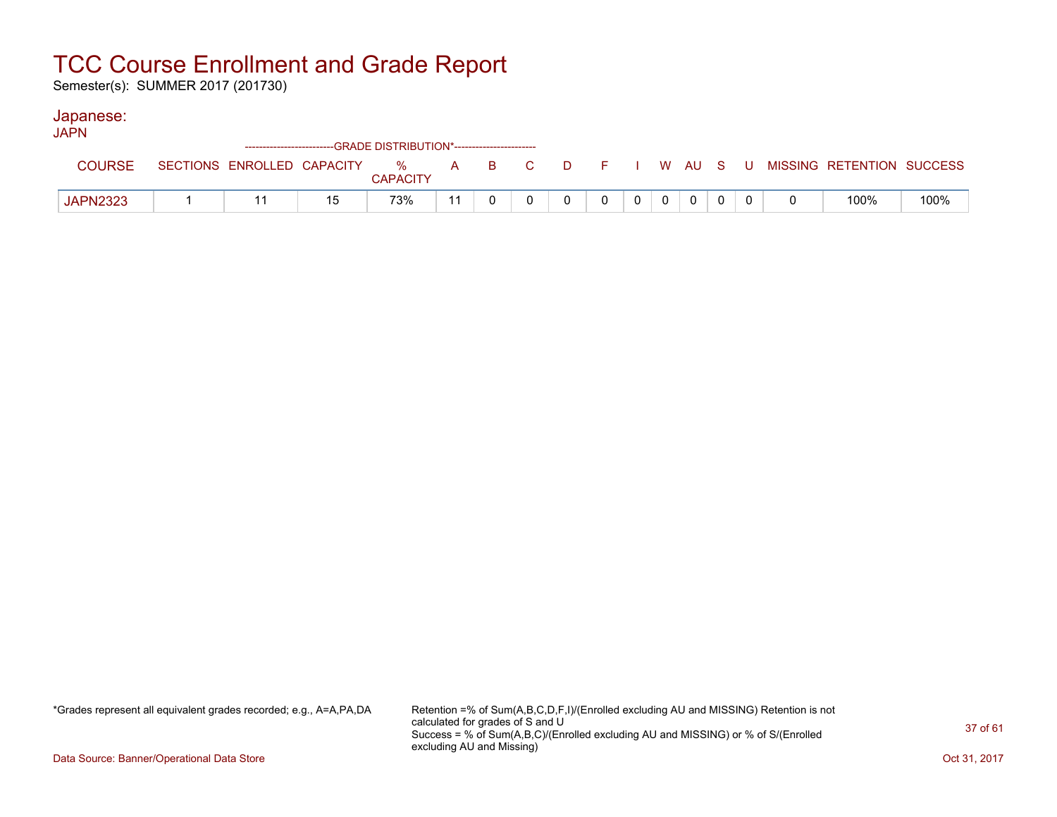# TCC Course Enrollment and Grade Report

Semester(s): SUMMER 2017 (201730)

## Japanese:

JAPN

| COURSE | SECTIONS | ENROLLED | CAPACITY | % CAPACITY | A | B | C | D | F | I | W | AU | S | U | MISSING | RETENTION | SUCCESS |
|---|---|---|---|---|---|---|---|---|---|---|---|---|---|---|---|---|---|
| | | | | -GRADE DISTRIBUTION*- | | | | | | | | | | | | | |
| JAPN2323 | 1 | 11 | 15 | 73% | 11 | 0 | 0 | 0 | 0 | 0 | 0 | 0 | 0 | 0 | 0 | 100% | 100% |

*Grades represent all equivalent grades recorded; e.g., A=A,PA,DA

Retention =% of Sum(A,B,C,D,F,I)/(Enrolled excluding AU and MISSING) Retention is not calculated for grades of S and U
Success = % of Sum(A,B,C)/(Enrolled excluding AU and MISSING) or % of S/(Enrolled excluding AU and Missing)

Data Source: Banner/Operational Data Store

Oct 31, 2017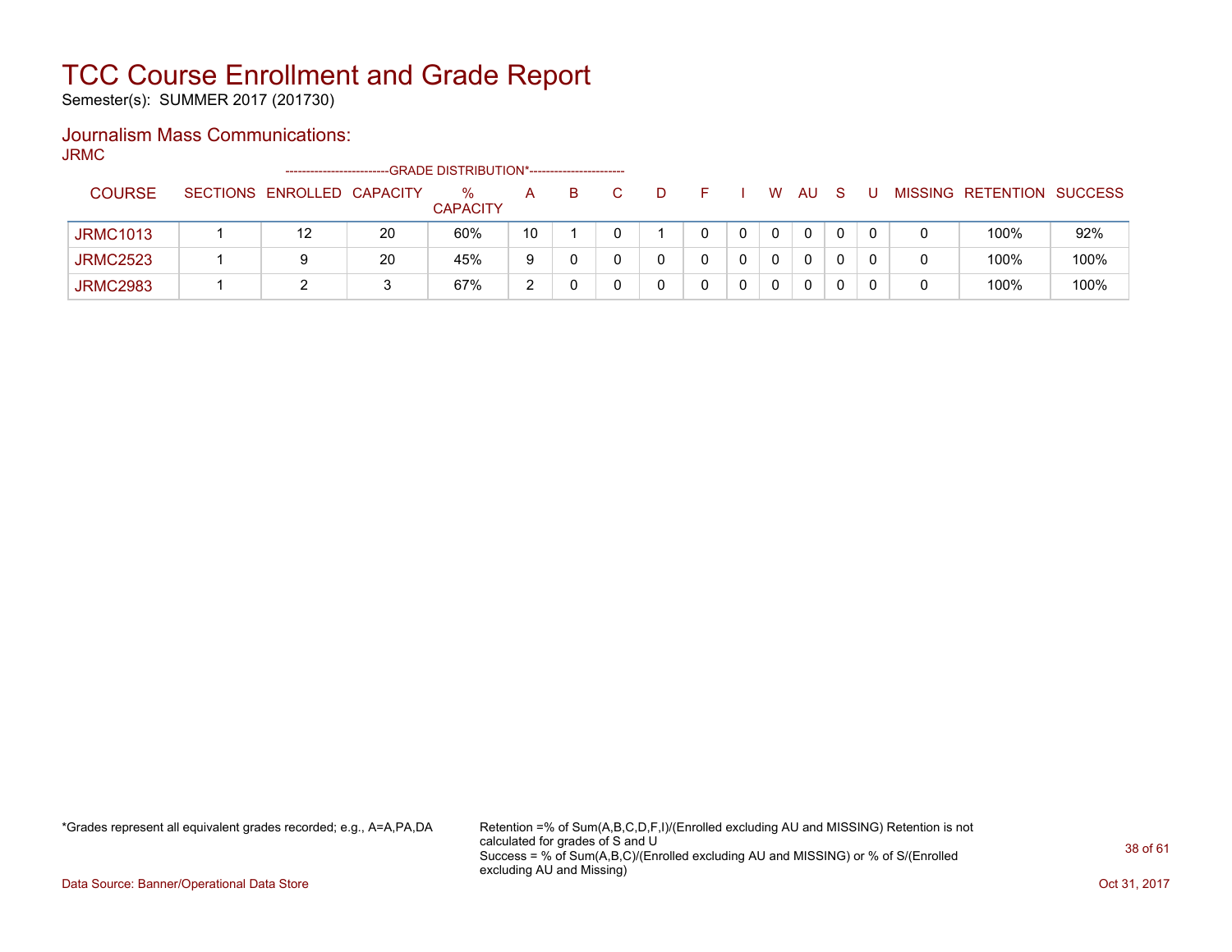# TCC Course Enrollment and Grade Report

Semester(s): SUMMER 2017 (201730)

## Journalism Mass Communications:

JRMC

| COURSE | SECTIONS | ENROLLED | CAPACITY | % CAPACITY | A | B | C | D | F | I | W | AU | S | U | MISSING | RETENTION | SUCCESS |
|---|---|---|---|---|---|---|---|---|---|---|---|---|---|---|---|---|---|
| | | | | -------------------------GRADE DISTRIBUTION*----------------------- | | | | | | | | | | | | | |
| JRMC1013 | 1 | 12 | 20 | 60% | 10 | 1 | 0 | 1 | 0 | 0 | 0 | 0 | 0 | 0 | 0 | 100% | 92% |
| JRMC2523 | 1 | 9 | 20 | 45% | 9 | 0 | 0 | 0 | 0 | 0 | 0 | 0 | 0 | 0 | 0 | 100% | 100% |
| JRMC2983 | 1 | 2 | 3 | 67% | 2 | 0 | 0 | 0 | 0 | 0 | 0 | 0 | 0 | 0 | 0 | 100% | 100% |

*Grades represent all equivalent grades recorded; e.g., A=A,PA,DA

Retention =% of Sum(A,B,C,D,F,I)/(Enrolled excluding AU and MISSING) Retention is not calculated for grades of S and U
Success = % of Sum(A,B,C)/(Enrolled excluding AU and MISSING) or % of S/(Enrolled excluding AU and Missing)

Data Source: Banner/Operational Data Store

Oct 31, 2017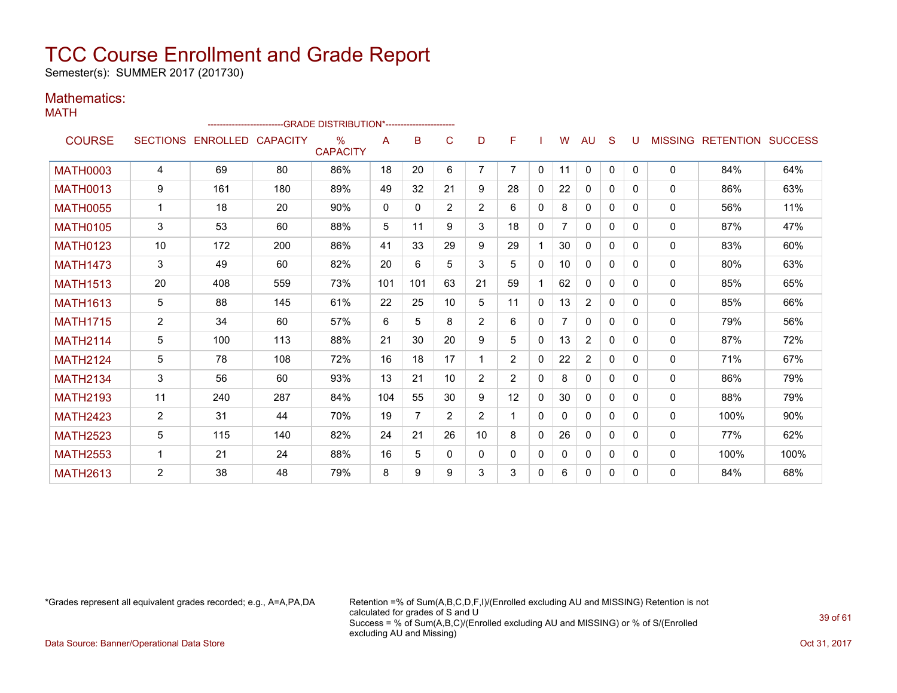# TCC Course Enrollment and Grade Report

Semester(s): SUMMER 2017 (201730)

## Mathematics:

MATH

| COURSE | SECTIONS | ENROLLED | CAPACITY | % CAPACITY | A | B | C | D | F | I | W | AU | S | U | MISSING | RETENTION | SUCCESS |
|---|---|---|---|---|---|---|---|---|---|---|---|---|---|---|---|---|---|
| | | | | | GRADE DISTRIBUTION* | | | | | | | | | | | | |
| MATH0003 | 4 | 69 | 80 | 86% | 18 | 20 | 6 | 7 | 7 | 0 | 11 | 0 | 0 | 0 | 0 | 84% | 64% |
| MATH0013 | 9 | 161 | 180 | 89% | 49 | 32 | 21 | 9 | 28 | 0 | 22 | 0 | 0 | 0 | 0 | 86% | 63% |
| MATH0055 | 1 | 18 | 20 | 90% | 0 | 0 | 2 | 2 | 6 | 0 | 8 | 0 | 0 | 0 | 0 | 56% | 11% |
| MATH0105 | 3 | 53 | 60 | 88% | 5 | 11 | 9 | 3 | 18 | 0 | 7 | 0 | 0 | 0 | 0 | 87% | 47% |
| MATH0123 | 10 | 172 | 200 | 86% | 41 | 33 | 29 | 9 | 29 | 1 | 30 | 0 | 0 | 0 | 0 | 83% | 60% |
| MATH1473 | 3 | 49 | 60 | 82% | 20 | 6 | 5 | 3 | 5 | 0 | 10 | 0 | 0 | 0 | 0 | 80% | 63% |
| MATH1513 | 20 | 408 | 559 | 73% | 101 | 101 | 63 | 21 | 59 | 1 | 62 | 0 | 0 | 0 | 0 | 85% | 65% |
| MATH1613 | 5 | 88 | 145 | 61% | 22 | 25 | 10 | 5 | 11 | 0 | 13 | 2 | 0 | 0 | 0 | 85% | 66% |
| MATH1715 | 2 | 34 | 60 | 57% | 6 | 5 | 8 | 2 | 6 | 0 | 7 | 0 | 0 | 0 | 0 | 79% | 56% |
| MATH2114 | 5 | 100 | 113 | 88% | 21 | 30 | 20 | 9 | 5 | 0 | 13 | 2 | 0 | 0 | 0 | 87% | 72% |
| MATH2124 | 5 | 78 | 108 | 72% | 16 | 18 | 17 | 1 | 2 | 0 | 22 | 2 | 0 | 0 | 0 | 71% | 67% |
| MATH2134 | 3 | 56 | 60 | 93% | 13 | 21 | 10 | 2 | 2 | 0 | 8 | 0 | 0 | 0 | 0 | 86% | 79% |
| MATH2193 | 11 | 240 | 287 | 84% | 104 | 55 | 30 | 9 | 12 | 0 | 30 | 0 | 0 | 0 | 0 | 88% | 79% |
| MATH2423 | 2 | 31 | 44 | 70% | 19 | 7 | 2 | 2 | 1 | 0 | 0 | 0 | 0 | 0 | 0 | 100% | 90% |
| MATH2523 | 5 | 115 | 140 | 82% | 24 | 21 | 26 | 10 | 8 | 0 | 26 | 0 | 0 | 0 | 0 | 77% | 62% |
| MATH2553 | 1 | 21 | 24 | 88% | 16 | 5 | 0 | 0 | 0 | 0 | 0 | 0 | 0 | 0 | 0 | 100% | 100% |
| MATH2613 | 2 | 38 | 48 | 79% | 8 | 9 | 9 | 3 | 3 | 0 | 6 | 0 | 0 | 0 | 0 | 84% | 68% |

*Grades represent all equivalent grades recorded; e.g., A=A,PA,DA

Retention =% of Sum(A,B,C,D,F,I)/(Enrolled excluding AU and MISSING) Retention is not calculated for grades of S and U
Success = % of Sum(A,B,C)/(Enrolled excluding AU and MISSING) or % of S/(Enrolled excluding AU and Missing)

Data Source: Banner/Operational Data Store

Oct 31, 2017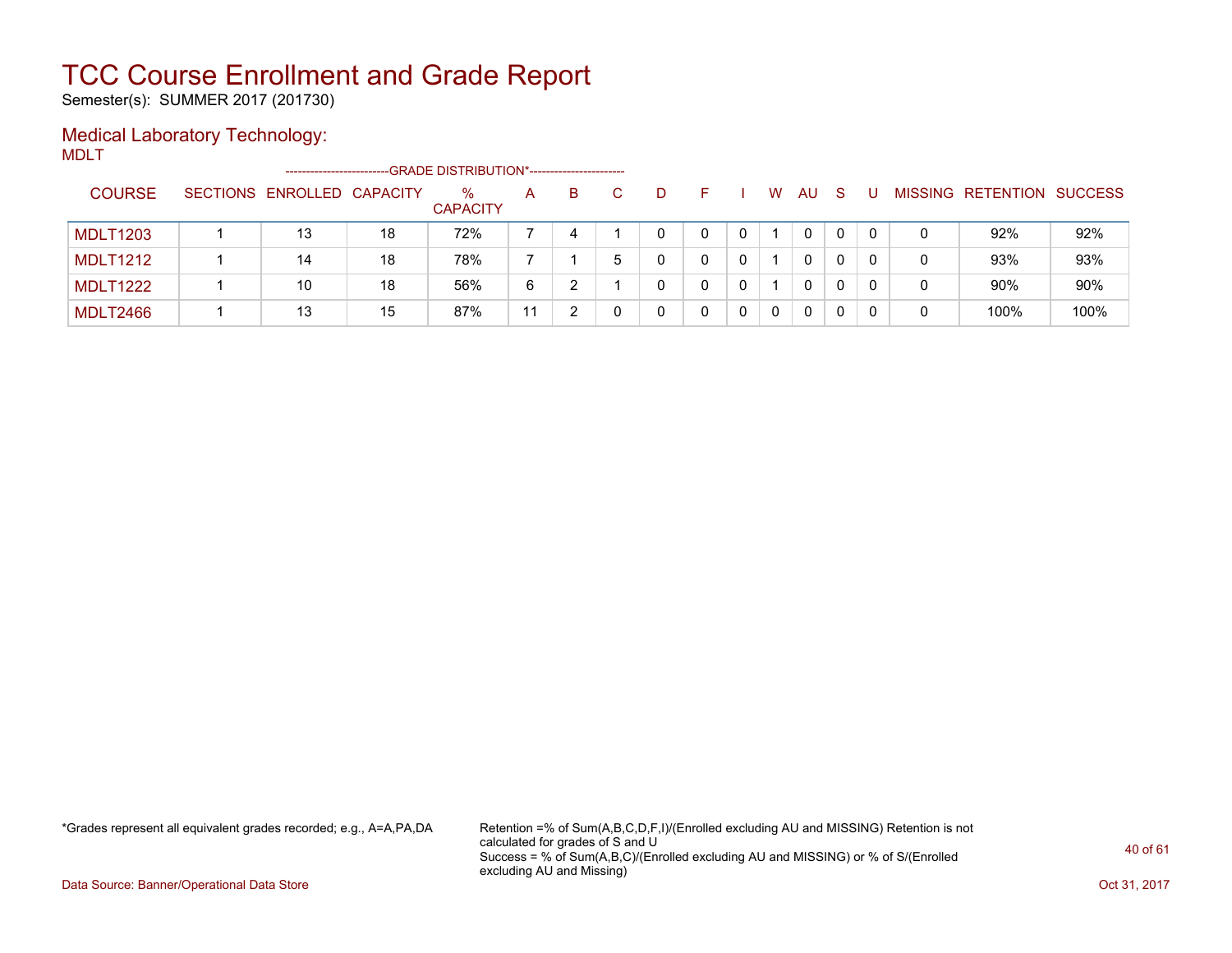# TCC Course Enrollment and Grade Report

Semester(s): SUMMER 2017 (201730)

## Medical Laboratory Technology:

MDLT

| COURSE | SECTIONS | ENROLLED | CAPACITY | % CAPACITY | A | B | C | D | F | I | W | AU | S | U | MISSING | RETENTION | SUCCESS |
|---|---|---|---|---|---|---|---|---|---|---|---|---|---|---|---|---|---|
| | | | | -GRADE DISTRIBUTION* | | | | | | | | | | | | | |
| MDLT1203 | 1 | 13 | 18 | 72% | 7 | 4 | 1 | 0 | 0 | 0 | 1 | 0 | 0 | 0 | 0 | 92% | 92% |
| MDLT1212 | 1 | 14 | 18 | 78% | 7 | 1 | 5 | 0 | 0 | 0 | 1 | 0 | 0 | 0 | 0 | 93% | 93% |
| MDLT1222 | 1 | 10 | 18 | 56% | 6 | 2 | 1 | 0 | 0 | 0 | 1 | 0 | 0 | 0 | 0 | 90% | 90% |
| MDLT2466 | 1 | 13 | 15 | 87% | 11 | 2 | 0 | 0 | 0 | 0 | 0 | 0 | 0 | 0 | 0 | 100% | 100% |

*Grades represent all equivalent grades recorded; e.g., A=A,PA,DA

Retention =% of Sum(A,B,C,D,F,I)/(Enrolled excluding AU and MISSING) Retention is not calculated for grades of S and U
Success = % of Sum(A,B,C)/(Enrolled excluding AU and MISSING) or % of S/(Enrolled excluding AU and Missing)

Data Source: Banner/Operational Data Store

Oct 31, 2017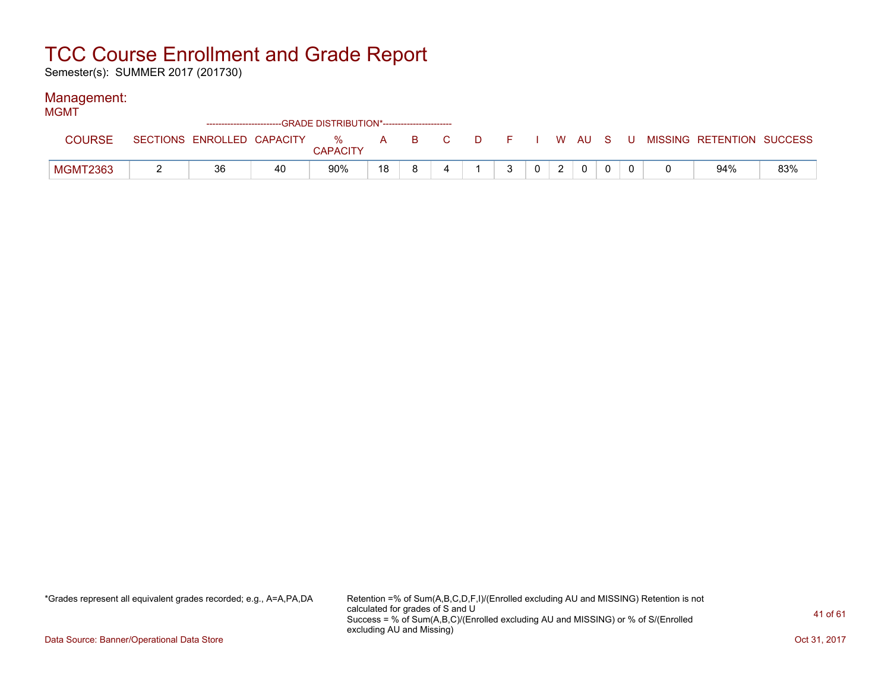# TCC Course Enrollment and Grade Report

Semester(s): SUMMER 2017 (201730)

## Management:

MGMT

| COURSE | SECTIONS | ENROLLED | CAPACITY | % CAPACITY | A | B | C | D | F | I | W | AU | S | U | MISSING | RETENTION | SUCCESS |
|---|---|---|---|---|---|---|---|---|---|---|---|---|---|---|---|---|---|
| | | | | -GRADE DISTRIBUTION*- | | | | | | | | | | | | | |
| MGMT2363 | 2 | 36 | 40 | 90% | 18 | 8 | 4 | 1 | 3 | 0 | 2 | 0 | 0 | 0 | 0 | 94% | 83% |

*Grades represent all equivalent grades recorded; e.g., A=A,PA,DA

Retention =% of Sum(A,B,C,D,F,I)/(Enrolled excluding AU and MISSING) Retention is not calculated for grades of S and U
Success = % of Sum(A,B,C)/(Enrolled excluding AU and MISSING) or % of S/(Enrolled excluding AU and Missing)

Data Source: Banner/Operational Data Store

Oct 31, 2017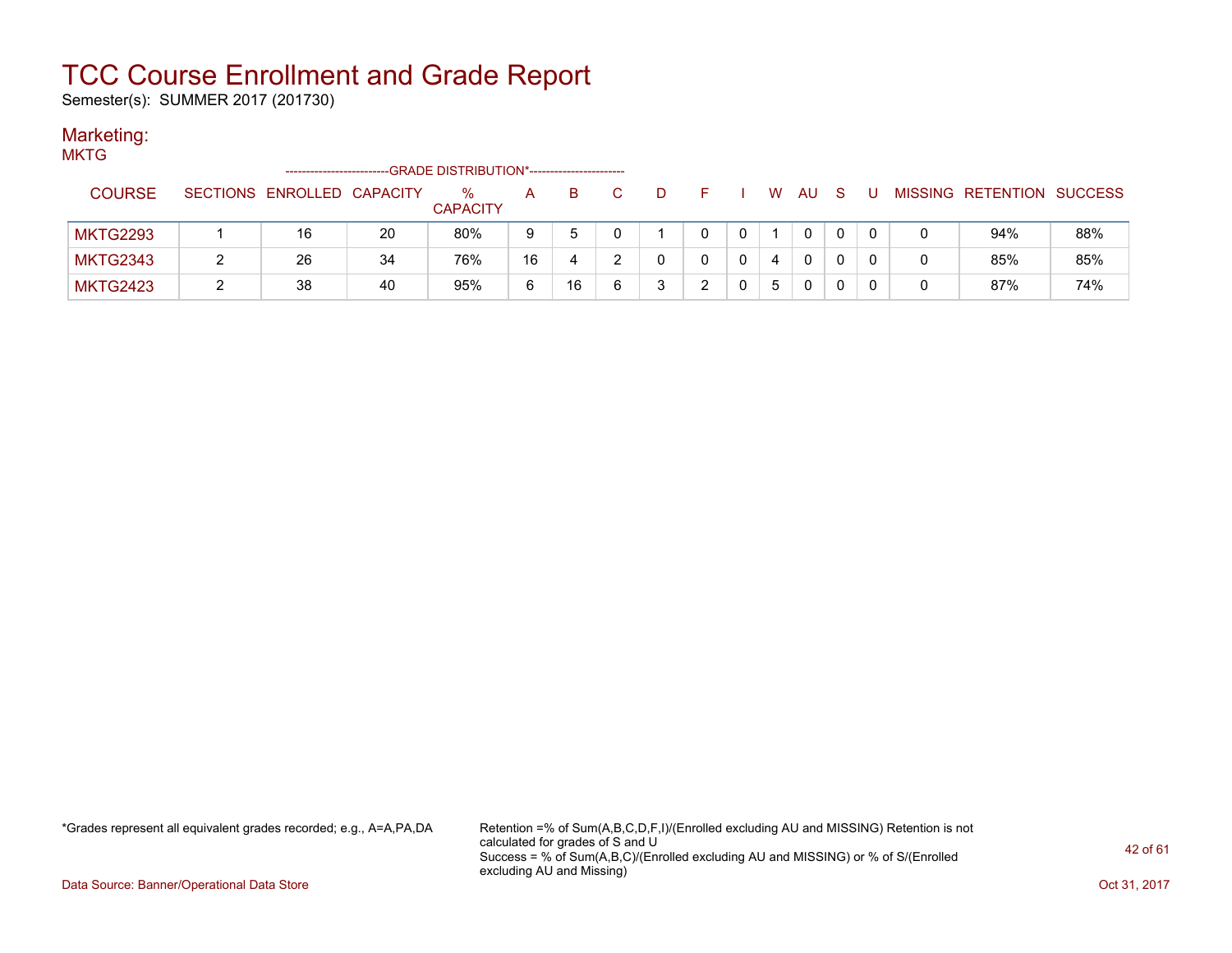# TCC Course Enrollment and Grade Report

Semester(s): SUMMER 2017 (201730)

## Marketing:

MKTG

| COURSE | SECTIONS | ENROLLED | CAPACITY | % CAPACITY | A | B | C | D | F | I | W | AU | S | U | MISSING | RETENTION | SUCCESS |
|---|---|---|---|---|---|---|---|---|---|---|---|---|---|---|---|---|---|
| MKTG2293 | 1 | 16 | 20 | 80% | 9 | 5 | 0 | 1 | 0 | 0 | 1 | 0 | 0 | 0 | 0 | 94% | 88% |
| MKTG2343 | 2 | 26 | 34 | 76% | 16 | 4 | 2 | 0 | 0 | 0 | 4 | 0 | 0 | 0 | 0 | 85% | 85% |
| MKTG2423 | 2 | 38 | 40 | 95% | 6 | 16 | 6 | 3 | 2 | 0 | 5 | 0 | 0 | 0 | 0 | 87% | 74% |

Columns A through U: GRADE DISTRIBUTION*

*Grades represent all equivalent grades recorded; e.g., A=A,PA,DA

Retention =% of Sum(A,B,C,D,F,I)/(Enrolled excluding AU and MISSING) Retention is not calculated for grades of S and U
Success = % of Sum(A,B,C)/(Enrolled excluding AU and MISSING) or % of S/(Enrolled excluding AU and Missing)

Data Source: Banner/Operational Data Store

Oct 31, 2017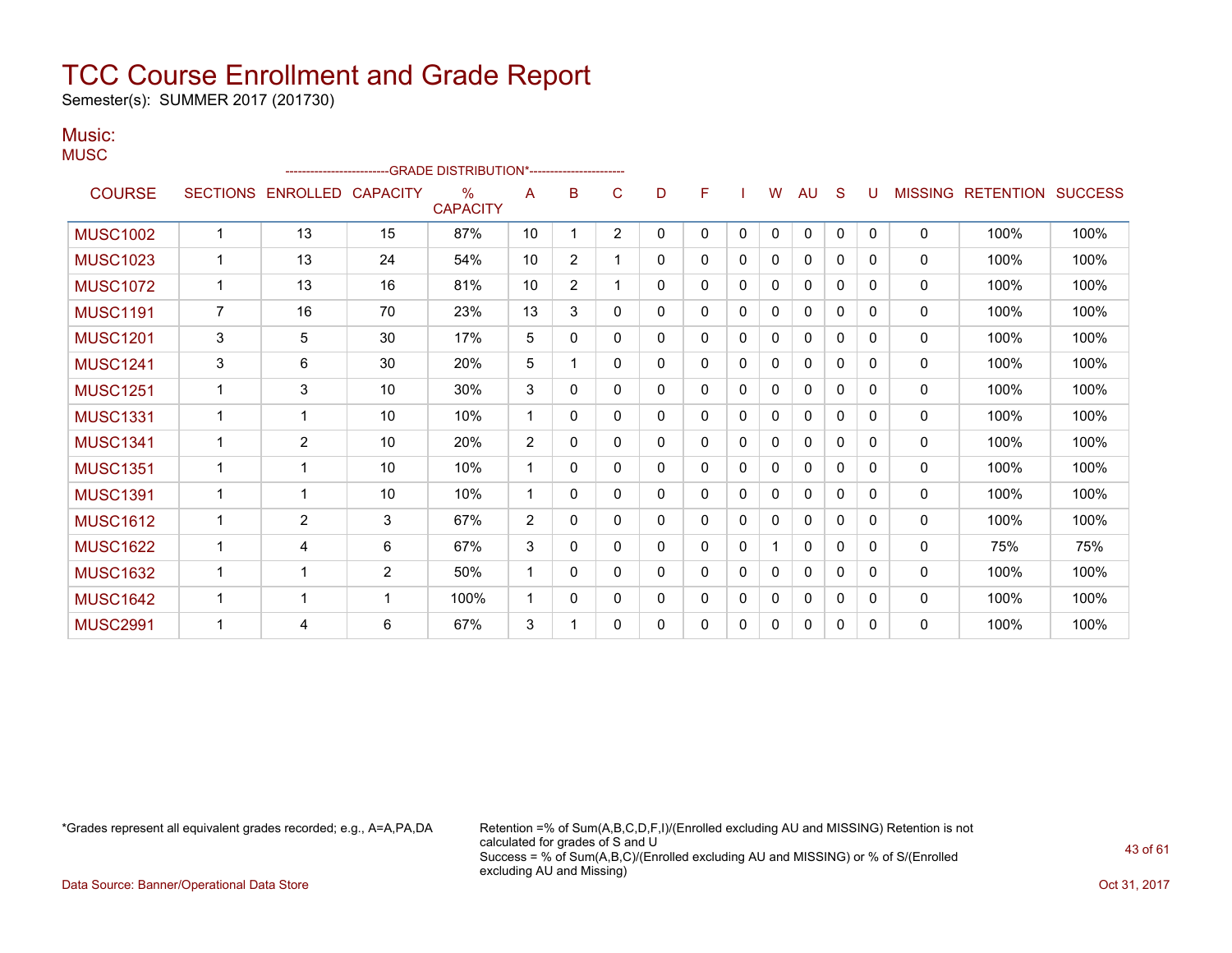# TCC Course Enrollment and Grade Report

Semester(s): SUMMER 2017 (201730)

## Music:

MUSC

| COURSE | SECTIONS | ENROLLED | CAPACITY | % CAPACITY | A | B | C | D | F | I | W | AU | S | U | MISSING | RETENTION | SUCCESS |
|---|---|---|---|---|---|---|---|---|---|---|---|---|---|---|---|---|---|
| | | | | --GRADE DISTRIBUTION*-- | | | | | | | | | | | | | |
| MUSC1002 | 1 | 13 | 15 | 87% | 10 | 1 | 2 | 0 | 0 | 0 | 0 | 0 | 0 | 0 | 0 | 100% | 100% |
| MUSC1023 | 1 | 13 | 24 | 54% | 10 | 2 | 1 | 0 | 0 | 0 | 0 | 0 | 0 | 0 | 0 | 100% | 100% |
| MUSC1072 | 1 | 13 | 16 | 81% | 10 | 2 | 1 | 0 | 0 | 0 | 0 | 0 | 0 | 0 | 0 | 100% | 100% |
| MUSC1191 | 7 | 16 | 70 | 23% | 13 | 3 | 0 | 0 | 0 | 0 | 0 | 0 | 0 | 0 | 0 | 100% | 100% |
| MUSC1201 | 3 | 5 | 30 | 17% | 5 | 0 | 0 | 0 | 0 | 0 | 0 | 0 | 0 | 0 | 0 | 100% | 100% |
| MUSC1241 | 3 | 6 | 30 | 20% | 5 | 1 | 0 | 0 | 0 | 0 | 0 | 0 | 0 | 0 | 0 | 100% | 100% |
| MUSC1251 | 1 | 3 | 10 | 30% | 3 | 0 | 0 | 0 | 0 | 0 | 0 | 0 | 0 | 0 | 0 | 100% | 100% |
| MUSC1331 | 1 | 1 | 10 | 10% | 1 | 0 | 0 | 0 | 0 | 0 | 0 | 0 | 0 | 0 | 0 | 100% | 100% |
| MUSC1341 | 1 | 2 | 10 | 20% | 2 | 0 | 0 | 0 | 0 | 0 | 0 | 0 | 0 | 0 | 0 | 100% | 100% |
| MUSC1351 | 1 | 1 | 10 | 10% | 1 | 0 | 0 | 0 | 0 | 0 | 0 | 0 | 0 | 0 | 0 | 100% | 100% |
| MUSC1391 | 1 | 1 | 10 | 10% | 1 | 0 | 0 | 0 | 0 | 0 | 0 | 0 | 0 | 0 | 0 | 100% | 100% |
| MUSC1612 | 1 | 2 | 3 | 67% | 2 | 0 | 0 | 0 | 0 | 0 | 0 | 0 | 0 | 0 | 0 | 100% | 100% |
| MUSC1622 | 1 | 4 | 6 | 67% | 3 | 0 | 0 | 0 | 0 | 0 | 1 | 0 | 0 | 0 | 0 | 75% | 75% |
| MUSC1632 | 1 | 1 | 2 | 50% | 1 | 0 | 0 | 0 | 0 | 0 | 0 | 0 | 0 | 0 | 0 | 100% | 100% |
| MUSC1642 | 1 | 1 | 1 | 100% | 1 | 0 | 0 | 0 | 0 | 0 | 0 | 0 | 0 | 0 | 0 | 100% | 100% |
| MUSC2991 | 1 | 4 | 6 | 67% | 3 | 1 | 0 | 0 | 0 | 0 | 0 | 0 | 0 | 0 | 0 | 100% | 100% |

*Grades represent all equivalent grades recorded; e.g., A=A,PA,DA

Retention =% of Sum(A,B,C,D,F,I)/(Enrolled excluding AU and MISSING) Retention is not calculated for grades of S and U
Success = % of Sum(A,B,C)/(Enrolled excluding AU and MISSING) or % of S/(Enrolled excluding AU and Missing)

Data Source: Banner/Operational Data Store

Oct 31, 2017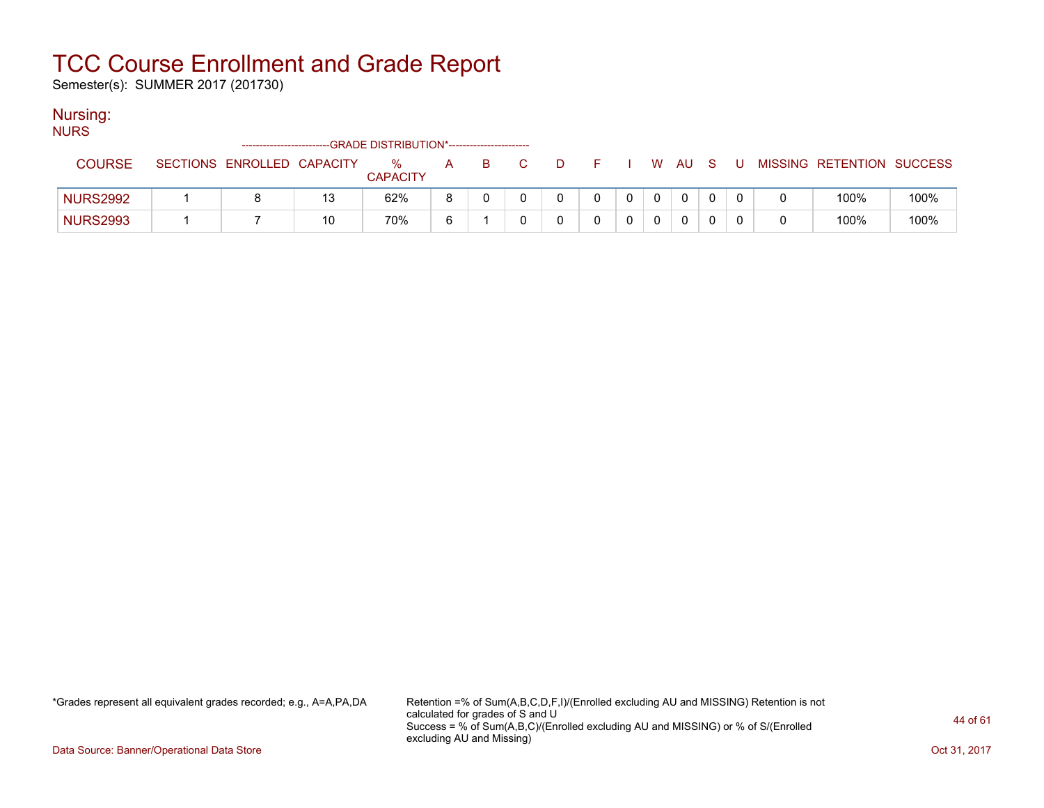# TCC Course Enrollment and Grade Report

Semester(s): SUMMER 2017 (201730)

## Nursing:

### NURS

| COURSE | SECTIONS | ENROLLED | CAPACITY | % CAPACITY | A | B | C | D | F | I | W | AU | S | U | MISSING | RETENTION | SUCCESS |
|---|---|---|---|---|---|---|---|---|---|---|---|---|---|---|---|---|---|
| | | | | GRADE DISTRIBUTION* | | | | | | | | | | | | | |
| NURS2992 | 1 | 8 | 13 | 62% | 8 | 0 | 0 | 0 | 0 | 0 | 0 | 0 | 0 | 0 | 0 | 100% | 100% |
| NURS2993 | 1 | 7 | 10 | 70% | 6 | 1 | 0 | 0 | 0 | 0 | 0 | 0 | 0 | 0 | 0 | 100% | 100% |

*Grades represent all equivalent grades recorded; e.g., A=A,PA,DA

Retention =% of Sum(A,B,C,D,F,I)/(Enrolled excluding AU and MISSING) Retention is not calculated for grades of S and U
Success = % of Sum(A,B,C)/(Enrolled excluding AU and MISSING) or % of S/(Enrolled excluding AU and Missing)

Data Source: Banner/Operational Data Store

Oct 31, 2017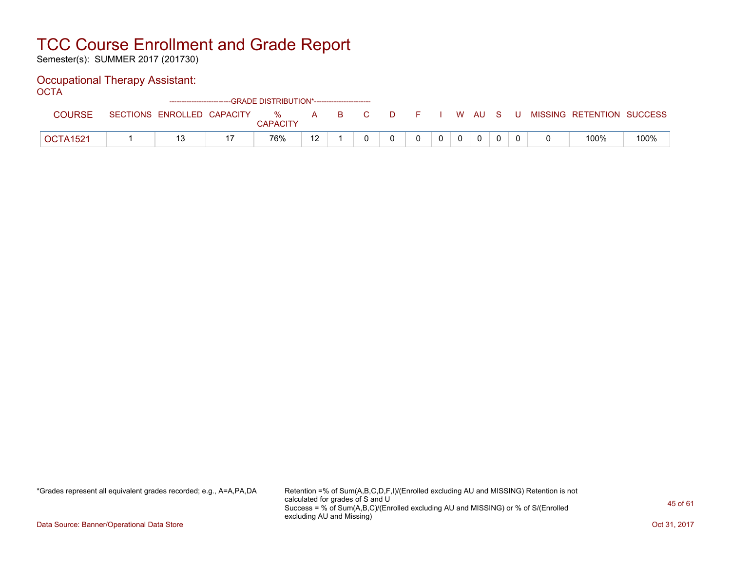# TCC Course Enrollment and Grade Report

Semester(s): SUMMER 2017 (201730)

## Occupational Therapy Assistant:

OCTA

| COURSE | SECTIONS | ENROLLED | CAPACITY | % CAPACITY | A | B | C | D | F | I | W | AU | S | U | MISSING | RETENTION | SUCCESS |
|---|---|---|---|---|---|---|---|---|---|---|---|---|---|---|---|---|---|
| | | | | -GRADE DISTRIBUTION* | | | | | | | | | | | | | |
| OCTA1521 | 1 | 13 | 17 | 76% | 12 | 1 | 0 | 0 | 0 | 0 | 0 | 0 | 0 | 0 | 0 | 100% | 100% |

*Grades represent all equivalent grades recorded; e.g., A=A,PA,DA

Retention =% of Sum(A,B,C,D,F,I)/(Enrolled excluding AU and MISSING) Retention is not calculated for grades of S and U
Success = % of Sum(A,B,C)/(Enrolled excluding AU and MISSING) or % of S/(Enrolled excluding AU and Missing)

Data Source: Banner/Operational Data Store

Oct 31, 2017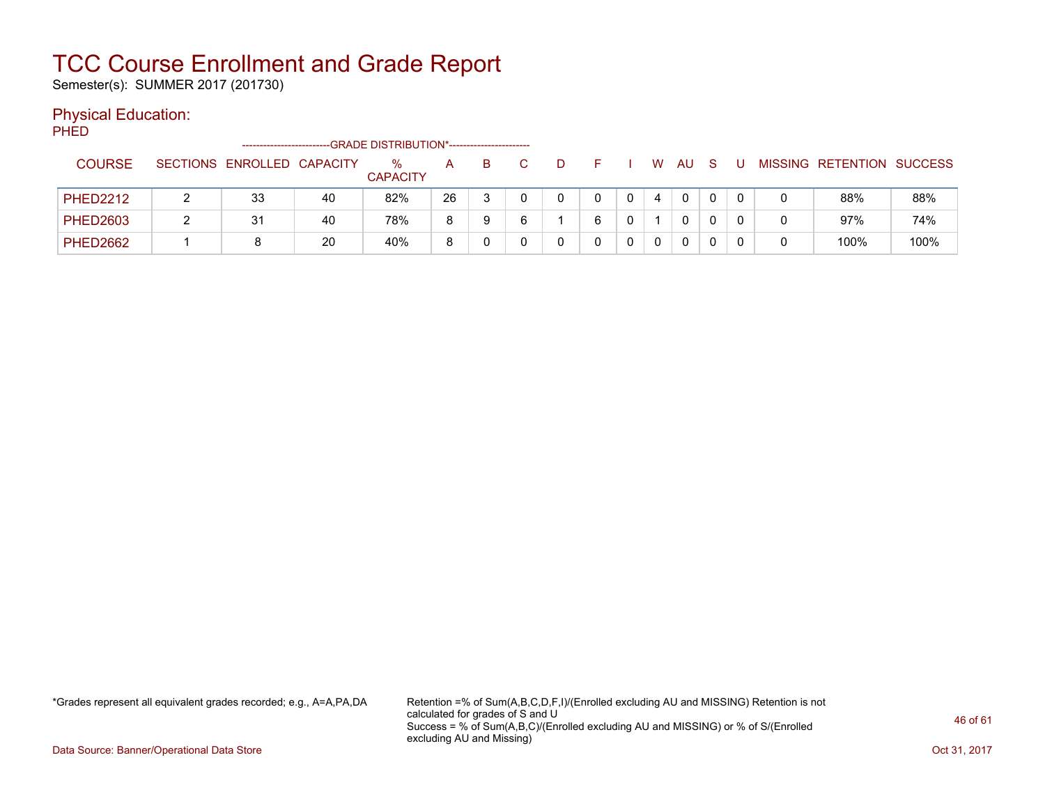# TCC Course Enrollment and Grade Report

Semester(s): SUMMER 2017 (201730)

## Physical Education:

### PHED

| COURSE | SECTIONS | ENROLLED | CAPACITY | % CAPACITY | A | B | C | D | F | I | W | AU | S | U | MISSING | RETENTION | SUCCESS |
|---|---|---|---|---|---|---|---|---|---|---|---|---|---|---|---|---|---|
| | | | | GRADE DISTRIBUTION* | | | | | | | | | | | | | |
| PHED2212 | 2 | 33 | 40 | 82% | 26 | 3 | 0 | 0 | 0 | 0 | 4 | 0 | 0 | 0 | 0 | 88% | 88% |
| PHED2603 | 2 | 31 | 40 | 78% | 8 | 9 | 6 | 1 | 6 | 0 | 1 | 0 | 0 | 0 | 0 | 97% | 74% |
| PHED2662 | 1 | 8 | 20 | 40% | 8 | 0 | 0 | 0 | 0 | 0 | 0 | 0 | 0 | 0 | 0 | 100% | 100% |

*Grades represent all equivalent grades recorded; e.g., A=A,PA,DA

Retention =% of Sum(A,B,C,D,F,I)/(Enrolled excluding AU and MISSING) Retention is not calculated for grades of S and U
Success = % of Sum(A,B,C)/(Enrolled excluding AU and MISSING) or % of S/(Enrolled excluding AU and Missing)

Data Source: Banner/Operational Data Store

Oct 31, 2017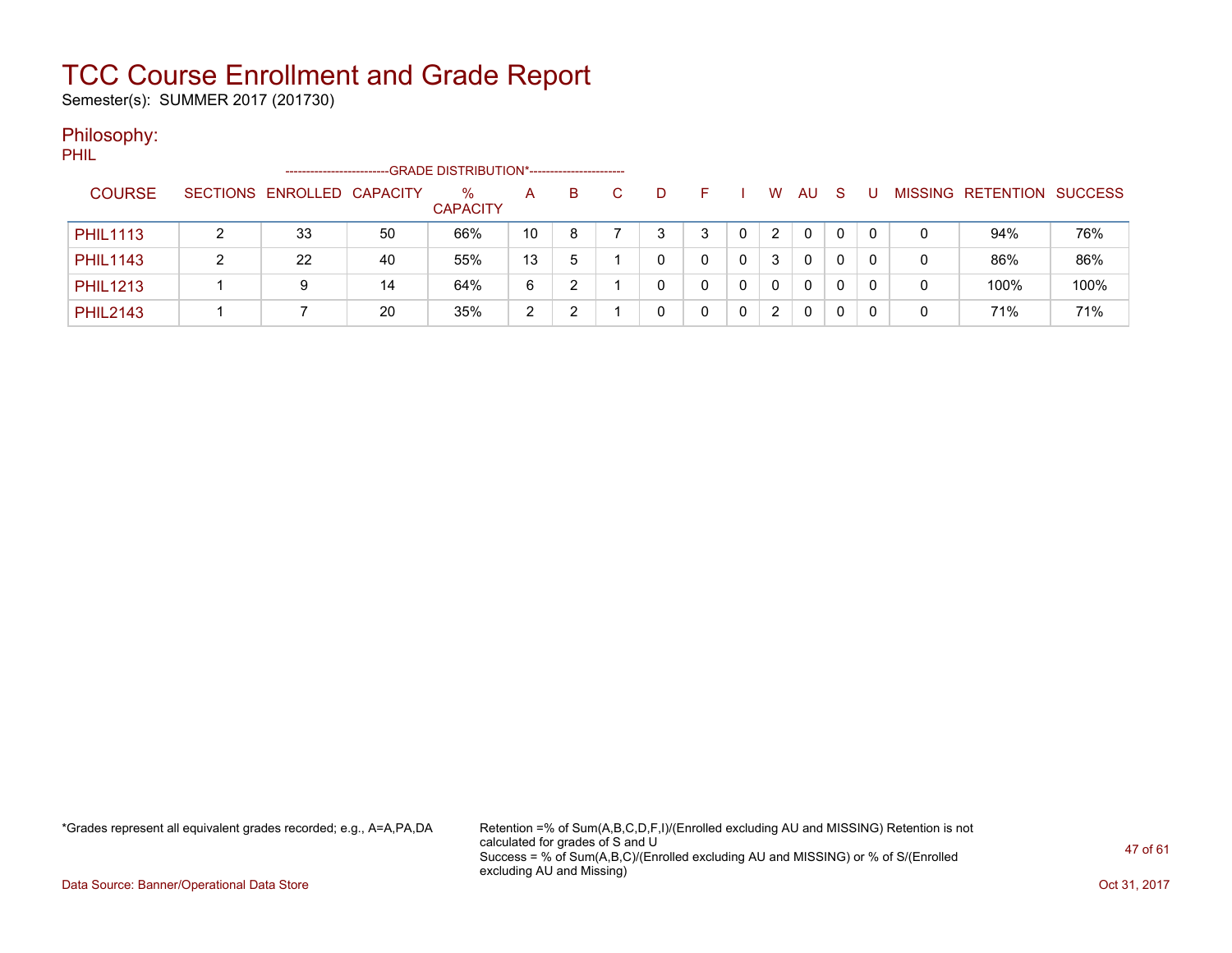# TCC Course Enrollment and Grade Report

Semester(s): SUMMER 2017 (201730)

## Philosophy:

PHIL

| COURSE | SECTIONS | ENROLLED | CAPACITY | % CAPACITY | A | B | C | D | F | I | W | AU | S | U | MISSING | RETENTION | SUCCESS |
|---|---|---|---|---|---|---|---|---|---|---|---|---|---|---|---|---|---|
| | | | | --GRADE DISTRIBUTION*-- | | | | | | | | | | | | | |
| PHIL1113 | 2 | 33 | 50 | 66% | 10 | 8 | 7 | 3 | 3 | 0 | 2 | 0 | 0 | 0 | 0 | 94% | 76% |
| PHIL1143 | 2 | 22 | 40 | 55% | 13 | 5 | 1 | 0 | 0 | 0 | 3 | 0 | 0 | 0 | 0 | 86% | 86% |
| PHIL1213 | 1 | 9 | 14 | 64% | 6 | 2 | 1 | 0 | 0 | 0 | 0 | 0 | 0 | 0 | 0 | 100% | 100% |
| PHIL2143 | 1 | 7 | 20 | 35% | 2 | 2 | 1 | 0 | 0 | 0 | 2 | 0 | 0 | 0 | 0 | 71% | 71% |

*Grades represent all equivalent grades recorded; e.g., A=A,PA,DA

Retention =% of Sum(A,B,C,D,F,I)/(Enrolled excluding AU and MISSING) Retention is not calculated for grades of S and U
Success = % of Sum(A,B,C)/(Enrolled excluding AU and MISSING) or % of S/(Enrolled excluding AU and Missing)

Data Source: Banner/Operational Data Store

Oct 31, 2017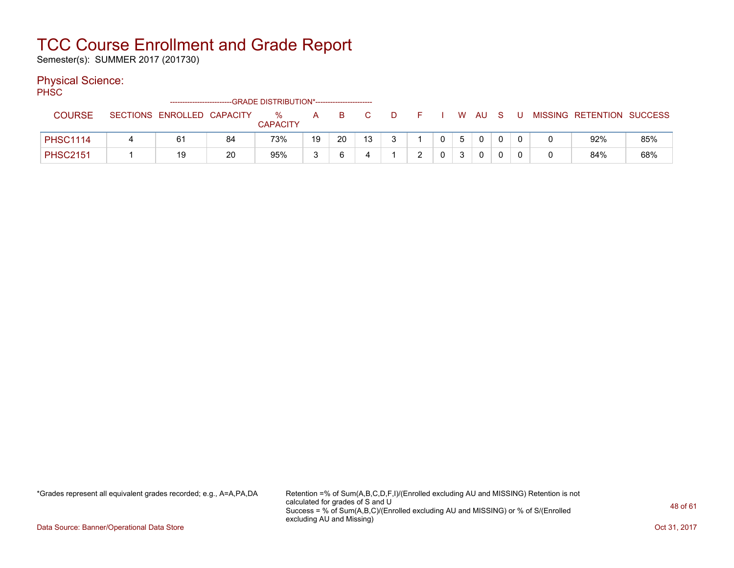# TCC Course Enrollment and Grade Report

Semester(s): SUMMER 2017 (201730)

## Physical Science:

PHSC

| COURSE | SECTIONS | ENROLLED | CAPACITY | % CAPACITY | A | B | C | D | F | I | W | AU | S | U | MISSING | RETENTION | SUCCESS |
|---|---|---|---|---|---|---|---|---|---|---|---|---|---|---|---|---|---|
| | | | | -GRADE DISTRIBUTION*- | | | | | | | | | | | | | |
| PHSC1114 | 4 | 61 | 84 | 73% | 19 | 20 | 13 | 3 | 1 | 0 | 5 | 0 | 0 | 0 | 0 | 92% | 85% |
| PHSC2151 | 1 | 19 | 20 | 95% | 3 | 6 | 4 | 1 | 2 | 0 | 3 | 0 | 0 | 0 | 0 | 84% | 68% |

*Grades represent all equivalent grades recorded; e.g., A=A,PA,DA

Retention =% of Sum(A,B,C,D,F,I)/(Enrolled excluding AU and MISSING) Retention is not calculated for grades of S and U
Success = % of Sum(A,B,C)/(Enrolled excluding AU and MISSING) or % of S/(Enrolled excluding AU and Missing)

Data Source: Banner/Operational Data Store

Oct 31, 2017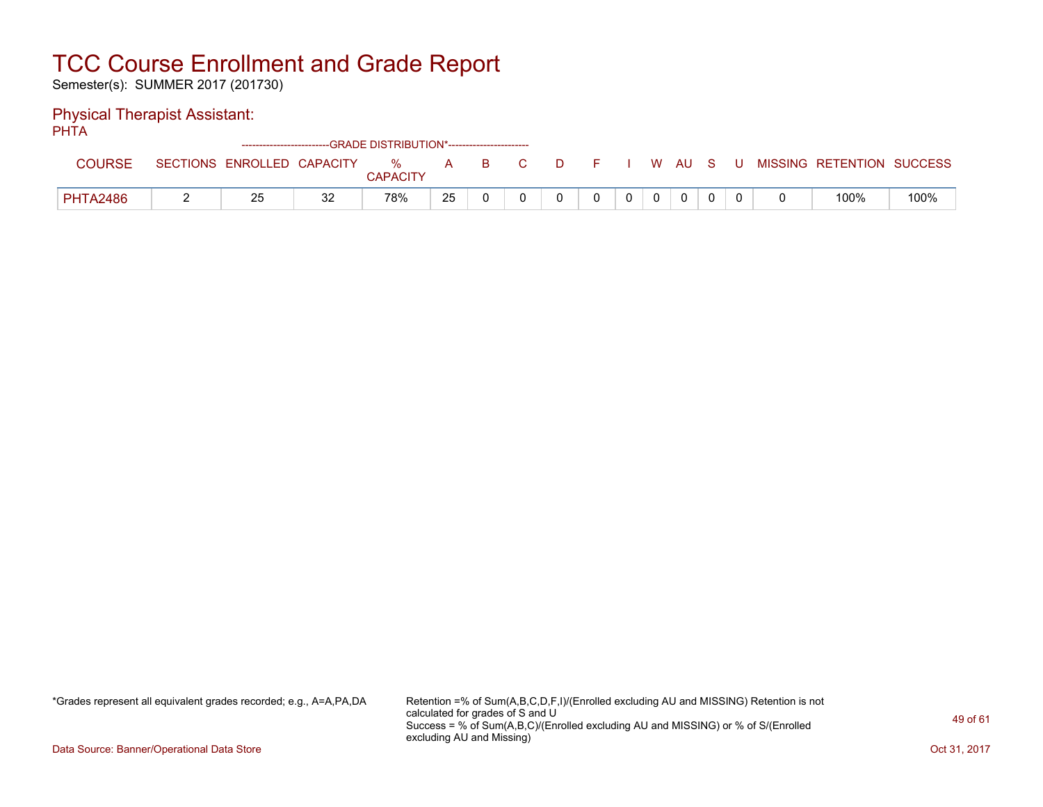# TCC Course Enrollment and Grade Report

Semester(s): SUMMER 2017 (201730)

## Physical Therapist Assistant:

PHTA

| COURSE | SECTIONS | ENROLLED | CAPACITY | % CAPACITY | A | B | C | D | F | I | W | AU | S | U | MISSING | RETENTION | SUCCESS |
|---|---|---|---|---|---|---|---|---|---|---|---|---|---|---|---|---|---|
| | | | | -------------------------GRADE DISTRIBUTION*----------------------- | | | | | | | | | | | | | |
| PHTA2486 | 2 | 25 | 32 | 78% | 25 | 0 | 0 | 0 | 0 | 0 | 0 | 0 | 0 | 0 | 0 | 100% | 100% |

*Grades represent all equivalent grades recorded; e.g., A=A,PA,DA

Retention =% of Sum(A,B,C,D,F,I)/(Enrolled excluding AU and MISSING) Retention is not calculated for grades of S and U
Success = % of Sum(A,B,C)/(Enrolled excluding AU and MISSING) or % of S/(Enrolled excluding AU and Missing)

Data Source: Banner/Operational Data Store

Oct 31, 2017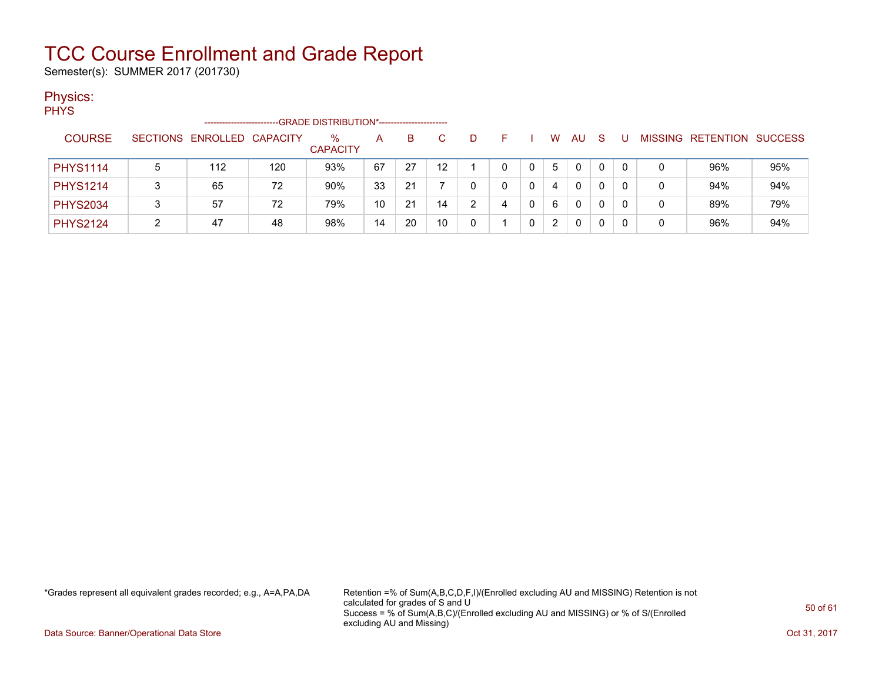# TCC Course Enrollment and Grade Report

Semester(s): SUMMER 2017 (201730)

## Physics:

PHYS

| COURSE | SECTIONS | ENROLLED | CAPACITY | % CAPACITY | A | B | C | D | F | I | W | AU | S | U | MISSING | RETENTION | SUCCESS |
|---|---|---|---|---|---|---|---|---|---|---|---|---|---|---|---|---|---|
| | | | | --GRADE DISTRIBUTION*-- | | | | | | | | | | | | | |
| PHYS1114 | 5 | 112 | 120 | 93% | 67 | 27 | 12 | 1 | 0 | 0 | 5 | 0 | 0 | 0 | 0 | 96% | 95% |
| PHYS1214 | 3 | 65 | 72 | 90% | 33 | 21 | 7 | 0 | 0 | 0 | 4 | 0 | 0 | 0 | 0 | 94% | 94% |
| PHYS2034 | 3 | 57 | 72 | 79% | 10 | 21 | 14 | 2 | 4 | 0 | 6 | 0 | 0 | 0 | 0 | 89% | 79% |
| PHYS2124 | 2 | 47 | 48 | 98% | 14 | 20 | 10 | 0 | 1 | 0 | 2 | 0 | 0 | 0 | 0 | 96% | 94% |

*Grades represent all equivalent grades recorded; e.g., A=A,PA,DA

Retention =% of Sum(A,B,C,D,F,I)/(Enrolled excluding AU and MISSING) Retention is not calculated for grades of S and U
Success = % of Sum(A,B,C)/(Enrolled excluding AU and MISSING) or % of S/(Enrolled excluding AU and Missing)

Data Source: Banner/Operational Data Store

Oct 31, 2017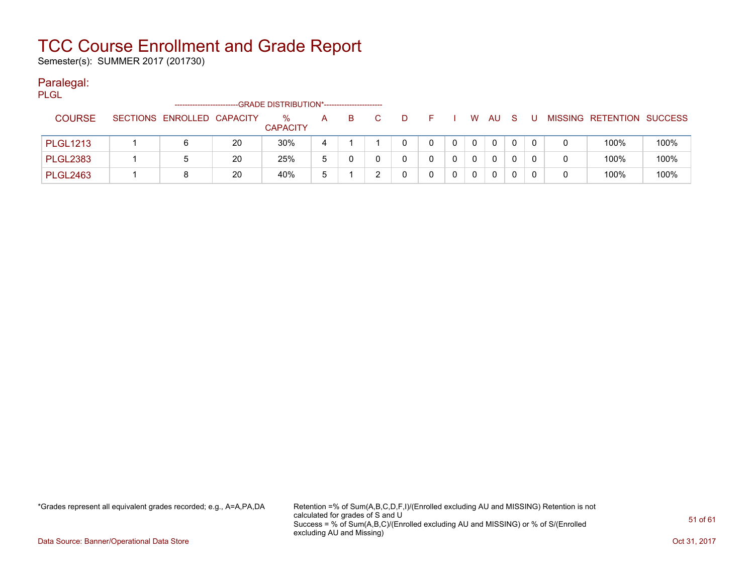# TCC Course Enrollment and Grade Report

Semester(s): SUMMER 2017 (201730)

## Paralegal:

PLGL

| COURSE | SECTIONS | ENROLLED | CAPACITY | % CAPACITY | A | B | C | D | F | I | W | AU | S | U | MISSING | RETENTION | SUCCESS |
|---|---|---|---|---|---|---|---|---|---|---|---|---|---|---|---|---|---|
| PLGL1213 | 1 | 6 | 20 | 30% | 4 | 1 | 1 | 0 | 0 | 0 | 0 | 0 | 0 | 0 | 0 | 100% | 100% |
| PLGL2383 | 1 | 5 | 20 | 25% | 5 | 0 | 0 | 0 | 0 | 0 | 0 | 0 | 0 | 0 | 0 | 100% | 100% |
| PLGL2463 | 1 | 8 | 20 | 40% | 5 | 1 | 2 | 0 | 0 | 0 | 0 | 0 | 0 | 0 | 0 | 100% | 100% |

(Columns A through U fall under GRADE DISTRIBUTION*.)

*Grades represent all equivalent grades recorded; e.g., A=A,PA,DA

Retention =% of Sum(A,B,C,D,F,I)/(Enrolled excluding AU and MISSING) Retention is not calculated for grades of S and U
Success = % of Sum(A,B,C)/(Enrolled excluding AU and MISSING) or % of S/(Enrolled excluding AU and Missing)

Data Source: Banner/Operational Data Store

Oct 31, 2017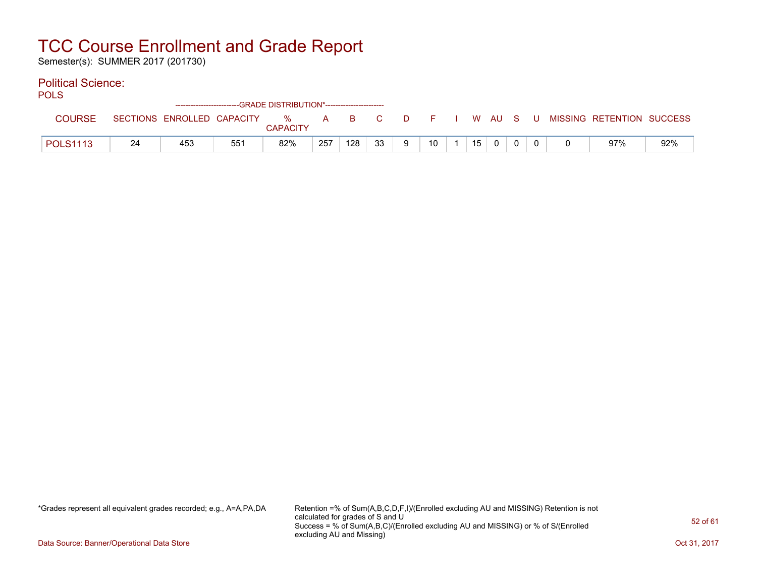# TCC Course Enrollment and Grade Report

Semester(s): SUMMER 2017 (201730)

## Political Science:

### POLS

| COURSE | SECTIONS | ENROLLED | CAPACITY | % CAPACITY | A | B | C | D | F | I | W | AU | S | U | MISSING | RETENTION | SUCCESS |
|---|---|---|---|---|---|---|---|---|---|---|---|---|---|---|---|---|---|
| | | | | | GRADE DISTRIBUTION* | | | | | | | | | | | | |
| POLS1113 | 24 | 453 | 551 | 82% | 257 | 128 | 33 | 9 | 10 | 1 | 15 | 0 | 0 | 0 | 0 | 97% | 92% |

*Grades represent all equivalent grades recorded; e.g., A=A,PA,DA

Retention =% of Sum(A,B,C,D,F,I)/(Enrolled excluding AU and MISSING) Retention is not calculated for grades of S and U
Success = % of Sum(A,B,C)/(Enrolled excluding AU and MISSING) or % of S/(Enrolled excluding AU and Missing)

Data Source: Banner/Operational Data Store

Oct 31, 2017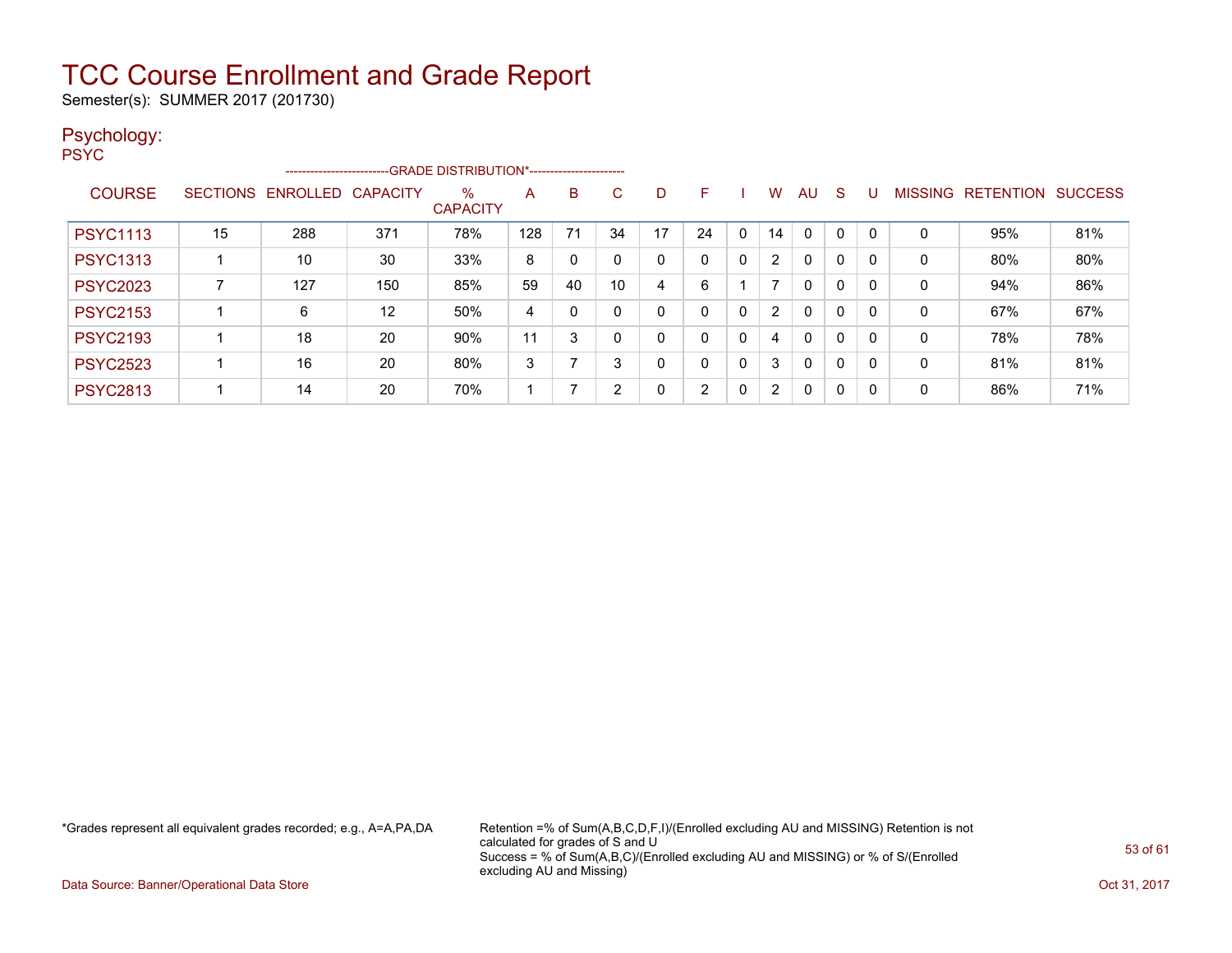# TCC Course Enrollment and Grade Report

Semester(s): SUMMER 2017 (201730)

## Psychology:

PSYC

| COURSE | SECTIONS | ENROLLED | CAPACITY | % CAPACITY | A | B | C | D | F | I | W | AU | S | U | MISSING | RETENTION | SUCCESS |
|---|---|---|---|---|---|---|---|---|---|---|---|---|---|---|---|---|---|
| | | | | ---GRADE DISTRIBUTION*--- | | | | | | | | | | | | | |
| PSYC1113 | 15 | 288 | 371 | 78% | 128 | 71 | 34 | 17 | 24 | 0 | 14 | 0 | 0 | 0 | 0 | 95% | 81% |
| PSYC1313 | 1 | 10 | 30 | 33% | 8 | 0 | 0 | 0 | 0 | 0 | 2 | 0 | 0 | 0 | 0 | 80% | 80% |
| PSYC2023 | 7 | 127 | 150 | 85% | 59 | 40 | 10 | 4 | 6 | 1 | 7 | 0 | 0 | 0 | 0 | 94% | 86% |
| PSYC2153 | 1 | 6 | 12 | 50% | 4 | 0 | 0 | 0 | 0 | 0 | 2 | 0 | 0 | 0 | 0 | 67% | 67% |
| PSYC2193 | 1 | 18 | 20 | 90% | 11 | 3 | 0 | 0 | 0 | 0 | 4 | 0 | 0 | 0 | 0 | 78% | 78% |
| PSYC2523 | 1 | 16 | 20 | 80% | 3 | 7 | 3 | 0 | 0 | 0 | 3 | 0 | 0 | 0 | 0 | 81% | 81% |
| PSYC2813 | 1 | 14 | 20 | 70% | 1 | 7 | 2 | 0 | 2 | 0 | 2 | 0 | 0 | 0 | 0 | 86% | 71% |

*Grades represent all equivalent grades recorded; e.g., A=A,PA,DA

Retention =% of Sum(A,B,C,D,F,I)/(Enrolled excluding AU and MISSING) Retention is not calculated for grades of S and U
Success = % of Sum(A,B,C)/(Enrolled excluding AU and MISSING) or % of S/(Enrolled excluding AU and Missing)

Data Source: Banner/Operational Data Store

Oct 31, 2017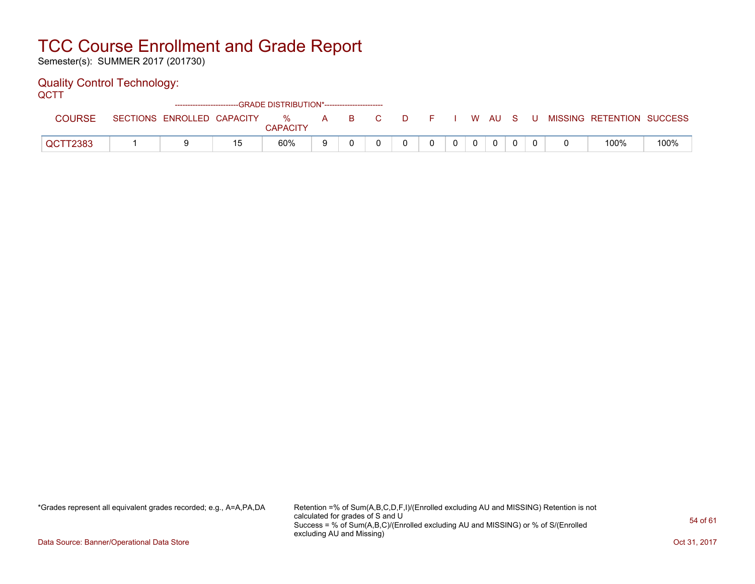# TCC Course Enrollment and Grade Report

Semester(s): SUMMER 2017 (201730)

## Quality Control Technology:

QCTT

| COURSE | SECTIONS | ENROLLED | CAPACITY | % CAPACITY | A | B | C | D | F | I | W | AU | S | U | MISSING | RETENTION | SUCCESS |
|---|---|---|---|---|---|---|---|---|---|---|---|---|---|---|---|---|---|
| | | | | --------GRADE DISTRIBUTION*-------- | | | | | | | | | | | | | |
| QCTT2383 | 1 | 9 | 15 | 60% | 9 | 0 | 0 | 0 | 0 | 0 | 0 | 0 | 0 | 0 | 0 | 100% | 100% |

*Grades represent all equivalent grades recorded; e.g., A=A,PA,DA

Retention =% of Sum(A,B,C,D,F,I)/(Enrolled excluding AU and MISSING) Retention is not calculated for grades of S and U
Success = % of Sum(A,B,C)/(Enrolled excluding AU and MISSING) or % of S/(Enrolled excluding AU and Missing)

Data Source: Banner/Operational Data Store

Oct 31, 2017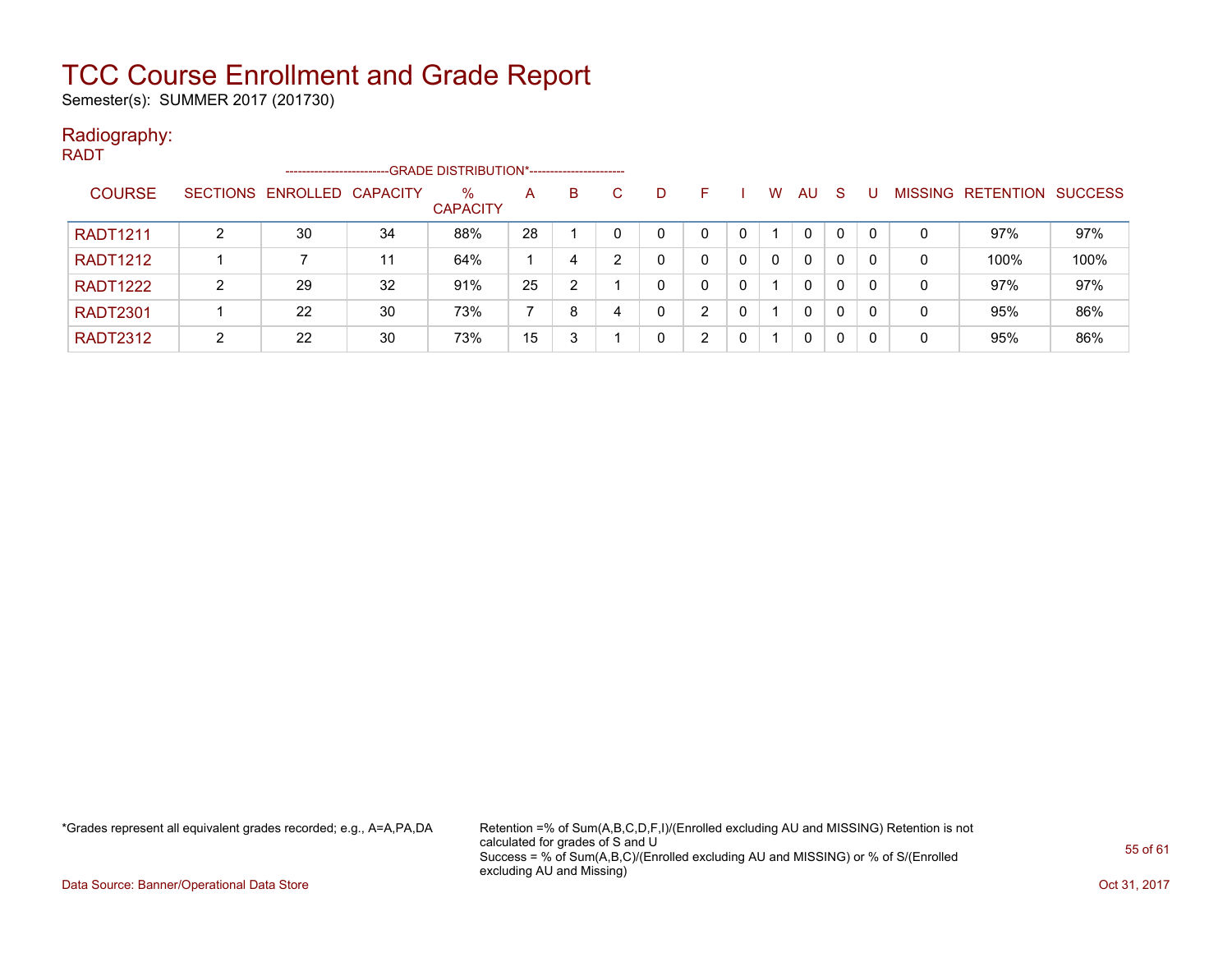# TCC Course Enrollment and Grade Report

Semester(s): SUMMER 2017 (201730)

## Radiography:

RADT

| COURSE | SECTIONS | ENROLLED | CAPACITY | % CAPACITY | A | B | C | D | F | I | W | AU | S | U | MISSING | RETENTION | SUCCESS |
|---|---|---|---|---|---|---|---|---|---|---|---|---|---|---|---|---|---|
| | | | | -------------------------GRADE DISTRIBUTION*----------------------- | | | | | | | | | | | | | |
| RADT1211 | 2 | 30 | 34 | 88% | 28 | 1 | 0 | 0 | 0 | 0 | 1 | 0 | 0 | 0 | 0 | 97% | 97% |
| RADT1212 | 1 | 7 | 11 | 64% | 1 | 4 | 2 | 0 | 0 | 0 | 0 | 0 | 0 | 0 | 0 | 100% | 100% |
| RADT1222 | 2 | 29 | 32 | 91% | 25 | 2 | 1 | 0 | 0 | 0 | 1 | 0 | 0 | 0 | 0 | 97% | 97% |
| RADT2301 | 1 | 22 | 30 | 73% | 7 | 8 | 4 | 0 | 2 | 0 | 1 | 0 | 0 | 0 | 0 | 95% | 86% |
| RADT2312 | 2 | 22 | 30 | 73% | 15 | 3 | 1 | 0 | 2 | 0 | 1 | 0 | 0 | 0 | 0 | 95% | 86% |

*Grades represent all equivalent grades recorded; e.g., A=A,PA,DA

Retention =% of Sum(A,B,C,D,F,I)/(Enrolled excluding AU and MISSING) Retention is not calculated for grades of S and U
Success = % of Sum(A,B,C)/(Enrolled excluding AU and MISSING) or % of S/(Enrolled excluding AU and Missing)

Data Source: Banner/Operational Data Store

Oct 31, 2017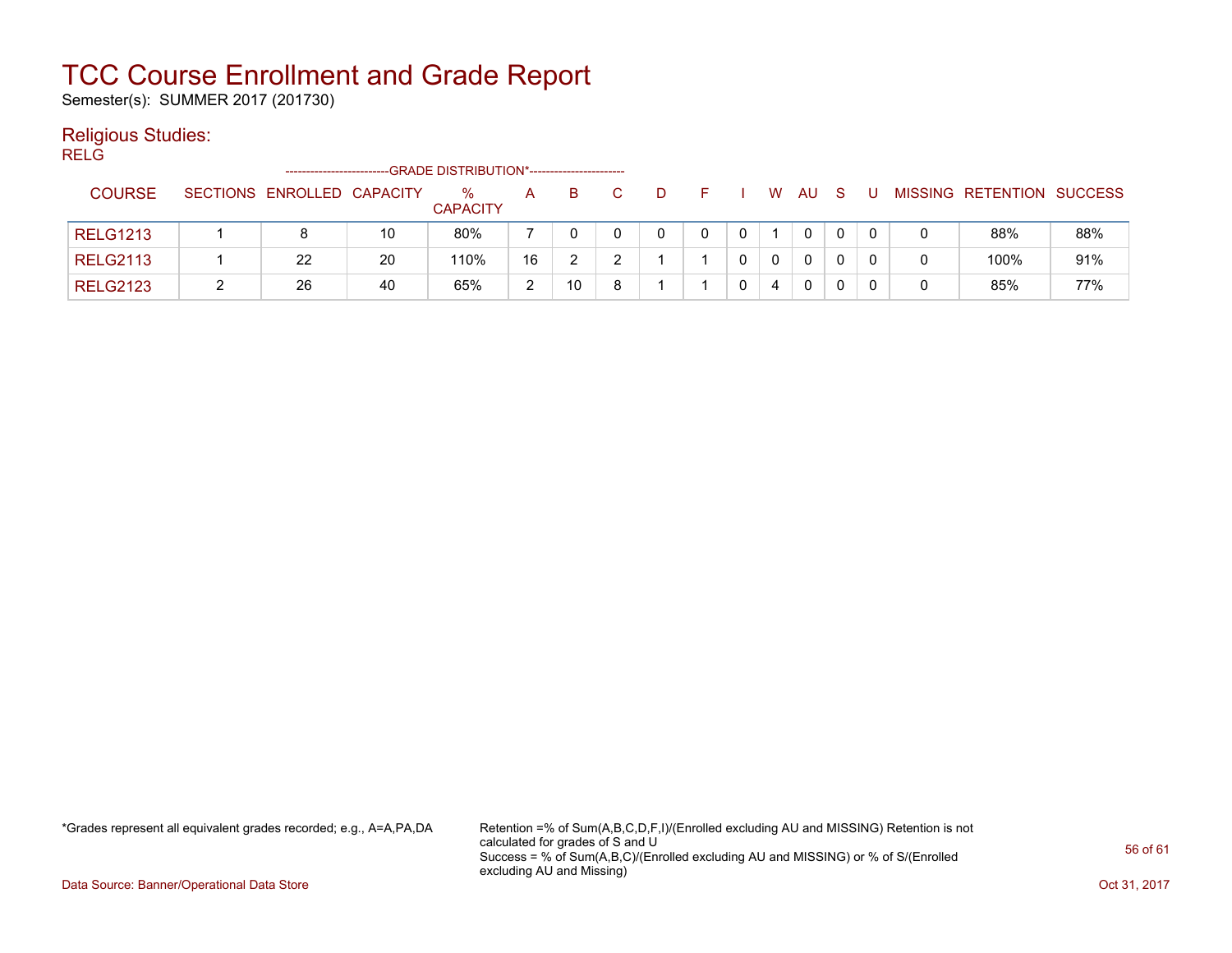# TCC Course Enrollment and Grade Report

Semester(s): SUMMER 2017 (201730)

## Religious Studies:

RELG

| COURSE | SECTIONS | ENROLLED | CAPACITY | % CAPACITY | A | B | C | D | F | I | W | AU | S | U | MISSING | RETENTION | SUCCESS |
|---|---|---|---|---|---|---|---|---|---|---|---|---|---|---|---|---|---|
| | | | | GRADE DISTRIBUTION* | | | | | | | | | | | | | |
| RELG1213 | 1 | 8 | 10 | 80% | 7 | 0 | 0 | 0 | 0 | 0 | 1 | 0 | 0 | 0 | 0 | 88% | 88% |
| RELG2113 | 1 | 22 | 20 | 110% | 16 | 2 | 2 | 1 | 1 | 0 | 0 | 0 | 0 | 0 | 0 | 100% | 91% |
| RELG2123 | 2 | 26 | 40 | 65% | 2 | 10 | 8 | 1 | 1 | 0 | 4 | 0 | 0 | 0 | 0 | 85% | 77% |

*Grades represent all equivalent grades recorded; e.g., A=A,PA,DA

Retention =% of Sum(A,B,C,D,F,I)/(Enrolled excluding AU and MISSING) Retention is not calculated for grades of S and U
Success = % of Sum(A,B,C)/(Enrolled excluding AU and MISSING) or % of S/(Enrolled excluding AU and Missing)

Data Source: Banner/Operational Data Store

Oct 31, 2017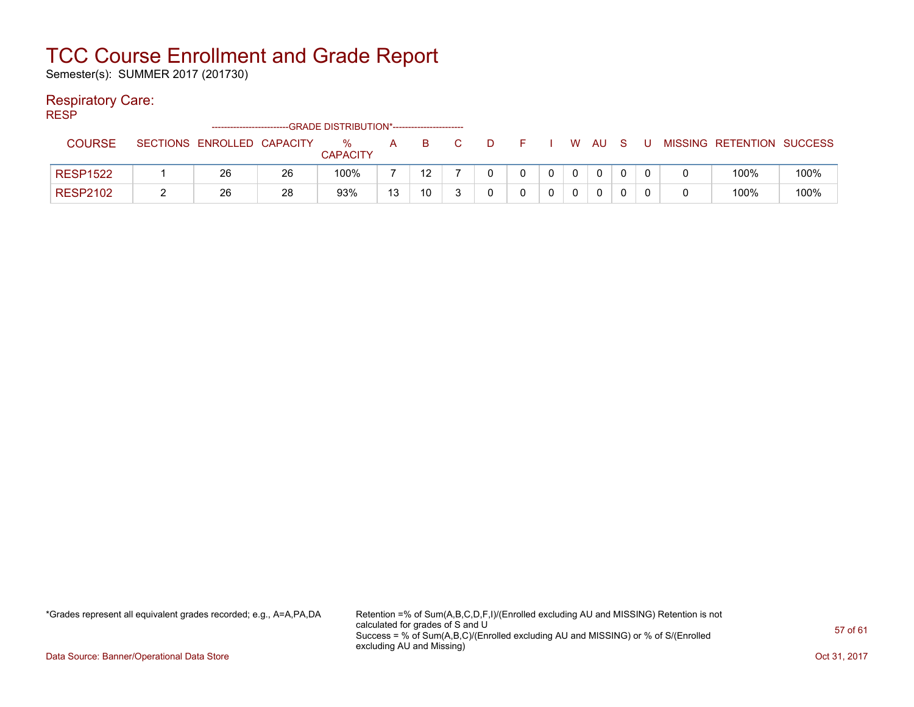# TCC Course Enrollment and Grade Report

Semester(s): SUMMER 2017 (201730)

## Respiratory Care:

RESP

| COURSE | SECTIONS | ENROLLED | CAPACITY | % CAPACITY | A | B | C | D | F | I | W | AU | S | U | MISSING | RETENTION | SUCCESS |
|---|---|---|---|---|---|---|---|---|---|---|---|---|---|---|---|---|---|
| | | | | --------------------------GRADE DISTRIBUTION*----------------------- | | | | | | | | | | | | | |
| RESP1522 | 1 | 26 | 26 | 100% | 7 | 12 | 7 | 0 | 0 | 0 | 0 | 0 | 0 | 0 | 0 | 100% | 100% |
| RESP2102 | 2 | 26 | 28 | 93% | 13 | 10 | 3 | 0 | 0 | 0 | 0 | 0 | 0 | 0 | 0 | 100% | 100% |

*Grades represent all equivalent grades recorded; e.g., A=A,PA,DA

Retention =% of Sum(A,B,C,D,F,I)/(Enrolled excluding AU and MISSING) Retention is not calculated for grades of S and U
Success = % of Sum(A,B,C)/(Enrolled excluding AU and MISSING) or % of S/(Enrolled excluding AU and Missing)

Data Source: Banner/Operational Data Store

Oct 31, 2017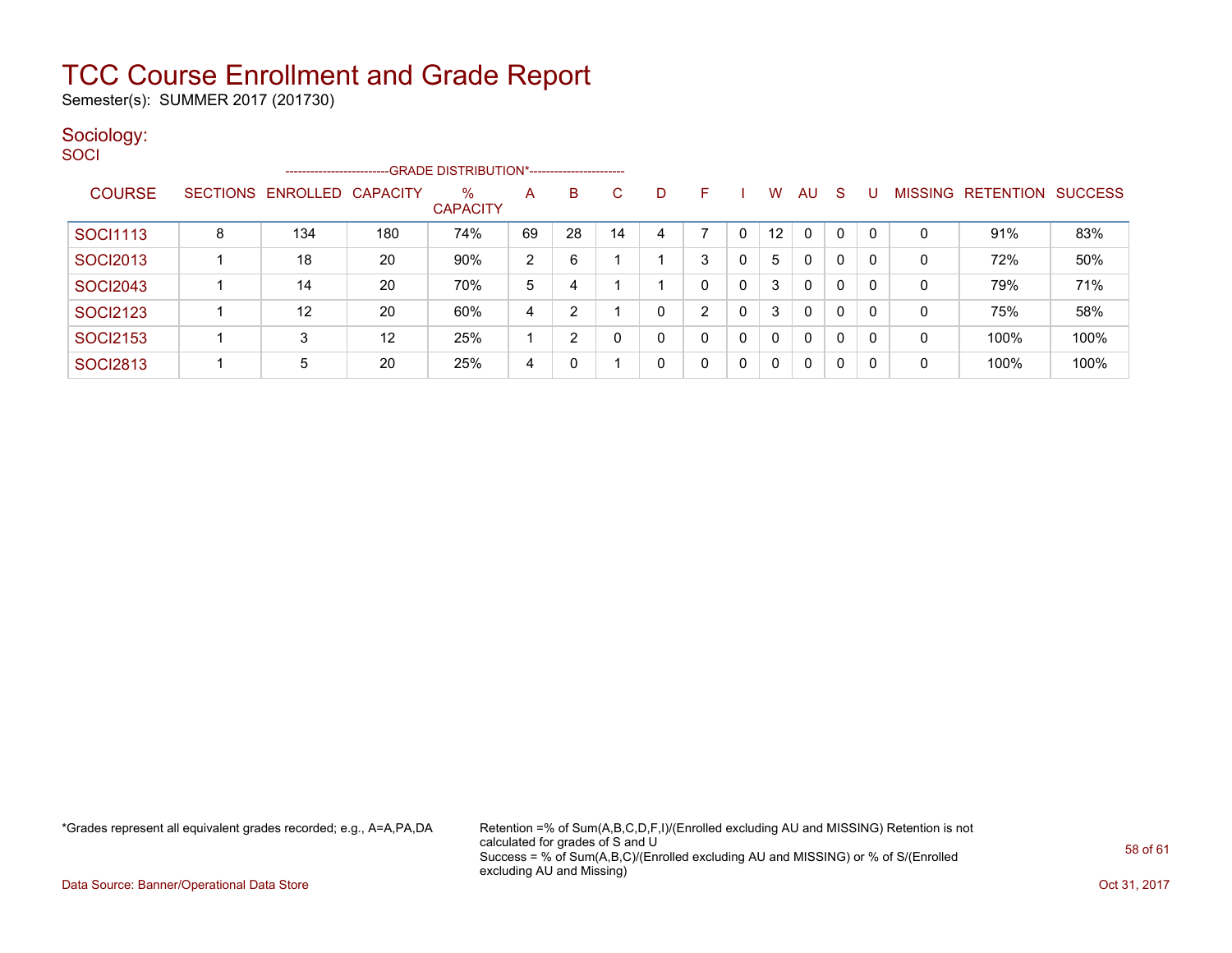# TCC Course Enrollment and Grade Report

Semester(s): SUMMER 2017 (201730)

## Sociology:

SOCI

| COURSE | SECTIONS | ENROLLED | CAPACITY | % CAPACITY | A | B | C | D | F | I | W | AU | S | U | MISSING | RETENTION | SUCCESS |
|---|---|---|---|---|---|---|---|---|---|---|---|---|---|---|---|---|---|
| | | | | -------------------------GRADE DISTRIBUTION*----------------------- | | | | | | | | | | | | | |
| SOCI1113 | 8 | 134 | 180 | 74% | 69 | 28 | 14 | 4 | 7 | 0 | 12 | 0 | 0 | 0 | 0 | 91% | 83% |
| SOCI2013 | 1 | 18 | 20 | 90% | 2 | 6 | 1 | 1 | 3 | 0 | 5 | 0 | 0 | 0 | 0 | 72% | 50% |
| SOCI2043 | 1 | 14 | 20 | 70% | 5 | 4 | 1 | 1 | 0 | 0 | 3 | 0 | 0 | 0 | 0 | 79% | 71% |
| SOCI2123 | 1 | 12 | 20 | 60% | 4 | 2 | 1 | 0 | 2 | 0 | 3 | 0 | 0 | 0 | 0 | 75% | 58% |
| SOCI2153 | 1 | 3 | 12 | 25% | 1 | 2 | 0 | 0 | 0 | 0 | 0 | 0 | 0 | 0 | 0 | 100% | 100% |
| SOCI2813 | 1 | 5 | 20 | 25% | 4 | 0 | 1 | 0 | 0 | 0 | 0 | 0 | 0 | 0 | 0 | 100% | 100% |

*Grades represent all equivalent grades recorded; e.g., A=A,PA,DA

Retention =% of Sum(A,B,C,D,F,I)/(Enrolled excluding AU and MISSING) Retention is not calculated for grades of S and U
Success = % of Sum(A,B,C)/(Enrolled excluding AU and MISSING) or % of S/(Enrolled excluding AU and Missing)

Data Source: Banner/Operational Data Store

Oct 31, 2017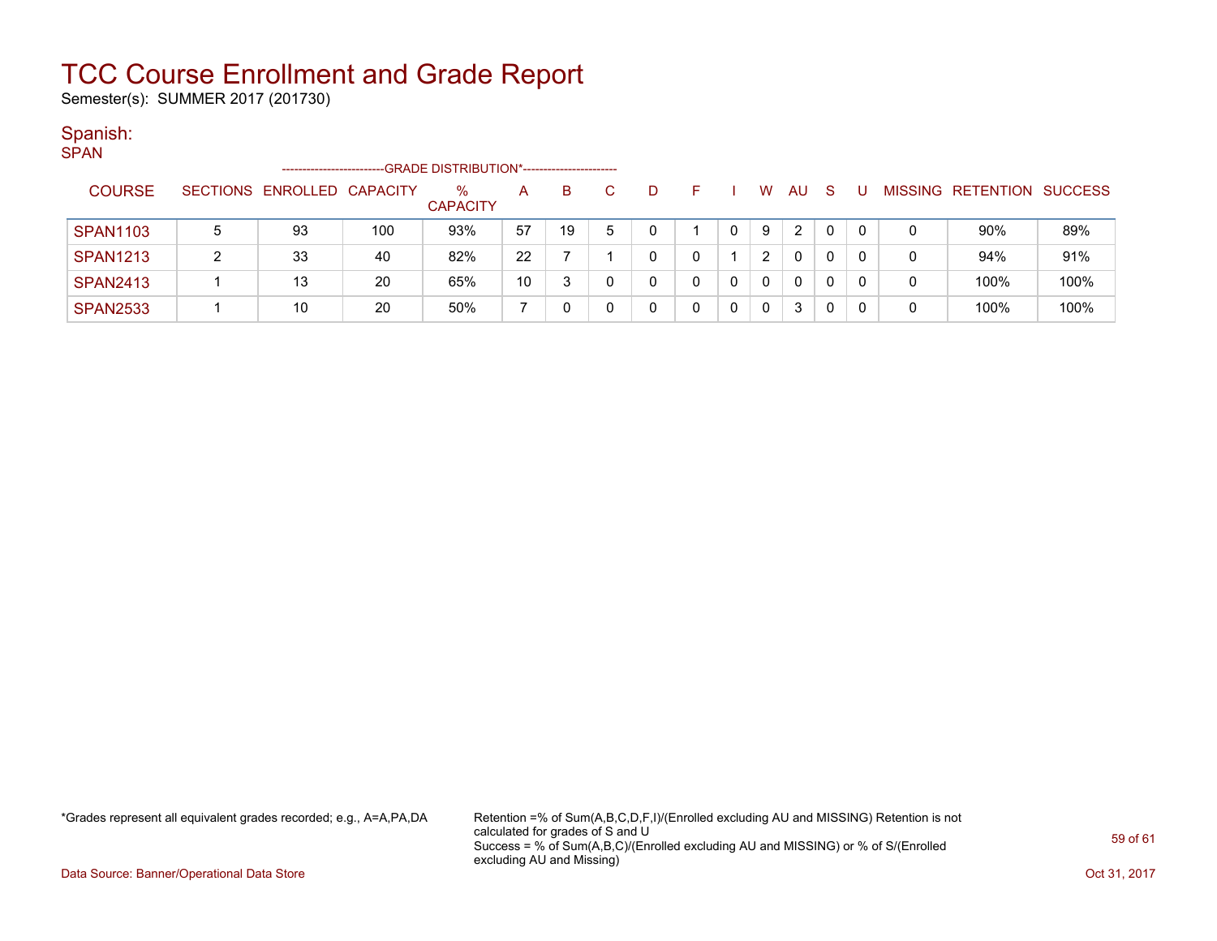# TCC Course Enrollment and Grade Report

Semester(s): SUMMER 2017 (201730)

## Spanish:

SPAN

| COURSE | SECTIONS | ENROLLED | CAPACITY | % CAPACITY | A | B | C | D | F | I | W | AU | S | U | MISSING | RETENTION | SUCCESS |
|---|---|---|---|---|---|---|---|---|---|---|---|---|---|---|---|---|---|
| SPAN1103 | 5 | 93 | 100 | 93% | 57 | 19 | 5 | 0 | 1 | 0 | 9 | 2 | 0 | 0 | 0 | 90% | 89% |
| SPAN1213 | 2 | 33 | 40 | 82% | 22 | 7 | 1 | 0 | 0 | 1 | 2 | 0 | 0 | 0 | 0 | 94% | 91% |
| SPAN2413 | 1 | 13 | 20 | 65% | 10 | 3 | 0 | 0 | 0 | 0 | 0 | 0 | 0 | 0 | 0 | 100% | 100% |
| SPAN2533 | 1 | 10 | 20 | 50% | 7 | 0 | 0 | 0 | 0 | 0 | 0 | 3 | 0 | 0 | 0 | 100% | 100% |

(Columns A through U: GRADE DISTRIBUTION*)

*Grades represent all equivalent grades recorded; e.g., A=A,PA,DA

Retention =% of Sum(A,B,C,D,F,I)/(Enrolled excluding AU and MISSING) Retention is not calculated for grades of S and U
Success = % of Sum(A,B,C)/(Enrolled excluding AU and MISSING) or % of S/(Enrolled excluding AU and Missing)

Data Source: Banner/Operational Data Store

Oct 31, 2017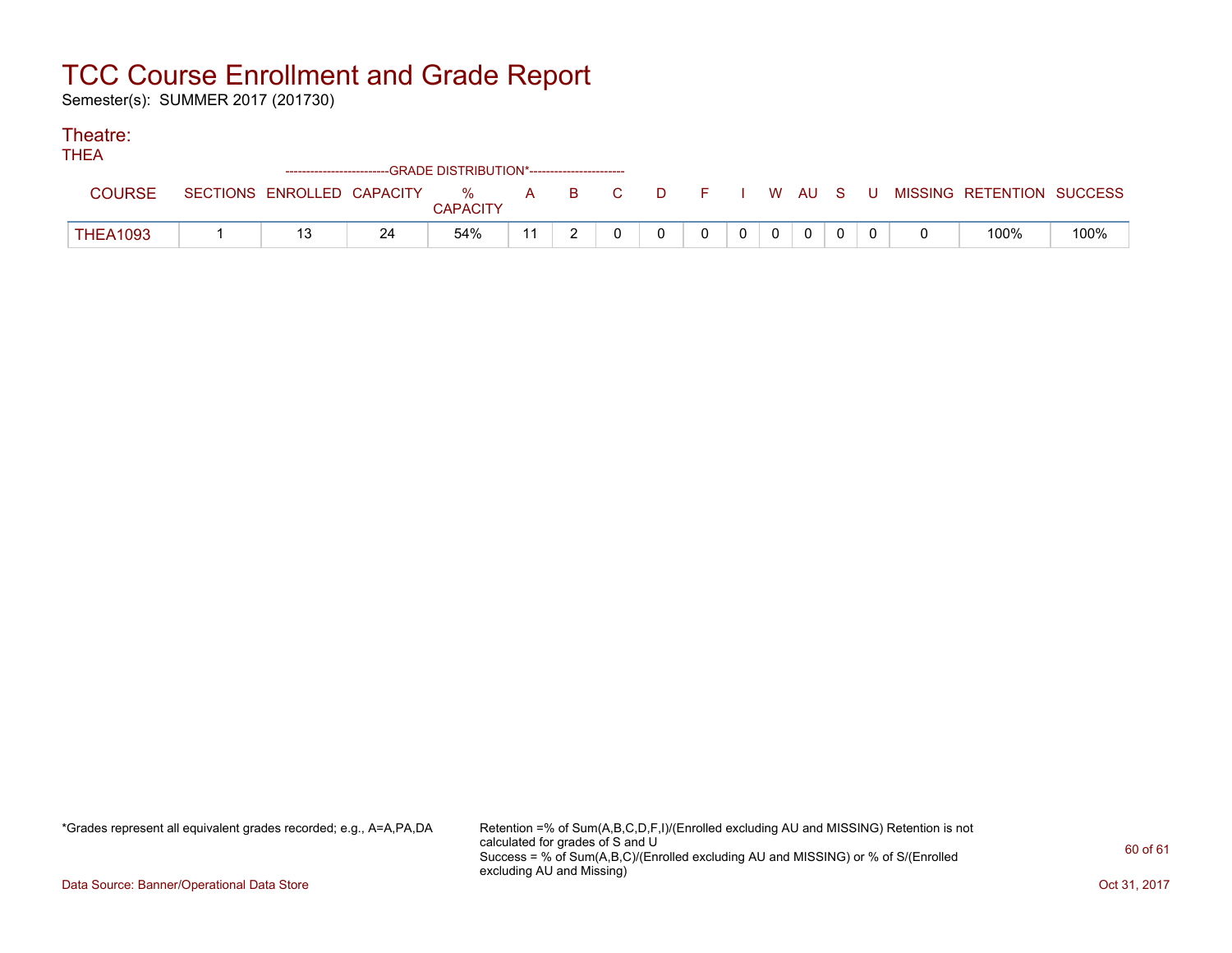# TCC Course Enrollment and Grade Report

Semester(s): SUMMER 2017 (201730)

## Theatre:

### THEA

| COURSE | SECTIONS | ENROLLED | CAPACITY | % CAPACITY | A | B | C | D | F | I | W | AU | S | U | MISSING | RETENTION | SUCCESS |
|---|---|---|---|---|---|---|---|---|---|---|---|---|---|---|---|---|---|
| | | | | --------GRADE DISTRIBUTION*-------- | | | | | | | | | | | | | |
| THEA1093 | 1 | 13 | 24 | 54% | 11 | 2 | 0 | 0 | 0 | 0 | 0 | 0 | 0 | 0 | 0 | 100% | 100% |

*Grades represent all equivalent grades recorded; e.g., A=A,PA,DA

Retention =% of Sum(A,B,C,D,F,I)/(Enrolled excluding AU and MISSING) Retention is not calculated for grades of S and U

Success = % of Sum(A,B,C)/(Enrolled excluding AU and MISSING) or % of S/(Enrolled excluding AU and Missing)

Data Source: Banner/Operational Data Store

Oct 31, 2017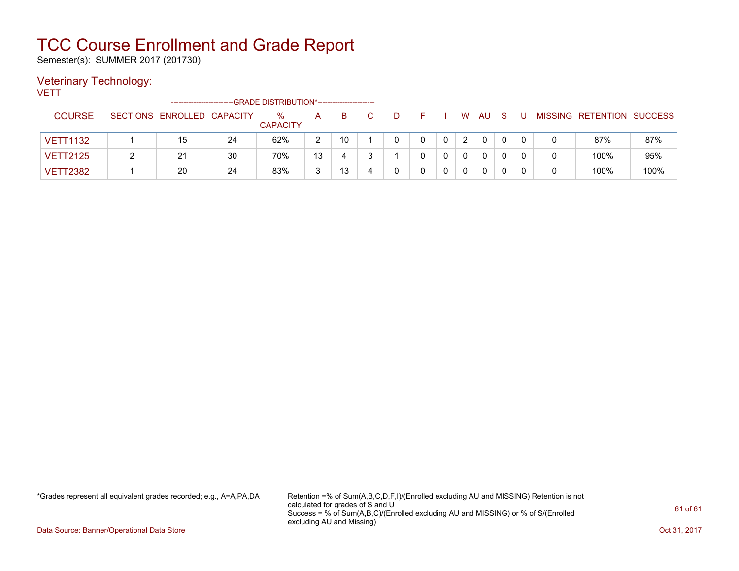# TCC Course Enrollment and Grade Report

Semester(s): SUMMER 2017 (201730)

## Veterinary Technology:

VETT

| COURSE | SECTIONS | ENROLLED | CAPACITY | % CAPACITY | A | B | C | D | F | I | W | AU | S | U | MISSING | RETENTION | SUCCESS |
|---|---|---|---|---|---|---|---|---|---|---|---|---|---|---|---|---|---|
| | | | | | GRADE DISTRIBUTION* | | | | | | | | | | | | |
| VETT1132 | 1 | 15 | 24 | 62% | 2 | 10 | 1 | 0 | 0 | 0 | 2 | 0 | 0 | 0 | 0 | 87% | 87% |
| VETT2125 | 2 | 21 | 30 | 70% | 13 | 4 | 3 | 1 | 0 | 0 | 0 | 0 | 0 | 0 | 0 | 100% | 95% |
| VETT2382 | 1 | 20 | 24 | 83% | 3 | 13 | 4 | 0 | 0 | 0 | 0 | 0 | 0 | 0 | 0 | 100% | 100% |

*Grades represent all equivalent grades recorded; e.g., A=A,PA,DA

Retention =% of Sum(A,B,C,D,F,I)/(Enrolled excluding AU and MISSING) Retention is not calculated for grades of S and U
Success = % of Sum(A,B,C)/(Enrolled excluding AU and MISSING) or % of S/(Enrolled excluding AU and Missing)

Data Source: Banner/Operational Data Store

Oct 31, 2017